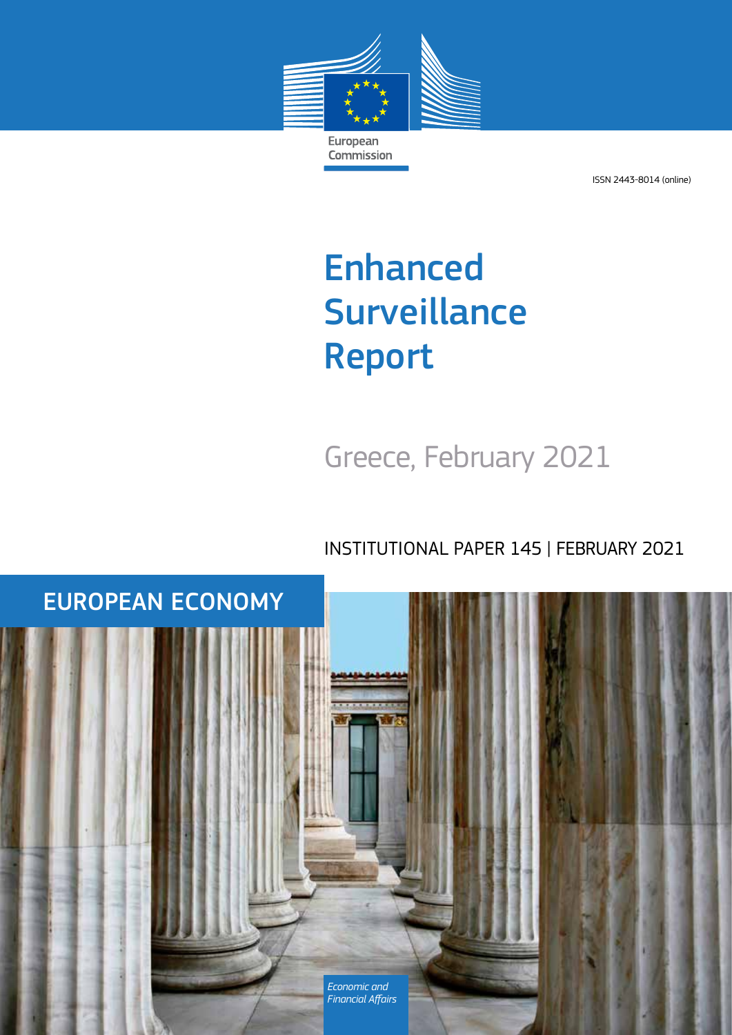European Commission

ISSN 2443-8014 (online)

# Enhanced Surveillance Report

## Greece, February 2021

INSTITUTIONAL PAPER 145 | FEBRUARY 2021

EUROPEAN ECONOMY

*Economic and Financial Affairs*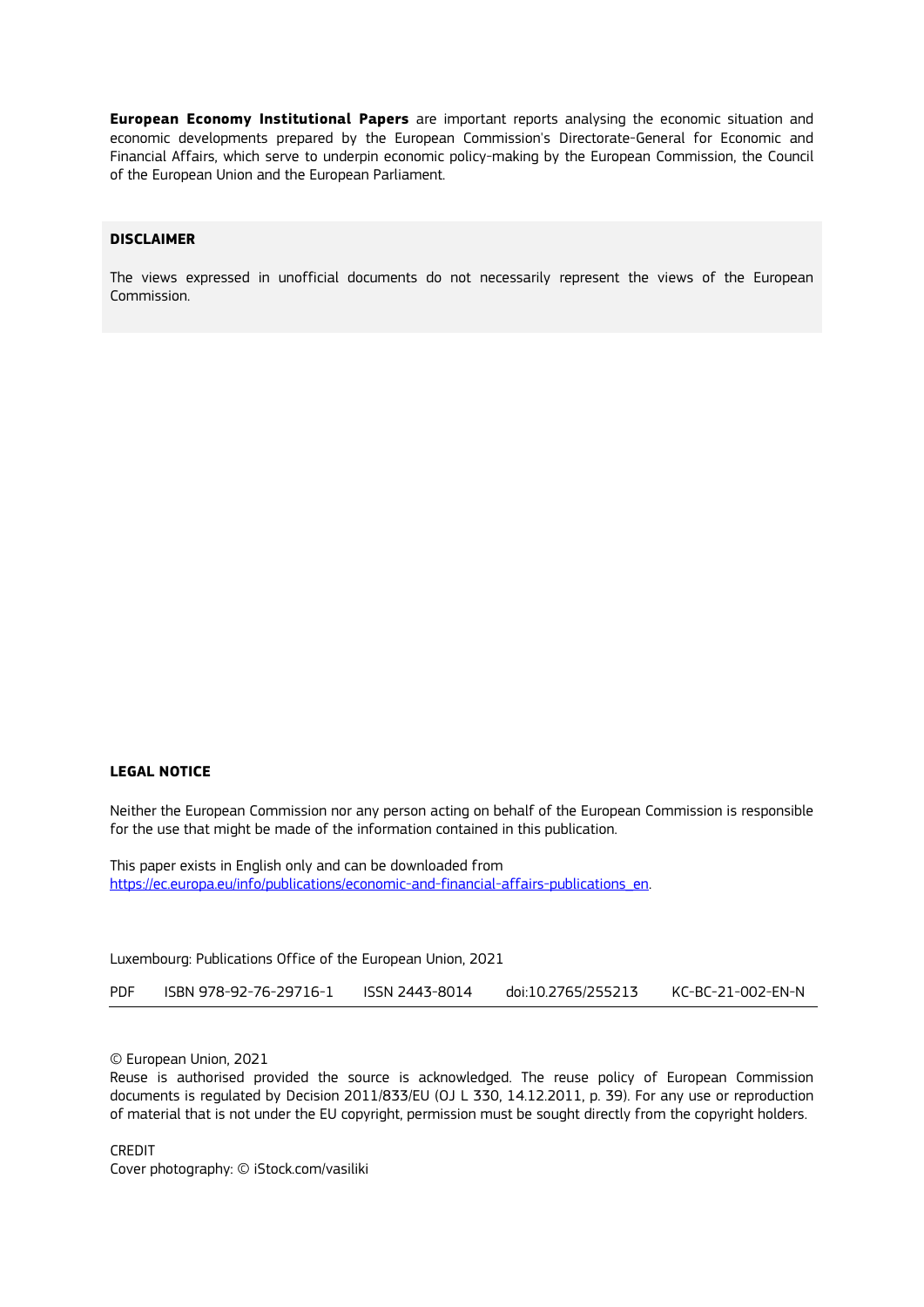**European Economy Institutional Papers** are important reports analysing the economic situation and economic developments prepared by the European Commission's Directorate-General for Economic and Financial Affairs, which serve to underpin economic policy-making by the European Commission, the Council of the European Union and the European Parliament.

**DISCLAIMER**

The views expressed in unofficial documents do not necessarily represent the views of the European Commission.

**LEGAL NOTICE**

Neither the European Commission nor any person acting on behalf of the European Commission is responsible for the use that might be made of the information contained in this publication.

This paper exists in English only and can be downloaded from [https://ec.europa.eu/info/publications/economic-and-financial-affairs-publications_en](https://ec.europa.eu/info/publications/economic-and-financial-affairs-publications_en).

Luxembourg: Publications Office of the European Union, 2021

| PDF | ISBN 978-92-76-29716-1 | ISSN 2443-8014 | doi:10.2765/255213 | KC-BC-21-002-EN-N |
|---|---|---|---|---|

© European Union, 2021

Reuse is authorised provided the source is acknowledged. The reuse policy of European Commission documents is regulated by Decision 2011/833/EU (OJ L 330, 14.12.2011, p. 39). For any use or reproduction of material that is not under the EU copyright, permission must be sought directly from the copyright holders.

CREDIT

Cover photography: © iStock.com/vasiliki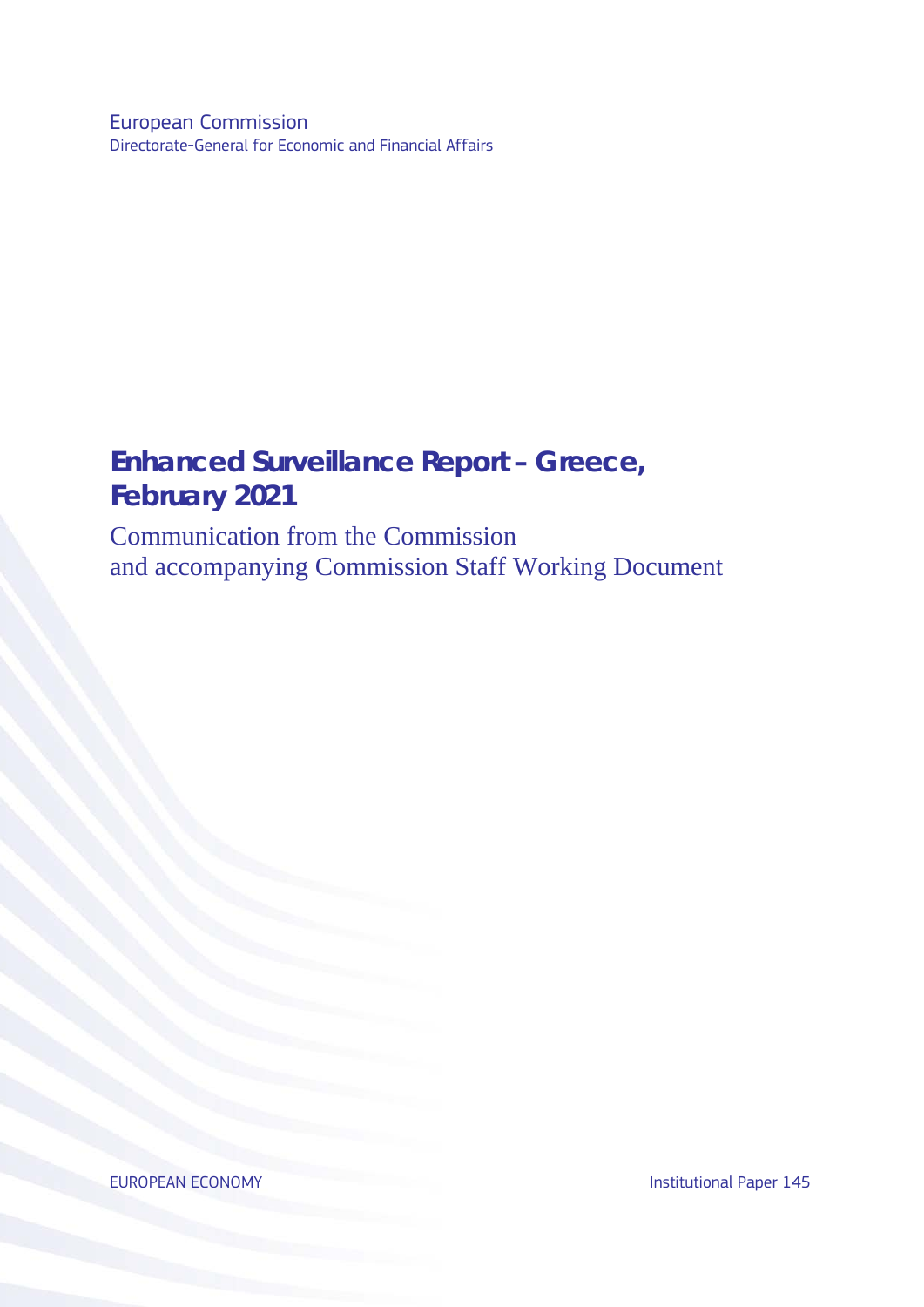European Commission
Directorate-General for Economic and Financial Affairs

# Enhanced Surveillance Report – Greece, February 2021

Communication from the Commission
and accompanying Commission Staff Working Document

EUROPEAN ECONOMY

Institutional Paper 145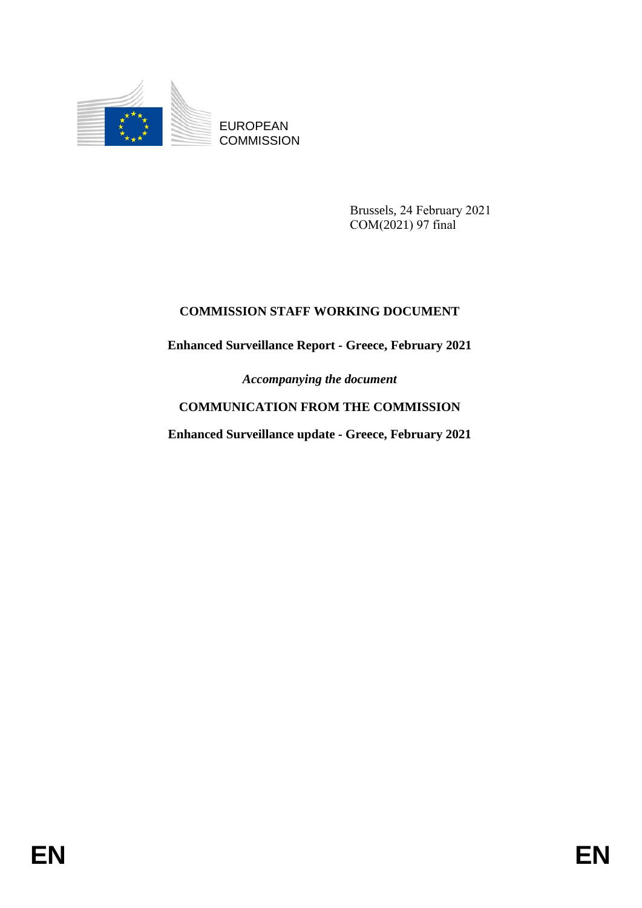EUROPEAN COMMISSION

Brussels, 24 February 2021
COM(2021) 97 final

**COMMISSION STAFF WORKING DOCUMENT**

**Enhanced Surveillance Report - Greece, February 2021**

*Accompanying the document*

**COMMUNICATION FROM THE COMMISSION**

**Enhanced Surveillance update - Greece, February 2021**

**EN** **EN**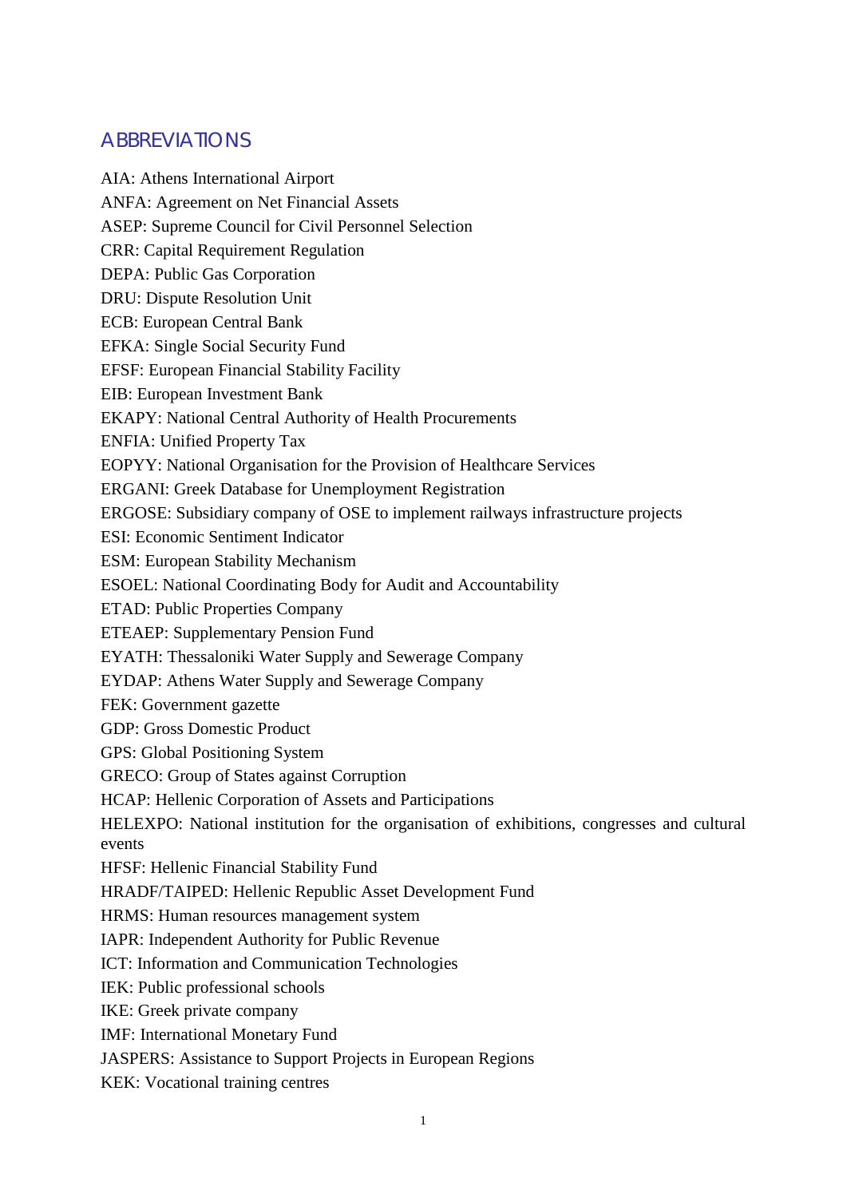## ABBREVIATIONS

AIA: Athens International Airport

ANFA: Agreement on Net Financial Assets

ASEP: Supreme Council for Civil Personnel Selection

CRR: Capital Requirement Regulation

DEPA: Public Gas Corporation

DRU: Dispute Resolution Unit

ECB: European Central Bank

EFKA: Single Social Security Fund

EFSF: European Financial Stability Facility

EIB: European Investment Bank

EKAPY: National Central Authority of Health Procurements

ENFIA: Unified Property Tax

EOPYY: National Organisation for the Provision of Healthcare Services

ERGANI: Greek Database for Unemployment Registration

ERGOSE: Subsidiary company of OSE to implement railways infrastructure projects

ESI: Economic Sentiment Indicator

ESM: European Stability Mechanism

ESOEL: National Coordinating Body for Audit and Accountability

ETAD: Public Properties Company

ETEAEP: Supplementary Pension Fund

EYATH: Thessaloniki Water Supply and Sewerage Company

EYDAP: Athens Water Supply and Sewerage Company

FEK: Government gazette

GDP: Gross Domestic Product

GPS: Global Positioning System

GRECO: Group of States against Corruption

HCAP: Hellenic Corporation of Assets and Participations

HELEXPO: National institution for the organisation of exhibitions, congresses and cultural events

HFSF: Hellenic Financial Stability Fund

HRADF/TAIPED: Hellenic Republic Asset Development Fund

HRMS: Human resources management system

IAPR: Independent Authority for Public Revenue

ICT: Information and Communication Technologies

IEK: Public professional schools

IKE: Greek private company

IMF: International Monetary Fund

JASPERS: Assistance to Support Projects in European Regions

KEK: Vocational training centres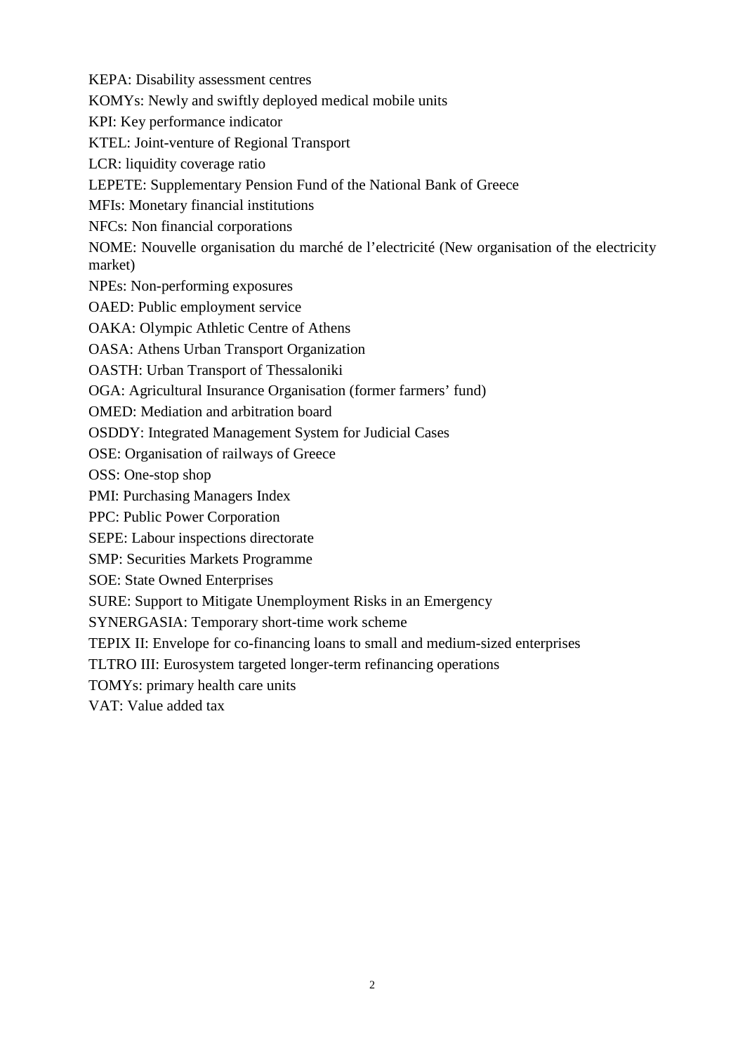KEPA: Disability assessment centres

KOMYs: Newly and swiftly deployed medical mobile units

KPI: Key performance indicator

KTEL: Joint-venture of Regional Transport

LCR: liquidity coverage ratio

LEPETE: Supplementary Pension Fund of the National Bank of Greece

MFIs: Monetary financial institutions

NFCs: Non financial corporations

NOME: Nouvelle organisation du marché de l'electricité (New organisation of the electricity market)

NPEs: Non-performing exposures

OAED: Public employment service

OAKA: Olympic Athletic Centre of Athens

OASA: Athens Urban Transport Organization

OASTH: Urban Transport of Thessaloniki

OGA: Agricultural Insurance Organisation (former farmers' fund)

OMED: Mediation and arbitration board

OSDDY: Integrated Management System for Judicial Cases

OSE: Organisation of railways of Greece

OSS: One-stop shop

PMI: Purchasing Managers Index

PPC: Public Power Corporation

SEPE: Labour inspections directorate

SMP: Securities Markets Programme

SOE: State Owned Enterprises

SURE: Support to Mitigate Unemployment Risks in an Emergency

SYNERGASIA: Temporary short-time work scheme

TEPIX II: Envelope for co-financing loans to small and medium-sized enterprises

TLTRO III: Eurosystem targeted longer-term refinancing operations

TOMYs: primary health care units

VAT: Value added tax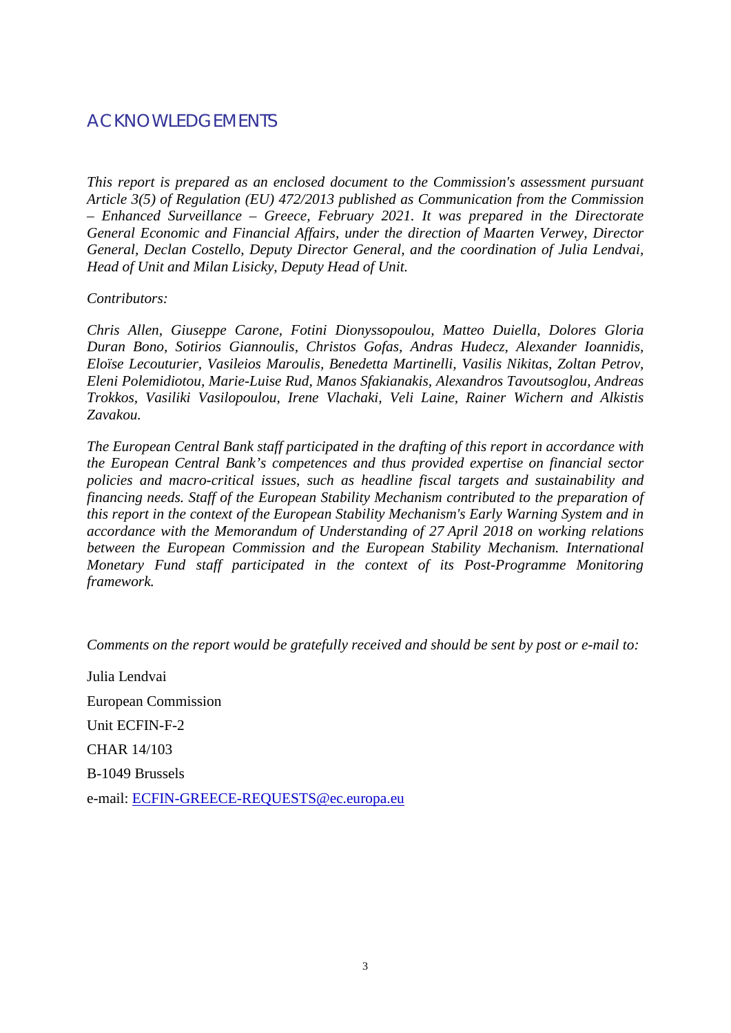## ACKNOWLEDGEMENTS

*This report is prepared as an enclosed document to the Commission's assessment pursuant Article 3(5) of Regulation (EU) 472/2013 published as Communication from the Commission – Enhanced Surveillance – Greece, February 2021. It was prepared in the Directorate General Economic and Financial Affairs, under the direction of Maarten Verwey, Director General, Declan Costello, Deputy Director General, and the coordination of Julia Lendvai, Head of Unit and Milan Lisicky, Deputy Head of Unit.*

*Contributors:*

*Chris Allen, Giuseppe Carone, Fotini Dionyssopoulou, Matteo Duiella, Dolores Gloria Duran Bono, Sotirios Giannoulis, Christos Gofas, Andras Hudecz, Alexander Ioannidis, Eloïse Lecouturier, Vasileios Maroulis, Benedetta Martinelli, Vasilis Nikitas, Zoltan Petrov, Eleni Polemidiotou, Marie-Luise Rud, Manos Sfakianakis, Alexandros Tavoutsoglou, Andreas Trokkos, Vasiliki Vasilopoulou, Irene Vlachaki, Veli Laine, Rainer Wichern and Alkistis Zavakou.*

*The European Central Bank staff participated in the drafting of this report in accordance with the European Central Bank's competences and thus provided expertise on financial sector policies and macro-critical issues, such as headline fiscal targets and sustainability and financing needs. Staff of the European Stability Mechanism contributed to the preparation of this report in the context of the European Stability Mechanism's Early Warning System and in accordance with the Memorandum of Understanding of 27 April 2018 on working relations between the European Commission and the European Stability Mechanism. International Monetary Fund staff participated in the context of its Post-Programme Monitoring framework.*

*Comments on the report would be gratefully received and should be sent by post or e-mail to:*

Julia Lendvai

European Commission

Unit ECFIN-F-2

CHAR 14/103

B-1049 Brussels

e-mail: ECFIN-GREECE-REQUESTS@ec.europa.eu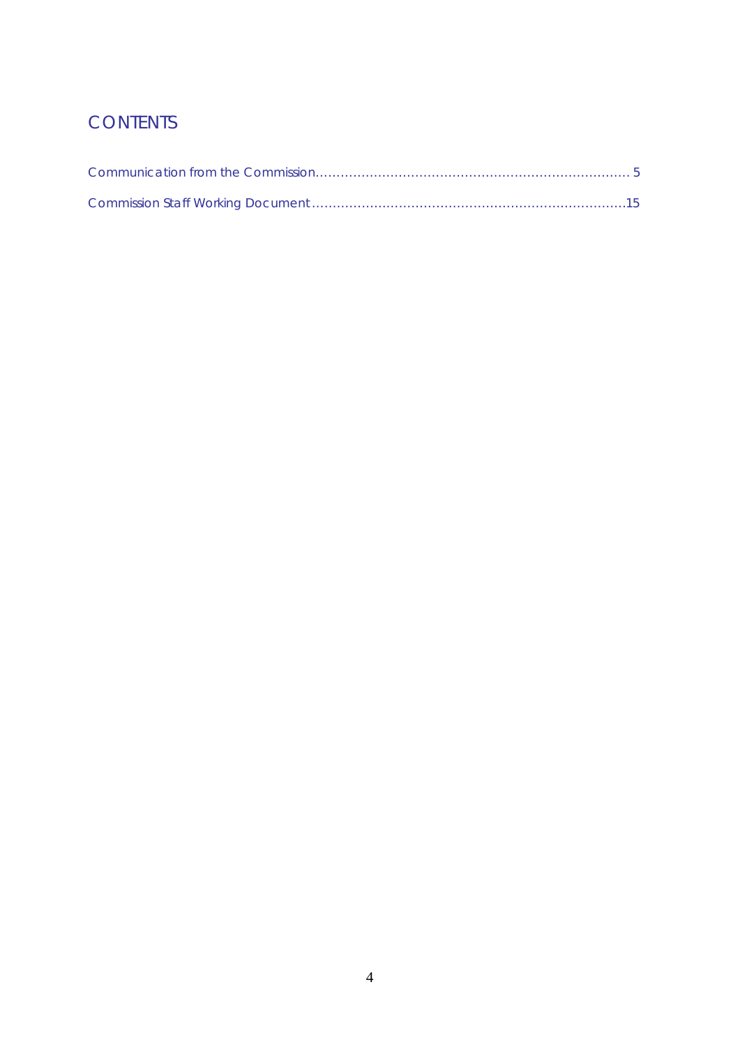# CONTENTS

Communication from the Commission........................................................................... 5

Commission Staff Working Document...........................................................................15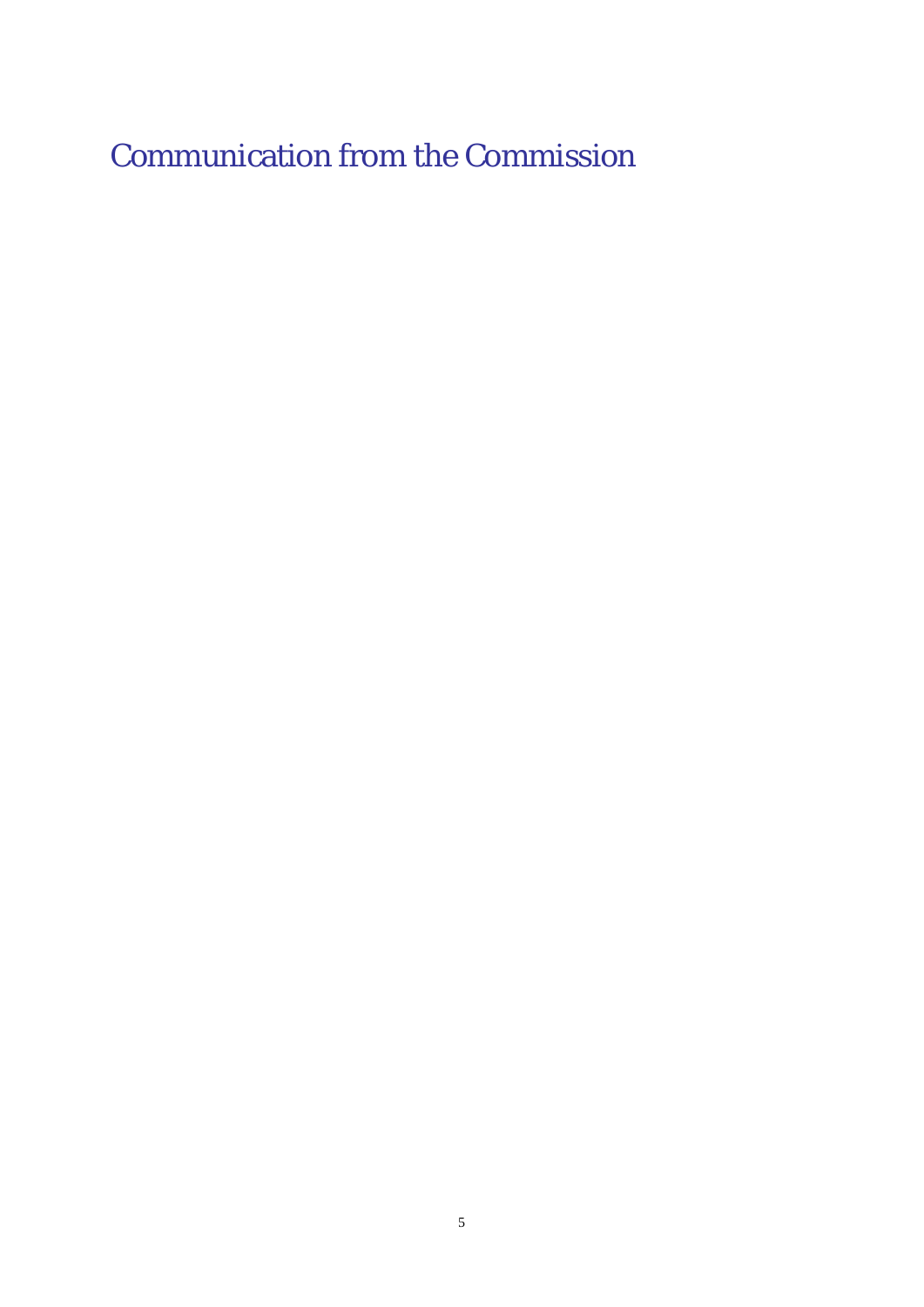# Communication from the Commission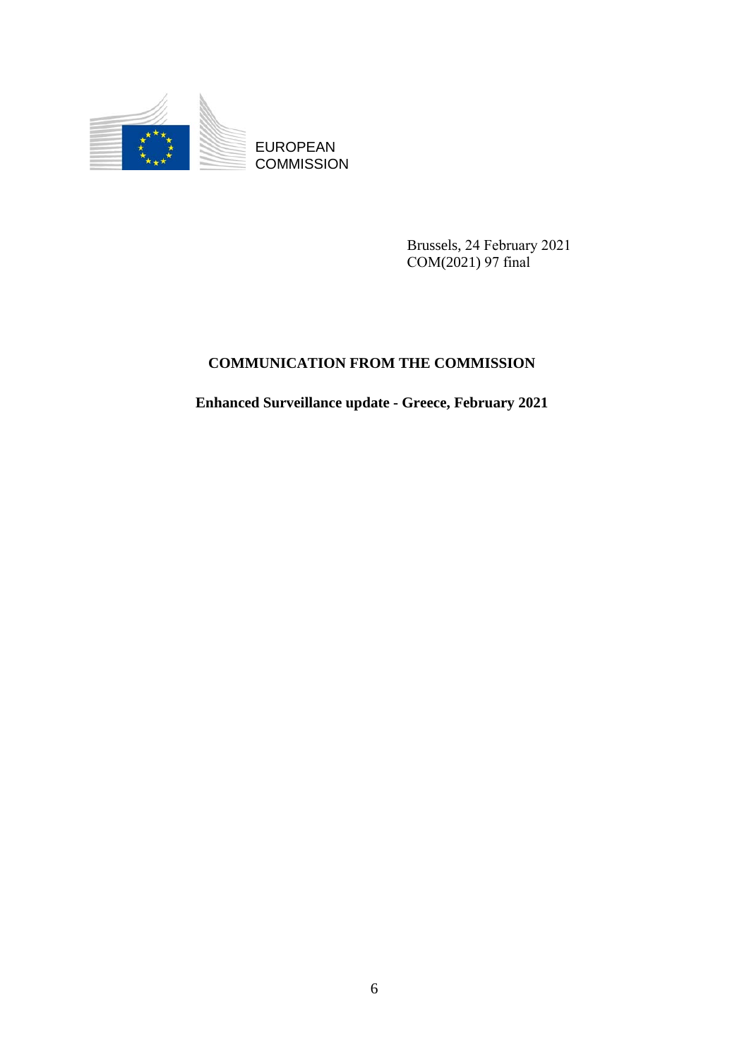EUROPEAN
COMMISSION

Brussels, 24 February 2021
COM(2021) 97 final

**COMMUNICATION FROM THE COMMISSION**

**Enhanced Surveillance update - Greece, February 2021**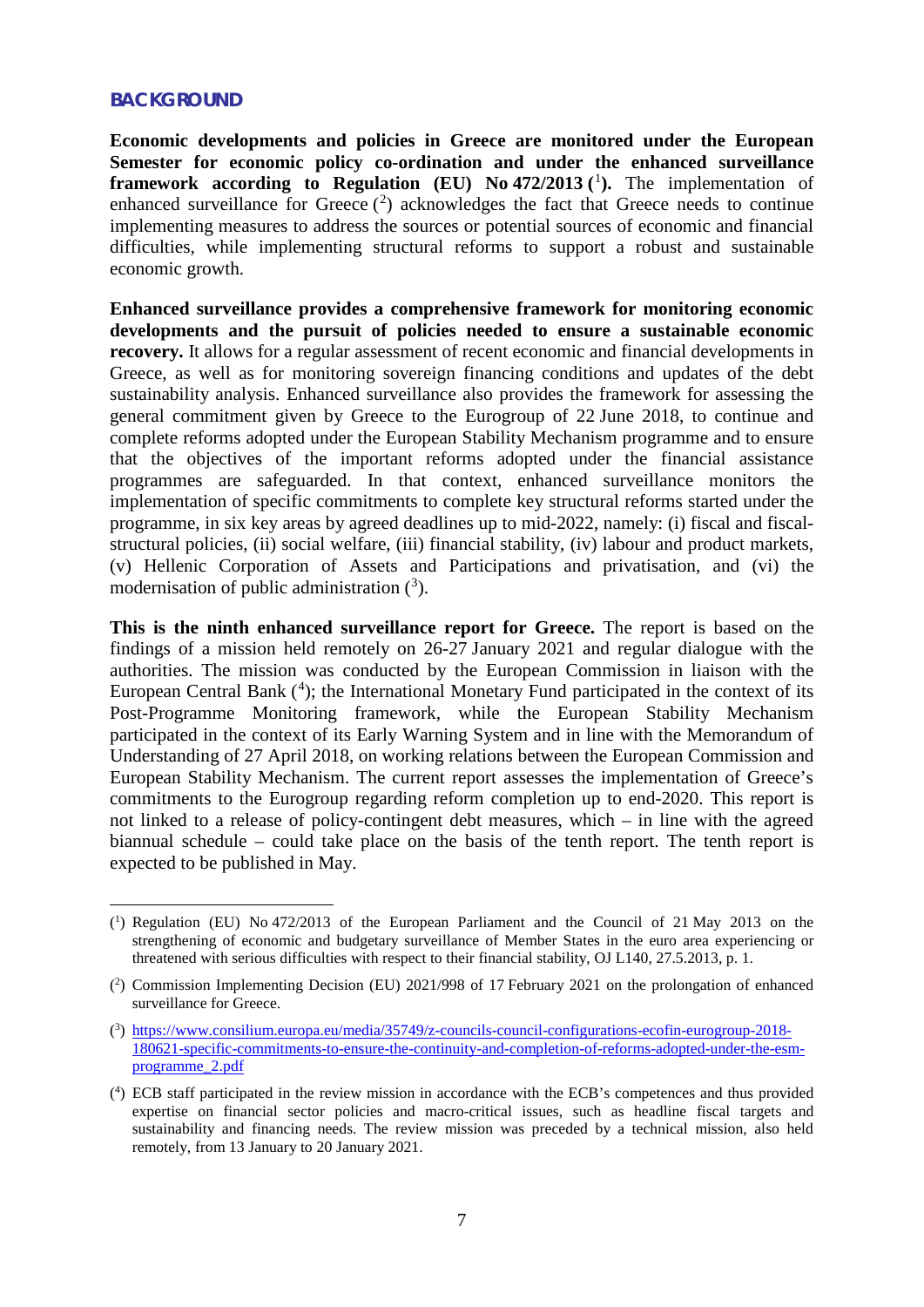## BACKGROUND

**Economic developments and policies in Greece are monitored under the European Semester for economic policy co-ordination and under the enhanced surveillance framework according to Regulation (EU) No 472/2013 ([1]).** The implementation of enhanced surveillance for Greece ([2]) acknowledges the fact that Greece needs to continue implementing measures to address the sources or potential sources of economic and financial difficulties, while implementing structural reforms to support a robust and sustainable economic growth.

**Enhanced surveillance provides a comprehensive framework for monitoring economic developments and the pursuit of policies needed to ensure a sustainable economic recovery.** It allows for a regular assessment of recent economic and financial developments in Greece, as well as for monitoring sovereign financing conditions and updates of the debt sustainability analysis. Enhanced surveillance also provides the framework for assessing the general commitment given by Greece to the Eurogroup of 22 June 2018, to continue and complete reforms adopted under the European Stability Mechanism programme and to ensure that the objectives of the important reforms adopted under the financial assistance programmes are safeguarded. In that context, enhanced surveillance monitors the implementation of specific commitments to complete key structural reforms started under the programme, in six key areas by agreed deadlines up to mid-2022, namely: (i) fiscal and fiscal-structural policies, (ii) social welfare, (iii) financial stability, (iv) labour and product markets, (v) Hellenic Corporation of Assets and Participations and privatisation, and (vi) the modernisation of public administration ([3]).

**This is the ninth enhanced surveillance report for Greece.** The report is based on the findings of a mission held remotely on 26-27 January 2021 and regular dialogue with the authorities. The mission was conducted by the European Commission in liaison with the European Central Bank ([4]); the International Monetary Fund participated in the context of its Post-Programme Monitoring framework, while the European Stability Mechanism participated in the context of its Early Warning System and in line with the Memorandum of Understanding of 27 April 2018, on working relations between the European Commission and European Stability Mechanism. The current report assesses the implementation of Greece's commitments to the Eurogroup regarding reform completion up to end-2020. This report is not linked to a release of policy-contingent debt measures, which – in line with the agreed biannual schedule – could take place on the basis of the tenth report. The tenth report is expected to be published in May.

---

([1]) Regulation (EU) No 472/2013 of the European Parliament and the Council of 21 May 2013 on the strengthening of economic and budgetary surveillance of Member States in the euro area experiencing or threatened with serious difficulties with respect to their financial stability, OJ L140, 27.5.2013, p. 1.

([2]) Commission Implementing Decision (EU) 2021/998 of 17 February 2021 on the prolongation of enhanced surveillance for Greece.

([3]) https://www.consilium.europa.eu/media/35749/z-councils-council-configurations-ecofin-eurogroup-2018-180621-specific-commitments-to-ensure-the-continuity-and-completion-of-reforms-adopted-under-the-esm-programme_2.pdf

([4]) ECB staff participated in the review mission in accordance with the ECB's competences and thus provided expertise on financial sector policies and macro-critical issues, such as headline fiscal targets and sustainability and financing needs. The review mission was preceded by a technical mission, also held remotely, from 13 January to 20 January 2021.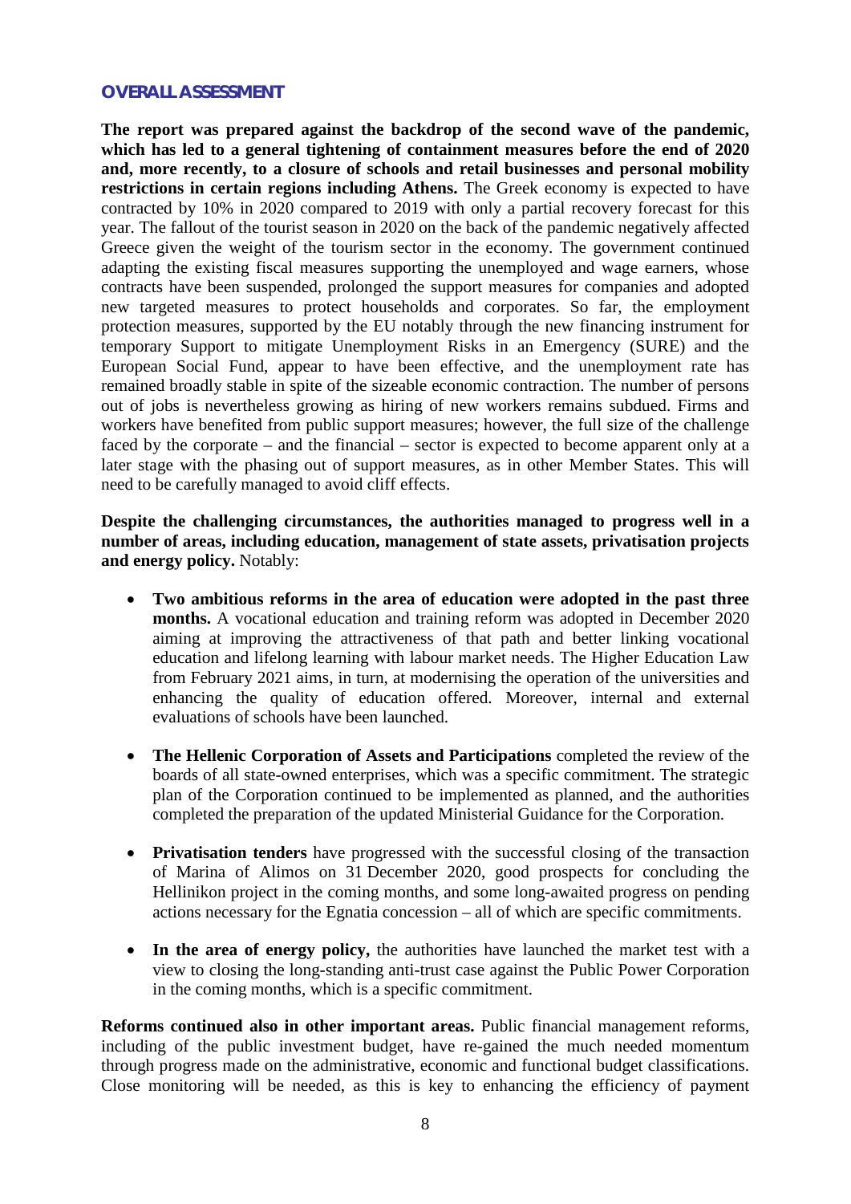## OVERALL ASSESSMENT

**The report was prepared against the backdrop of the second wave of the pandemic, which has led to a general tightening of containment measures before the end of 2020 and, more recently, to a closure of schools and retail businesses and personal mobility restrictions in certain regions including Athens.** The Greek economy is expected to have contracted by 10% in 2020 compared to 2019 with only a partial recovery forecast for this year. The fallout of the tourist season in 2020 on the back of the pandemic negatively affected Greece given the weight of the tourism sector in the economy. The government continued adapting the existing fiscal measures supporting the unemployed and wage earners, whose contracts have been suspended, prolonged the support measures for companies and adopted new targeted measures to protect households and corporates. So far, the employment protection measures, supported by the EU notably through the new financing instrument for temporary Support to mitigate Unemployment Risks in an Emergency (SURE) and the European Social Fund, appear to have been effective, and the unemployment rate has remained broadly stable in spite of the sizeable economic contraction. The number of persons out of jobs is nevertheless growing as hiring of new workers remains subdued. Firms and workers have benefited from public support measures; however, the full size of the challenge faced by the corporate – and the financial – sector is expected to become apparent only at a later stage with the phasing out of support measures, as in other Member States. This will need to be carefully managed to avoid cliff effects.

**Despite the challenging circumstances, the authorities managed to progress well in a number of areas, including education, management of state assets, privatisation projects and energy policy.** Notably:

- **Two ambitious reforms in the area of education were adopted in the past three months.** A vocational education and training reform was adopted in December 2020 aiming at improving the attractiveness of that path and better linking vocational education and lifelong learning with labour market needs. The Higher Education Law from February 2021 aims, in turn, at modernising the operation of the universities and enhancing the quality of education offered. Moreover, internal and external evaluations of schools have been launched.

- **The Hellenic Corporation of Assets and Participations** completed the review of the boards of all state-owned enterprises, which was a specific commitment. The strategic plan of the Corporation continued to be implemented as planned, and the authorities completed the preparation of the updated Ministerial Guidance for the Corporation.

- **Privatisation tenders** have progressed with the successful closing of the transaction of Marina of Alimos on 31 December 2020, good prospects for concluding the Hellinikon project in the coming months, and some long-awaited progress on pending actions necessary for the Egnatia concession – all of which are specific commitments.

- **In the area of energy policy,** the authorities have launched the market test with a view to closing the long-standing anti-trust case against the Public Power Corporation in the coming months, which is a specific commitment.

**Reforms continued also in other important areas.** Public financial management reforms, including of the public investment budget, have re-gained the much needed momentum through progress made on the administrative, economic and functional budget classifications. Close monitoring will be needed, as this is key to enhancing the efficiency of payment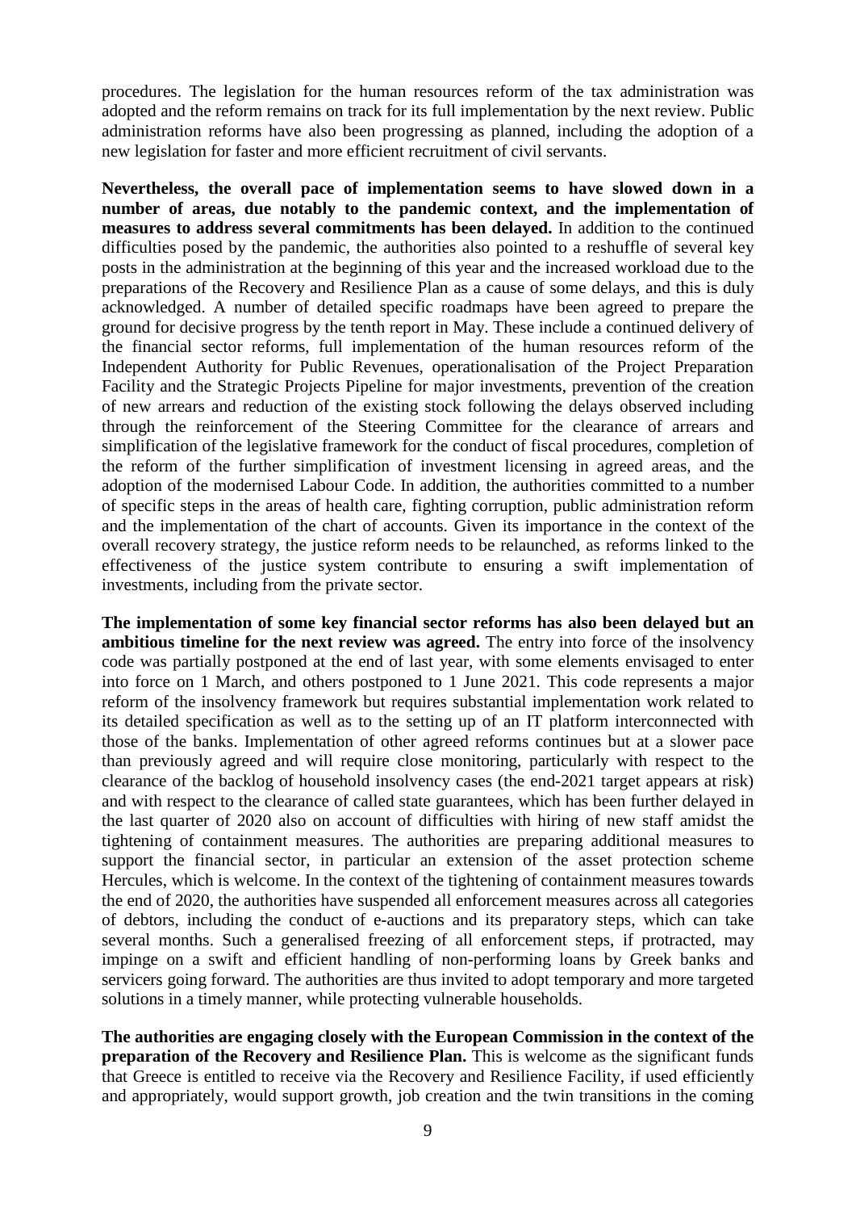procedures. The legislation for the human resources reform of the tax administration was adopted and the reform remains on track for its full implementation by the next review. Public administration reforms have also been progressing as planned, including the adoption of a new legislation for faster and more efficient recruitment of civil servants.

**Nevertheless, the overall pace of implementation seems to have slowed down in a number of areas, due notably to the pandemic context, and the implementation of measures to address several commitments has been delayed.** In addition to the continued difficulties posed by the pandemic, the authorities also pointed to a reshuffle of several key posts in the administration at the beginning of this year and the increased workload due to the preparations of the Recovery and Resilience Plan as a cause of some delays, and this is duly acknowledged. A number of detailed specific roadmaps have been agreed to prepare the ground for decisive progress by the tenth report in May. These include a continued delivery of the financial sector reforms, full implementation of the human resources reform of the Independent Authority for Public Revenues, operationalisation of the Project Preparation Facility and the Strategic Projects Pipeline for major investments, prevention of the creation of new arrears and reduction of the existing stock following the delays observed including through the reinforcement of the Steering Committee for the clearance of arrears and simplification of the legislative framework for the conduct of fiscal procedures, completion of the reform of the further simplification of investment licensing in agreed areas, and the adoption of the modernised Labour Code. In addition, the authorities committed to a number of specific steps in the areas of health care, fighting corruption, public administration reform and the implementation of the chart of accounts. Given its importance in the context of the overall recovery strategy, the justice reform needs to be relaunched, as reforms linked to the effectiveness of the justice system contribute to ensuring a swift implementation of investments, including from the private sector.

**The implementation of some key financial sector reforms has also been delayed but an ambitious timeline for the next review was agreed.** The entry into force of the insolvency code was partially postponed at the end of last year, with some elements envisaged to enter into force on 1 March, and others postponed to 1 June 2021. This code represents a major reform of the insolvency framework but requires substantial implementation work related to its detailed specification as well as to the setting up of an IT platform interconnected with those of the banks. Implementation of other agreed reforms continues but at a slower pace than previously agreed and will require close monitoring, particularly with respect to the clearance of the backlog of household insolvency cases (the end-2021 target appears at risk) and with respect to the clearance of called state guarantees, which has been further delayed in the last quarter of 2020 also on account of difficulties with hiring of new staff amidst the tightening of containment measures. The authorities are preparing additional measures to support the financial sector, in particular an extension of the asset protection scheme Hercules, which is welcome. In the context of the tightening of containment measures towards the end of 2020, the authorities have suspended all enforcement measures across all categories of debtors, including the conduct of e-auctions and its preparatory steps, which can take several months. Such a generalised freezing of all enforcement steps, if protracted, may impinge on a swift and efficient handling of non-performing loans by Greek banks and servicers going forward. The authorities are thus invited to adopt temporary and more targeted solutions in a timely manner, while protecting vulnerable households.

**The authorities are engaging closely with the European Commission in the context of the preparation of the Recovery and Resilience Plan.** This is welcome as the significant funds that Greece is entitled to receive via the Recovery and Resilience Facility, if used efficiently and appropriately, would support growth, job creation and the twin transitions in the coming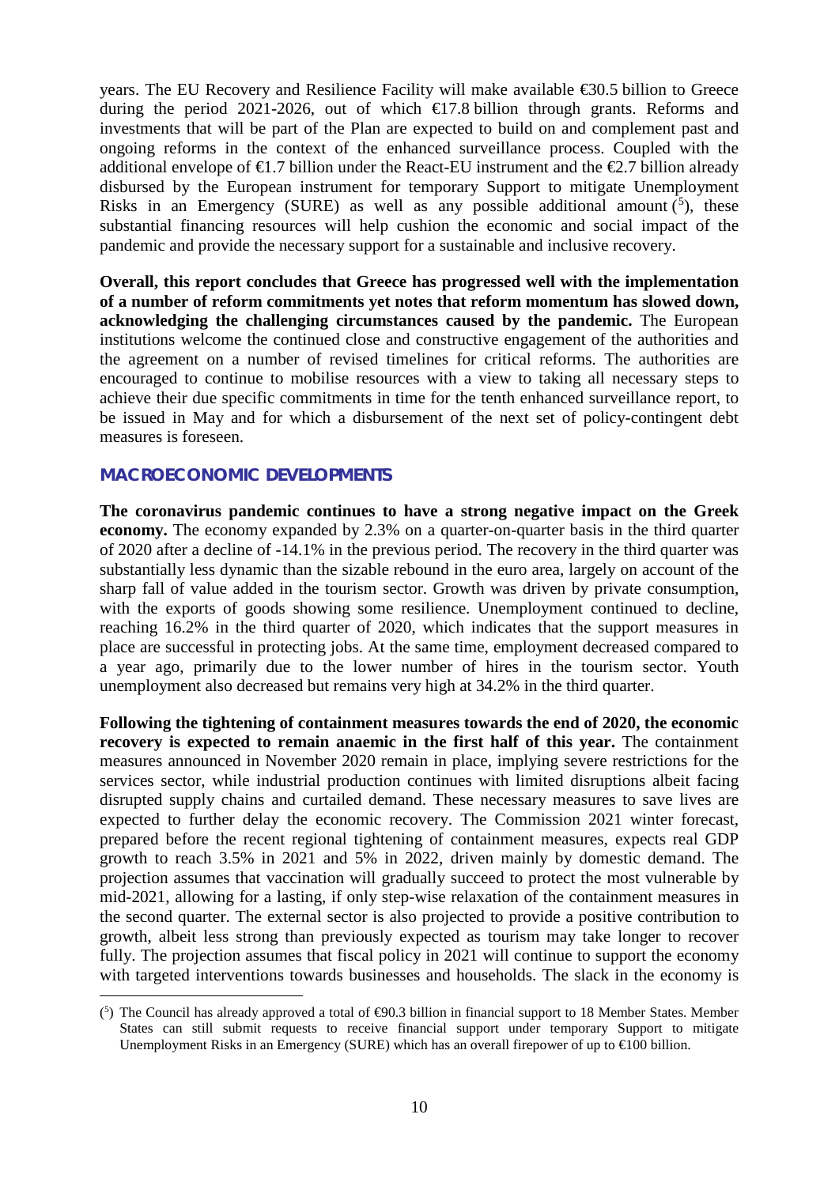years. The EU Recovery and Resilience Facility will make available €30.5 billion to Greece during the period 2021-2026, out of which €17.8 billion through grants. Reforms and investments that will be part of the Plan are expected to build on and complement past and ongoing reforms in the context of the enhanced surveillance process. Coupled with the additional envelope of €1.7 billion under the React-EU instrument and the €2.7 billion already disbursed by the European instrument for temporary Support to mitigate Unemployment Risks in an Emergency (SURE) as well as any possible additional amount ([5]), these substantial financing resources will help cushion the economic and social impact of the pandemic and provide the necessary support for a sustainable and inclusive recovery.

**Overall, this report concludes that Greece has progressed well with the implementation of a number of reform commitments yet notes that reform momentum has slowed down, acknowledging the challenging circumstances caused by the pandemic.** The European institutions welcome the continued close and constructive engagement of the authorities and the agreement on a number of revised timelines for critical reforms. The authorities are encouraged to continue to mobilise resources with a view to taking all necessary steps to achieve their due specific commitments in time for the tenth enhanced surveillance report, to be issued in May and for which a disbursement of the next set of policy-contingent debt measures is foreseen.

## MACROECONOMIC DEVELOPMENTS

**The coronavirus pandemic continues to have a strong negative impact on the Greek economy.** The economy expanded by 2.3% on a quarter-on-quarter basis in the third quarter of 2020 after a decline of -14.1% in the previous period. The recovery in the third quarter was substantially less dynamic than the sizable rebound in the euro area, largely on account of the sharp fall of value added in the tourism sector. Growth was driven by private consumption, with the exports of goods showing some resilience. Unemployment continued to decline, reaching 16.2% in the third quarter of 2020, which indicates that the support measures in place are successful in protecting jobs. At the same time, employment decreased compared to a year ago, primarily due to the lower number of hires in the tourism sector. Youth unemployment also decreased but remains very high at 34.2% in the third quarter.

**Following the tightening of containment measures towards the end of 2020, the economic recovery is expected to remain anaemic in the first half of this year.** The containment measures announced in November 2020 remain in place, implying severe restrictions for the services sector, while industrial production continues with limited disruptions albeit facing disrupted supply chains and curtailed demand. These necessary measures to save lives are expected to further delay the economic recovery. The Commission 2021 winter forecast, prepared before the recent regional tightening of containment measures, expects real GDP growth to reach 3.5% in 2021 and 5% in 2022, driven mainly by domestic demand. The projection assumes that vaccination will gradually succeed to protect the most vulnerable by mid-2021, allowing for a lasting, if only step-wise relaxation of the containment measures in the second quarter. The external sector is also projected to provide a positive contribution to growth, albeit less strong than previously expected as tourism may take longer to recover fully. The projection assumes that fiscal policy in 2021 will continue to support the economy with targeted interventions towards businesses and households. The slack in the economy is

([5]) The Council has already approved a total of €90.3 billion in financial support to 18 Member States. Member States can still submit requests to receive financial support under temporary Support to mitigate Unemployment Risks in an Emergency (SURE) which has an overall firepower of up to €100 billion.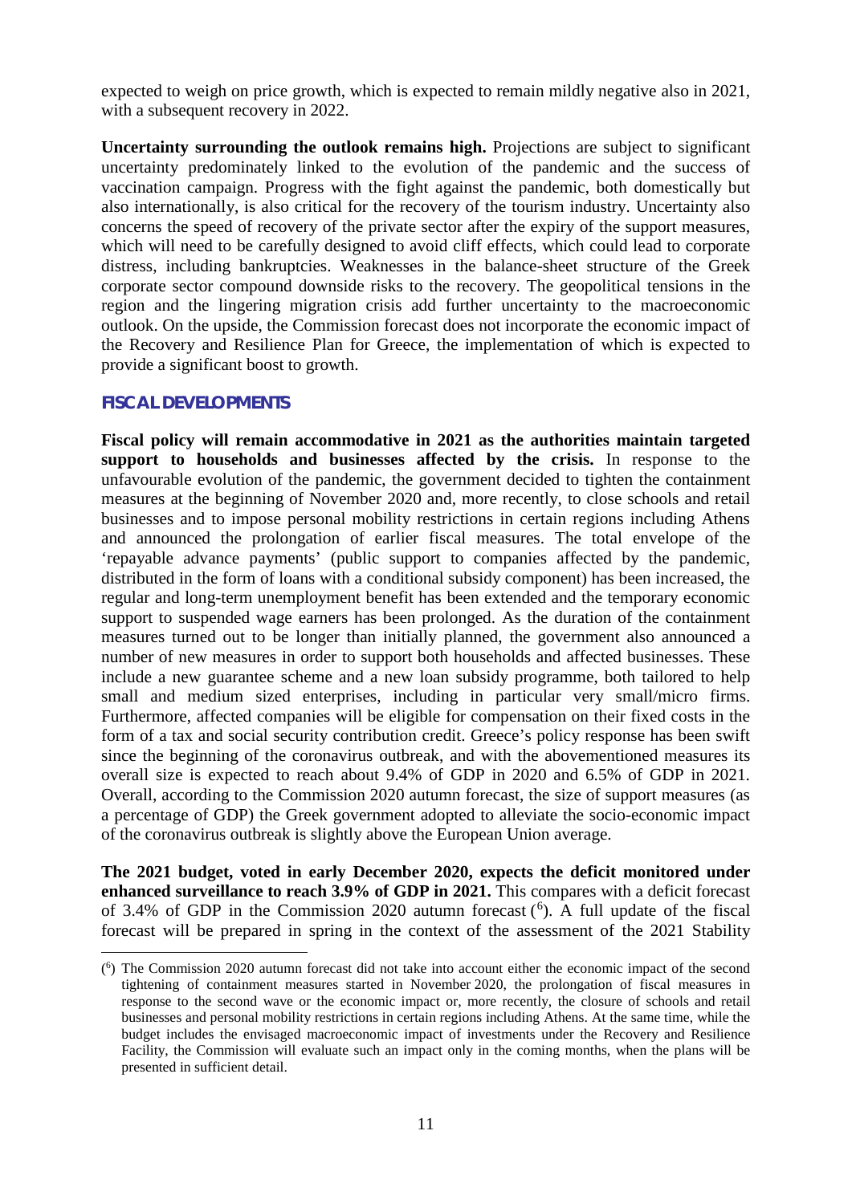expected to weigh on price growth, which is expected to remain mildly negative also in 2021, with a subsequent recovery in 2022.

**Uncertainty surrounding the outlook remains high.** Projections are subject to significant uncertainty predominately linked to the evolution of the pandemic and the success of vaccination campaign. Progress with the fight against the pandemic, both domestically but also internationally, is also critical for the recovery of the tourism industry. Uncertainty also concerns the speed of recovery of the private sector after the expiry of the support measures, which will need to be carefully designed to avoid cliff effects, which could lead to corporate distress, including bankruptcies. Weaknesses in the balance-sheet structure of the Greek corporate sector compound downside risks to the recovery. The geopolitical tensions in the region and the lingering migration crisis add further uncertainty to the macroeconomic outlook. On the upside, the Commission forecast does not incorporate the economic impact of the Recovery and Resilience Plan for Greece, the implementation of which is expected to provide a significant boost to growth.

## FISCAL DEVELOPMENTS

**Fiscal policy will remain accommodative in 2021 as the authorities maintain targeted support to households and businesses affected by the crisis.** In response to the unfavourable evolution of the pandemic, the government decided to tighten the containment measures at the beginning of November 2020 and, more recently, to close schools and retail businesses and to impose personal mobility restrictions in certain regions including Athens and announced the prolongation of earlier fiscal measures. The total envelope of the 'repayable advance payments' (public support to companies affected by the pandemic, distributed in the form of loans with a conditional subsidy component) has been increased, the regular and long-term unemployment benefit has been extended and the temporary economic support to suspended wage earners has been prolonged. As the duration of the containment measures turned out to be longer than initially planned, the government also announced a number of new measures in order to support both households and affected businesses. These include a new guarantee scheme and a new loan subsidy programme, both tailored to help small and medium sized enterprises, including in particular very small/micro firms. Furthermore, affected companies will be eligible for compensation on their fixed costs in the form of a tax and social security contribution credit. Greece's policy response has been swift since the beginning of the coronavirus outbreak, and with the abovementioned measures its overall size is expected to reach about 9.4% of GDP in 2020 and 6.5% of GDP in 2021. Overall, according to the Commission 2020 autumn forecast, the size of support measures (as a percentage of GDP) the Greek government adopted to alleviate the socio-economic impact of the coronavirus outbreak is slightly above the European Union average.

**The 2021 budget, voted in early December 2020, expects the deficit monitored under enhanced surveillance to reach 3.9% of GDP in 2021.** This compares with a deficit forecast of 3.4% of GDP in the Commission 2020 autumn forecast ([6]). A full update of the fiscal forecast will be prepared in spring in the context of the assessment of the 2021 Stability

([6]) The Commission 2020 autumn forecast did not take into account either the economic impact of the second tightening of containment measures started in November 2020, the prolongation of fiscal measures in response to the second wave or the economic impact or, more recently, the closure of schools and retail businesses and personal mobility restrictions in certain regions including Athens. At the same time, while the budget includes the envisaged macroeconomic impact of investments under the Recovery and Resilience Facility, the Commission will evaluate such an impact only in the coming months, when the plans will be presented in sufficient detail.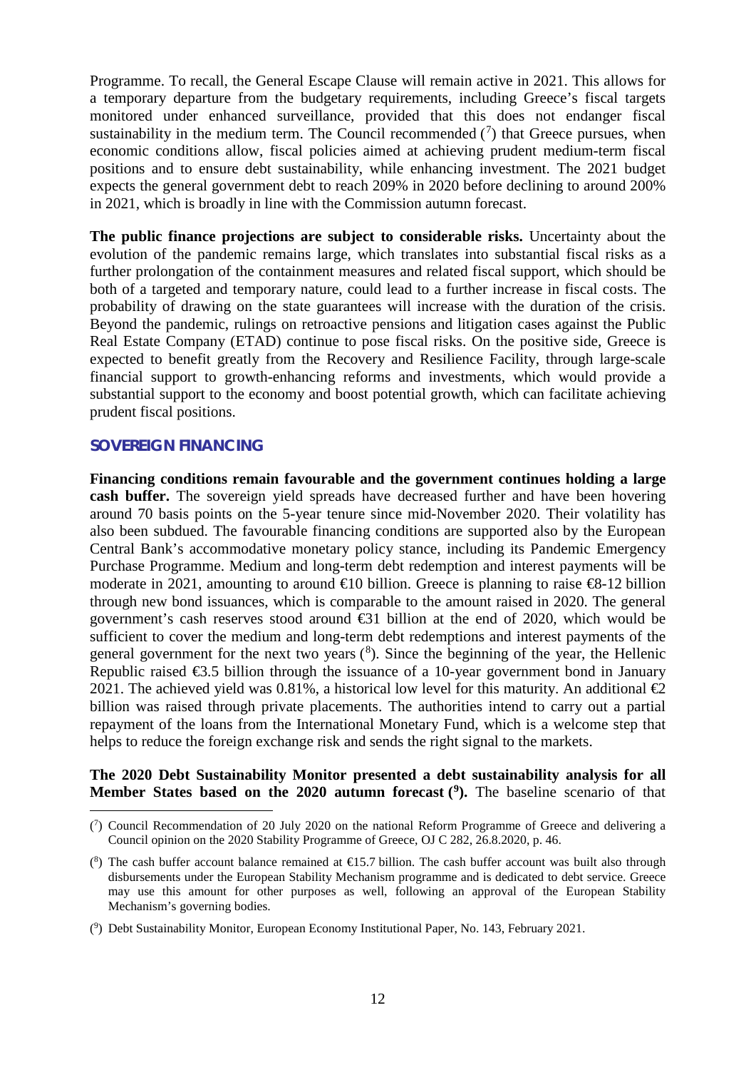Programme. To recall, the General Escape Clause will remain active in 2021. This allows for a temporary departure from the budgetary requirements, including Greece's fiscal targets monitored under enhanced surveillance, provided that this does not endanger fiscal sustainability in the medium term. The Council recommended [7] that Greece pursues, when economic conditions allow, fiscal policies aimed at achieving prudent medium-term fiscal positions and to ensure debt sustainability, while enhancing investment. The 2021 budget expects the general government debt to reach 209% in 2020 before declining to around 200% in 2021, which is broadly in line with the Commission autumn forecast.

**The public finance projections are subject to considerable risks.** Uncertainty about the evolution of the pandemic remains large, which translates into substantial fiscal risks as a further prolongation of the containment measures and related fiscal support, which should be both of a targeted and temporary nature, could lead to a further increase in fiscal costs. The probability of drawing on the state guarantees will increase with the duration of the crisis. Beyond the pandemic, rulings on retroactive pensions and litigation cases against the Public Real Estate Company (ETAD) continue to pose fiscal risks. On the positive side, Greece is expected to benefit greatly from the Recovery and Resilience Facility, through large-scale financial support to growth-enhancing reforms and investments, which would provide a substantial support to the economy and boost potential growth, which can facilitate achieving prudent fiscal positions.

## SOVEREIGN FINANCING

**Financing conditions remain favourable and the government continues holding a large cash buffer.** The sovereign yield spreads have decreased further and have been hovering around 70 basis points on the 5-year tenure since mid-November 2020. Their volatility has also been subdued. The favourable financing conditions are supported also by the European Central Bank's accommodative monetary policy stance, including its Pandemic Emergency Purchase Programme. Medium and long-term debt redemption and interest payments will be moderate in 2021, amounting to around €10 billion. Greece is planning to raise €8-12 billion through new bond issuances, which is comparable to the amount raised in 2020. The general government's cash reserves stood around €31 billion at the end of 2020, which would be sufficient to cover the medium and long-term debt redemptions and interest payments of the general government for the next two years [8]. Since the beginning of the year, the Hellenic Republic raised €3.5 billion through the issuance of a 10-year government bond in January 2021. The achieved yield was 0.81%, a historical low level for this maturity. An additional €2 billion was raised through private placements. The authorities intend to carry out a partial repayment of the loans from the International Monetary Fund, which is a welcome step that helps to reduce the foreign exchange risk and sends the right signal to the markets.

**The 2020 Debt Sustainability Monitor presented a debt sustainability analysis for all Member States based on the 2020 autumn forecast [9].** The baseline scenario of that

---

[7] Council Recommendation of 20 July 2020 on the national Reform Programme of Greece and delivering a Council opinion on the 2020 Stability Programme of Greece, OJ C 282, 26.8.2020, p. 46.

[8] The cash buffer account balance remained at €15.7 billion. The cash buffer account was built also through disbursements under the European Stability Mechanism programme and is dedicated to debt service. Greece may use this amount for other purposes as well, following an approval of the European Stability Mechanism's governing bodies.

[9] Debt Sustainability Monitor, European Economy Institutional Paper, No. 143, February 2021.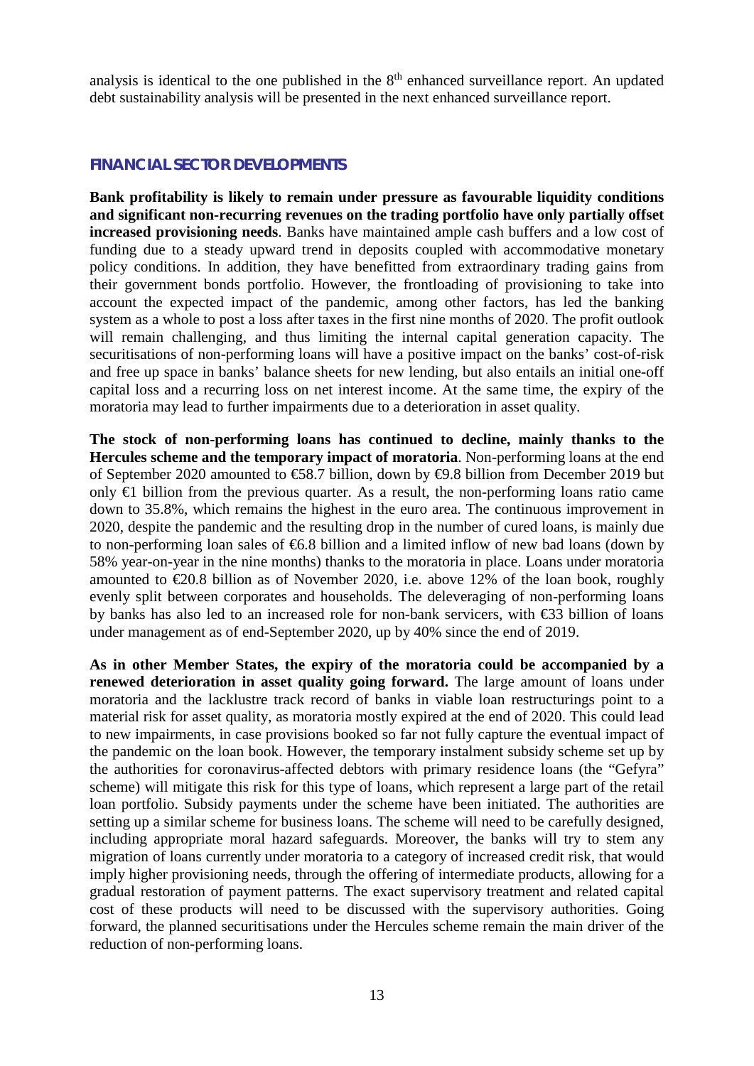analysis is identical to the one published in the 8th enhanced surveillance report. An updated debt sustainability analysis will be presented in the next enhanced surveillance report.

## FINANCIAL SECTOR DEVELOPMENTS

**Bank profitability is likely to remain under pressure as favourable liquidity conditions and significant non-recurring revenues on the trading portfolio have only partially offset increased provisioning needs**. Banks have maintained ample cash buffers and a low cost of funding due to a steady upward trend in deposits coupled with accommodative monetary policy conditions. In addition, they have benefitted from extraordinary trading gains from their government bonds portfolio. However, the frontloading of provisioning to take into account the expected impact of the pandemic, among other factors, has led the banking system as a whole to post a loss after taxes in the first nine months of 2020. The profit outlook will remain challenging, and thus limiting the internal capital generation capacity. The securitisations of non-performing loans will have a positive impact on the banks' cost-of-risk and free up space in banks' balance sheets for new lending, but also entails an initial one-off capital loss and a recurring loss on net interest income. At the same time, the expiry of the moratoria may lead to further impairments due to a deterioration in asset quality.

**The stock of non-performing loans has continued to decline, mainly thanks to the Hercules scheme and the temporary impact of moratoria**. Non-performing loans at the end of September 2020 amounted to €58.7 billion, down by €9.8 billion from December 2019 but only €1 billion from the previous quarter. As a result, the non-performing loans ratio came down to 35.8%, which remains the highest in the euro area. The continuous improvement in 2020, despite the pandemic and the resulting drop in the number of cured loans, is mainly due to non-performing loan sales of €6.8 billion and a limited inflow of new bad loans (down by 58% year-on-year in the nine months) thanks to the moratoria in place. Loans under moratoria amounted to €20.8 billion as of November 2020, i.e. above 12% of the loan book, roughly evenly split between corporates and households. The deleveraging of non-performing loans by banks has also led to an increased role for non-bank servicers, with €33 billion of loans under management as of end-September 2020, up by 40% since the end of 2019.

**As in other Member States, the expiry of the moratoria could be accompanied by a renewed deterioration in asset quality going forward.** The large amount of loans under moratoria and the lacklustre track record of banks in viable loan restructurings point to a material risk for asset quality, as moratoria mostly expired at the end of 2020. This could lead to new impairments, in case provisions booked so far not fully capture the eventual impact of the pandemic on the loan book. However, the temporary instalment subsidy scheme set up by the authorities for coronavirus-affected debtors with primary residence loans (the "Gefyra" scheme) will mitigate this risk for this type of loans, which represent a large part of the retail loan portfolio. Subsidy payments under the scheme have been initiated. The authorities are setting up a similar scheme for business loans. The scheme will need to be carefully designed, including appropriate moral hazard safeguards. Moreover, the banks will try to stem any migration of loans currently under moratoria to a category of increased credit risk, that would imply higher provisioning needs, through the offering of intermediate products, allowing for a gradual restoration of payment patterns. The exact supervisory treatment and related capital cost of these products will need to be discussed with the supervisory authorities. Going forward, the planned securitisations under the Hercules scheme remain the main driver of the reduction of non-performing loans.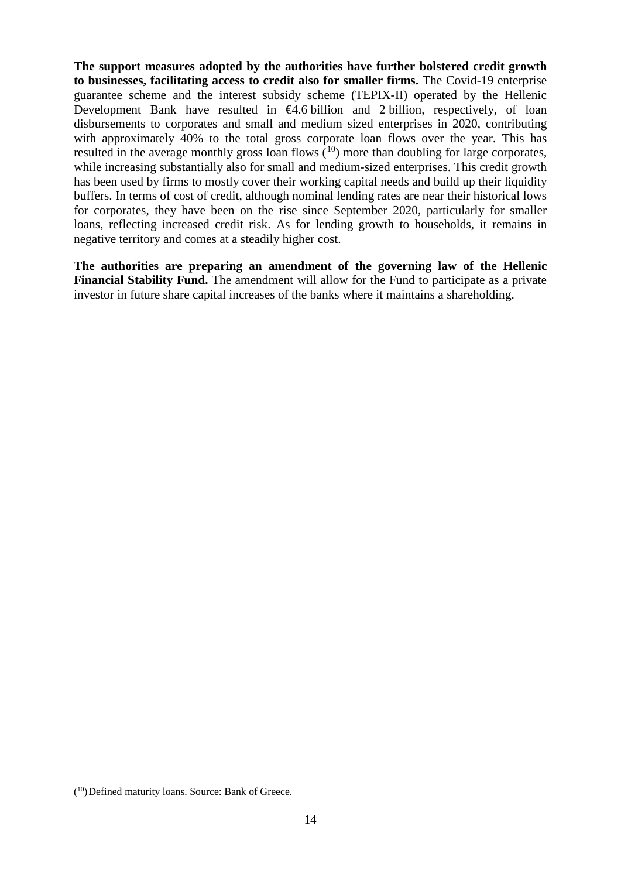**The support measures adopted by the authorities have further bolstered credit growth to businesses, facilitating access to credit also for smaller firms.** The Covid-19 enterprise guarantee scheme and the interest subsidy scheme (TEPIX-II) operated by the Hellenic Development Bank have resulted in €4.6 billion and 2 billion, respectively, of loan disbursements to corporates and small and medium sized enterprises in 2020, contributing with approximately 40% to the total gross corporate loan flows over the year. This has resulted in the average monthly gross loan flows ([10]) more than doubling for large corporates, while increasing substantially also for small and medium-sized enterprises. This credit growth has been used by firms to mostly cover their working capital needs and build up their liquidity buffers. In terms of cost of credit, although nominal lending rates are near their historical lows for corporates, they have been on the rise since September 2020, particularly for smaller loans, reflecting increased credit risk. As for lending growth to households, it remains in negative territory and comes at a steadily higher cost.

**The authorities are preparing an amendment of the governing law of the Hellenic Financial Stability Fund.** The amendment will allow for the Fund to participate as a private investor in future share capital increases of the banks where it maintains a shareholding.

---

([10]) Defined maturity loans. Source: Bank of Greece.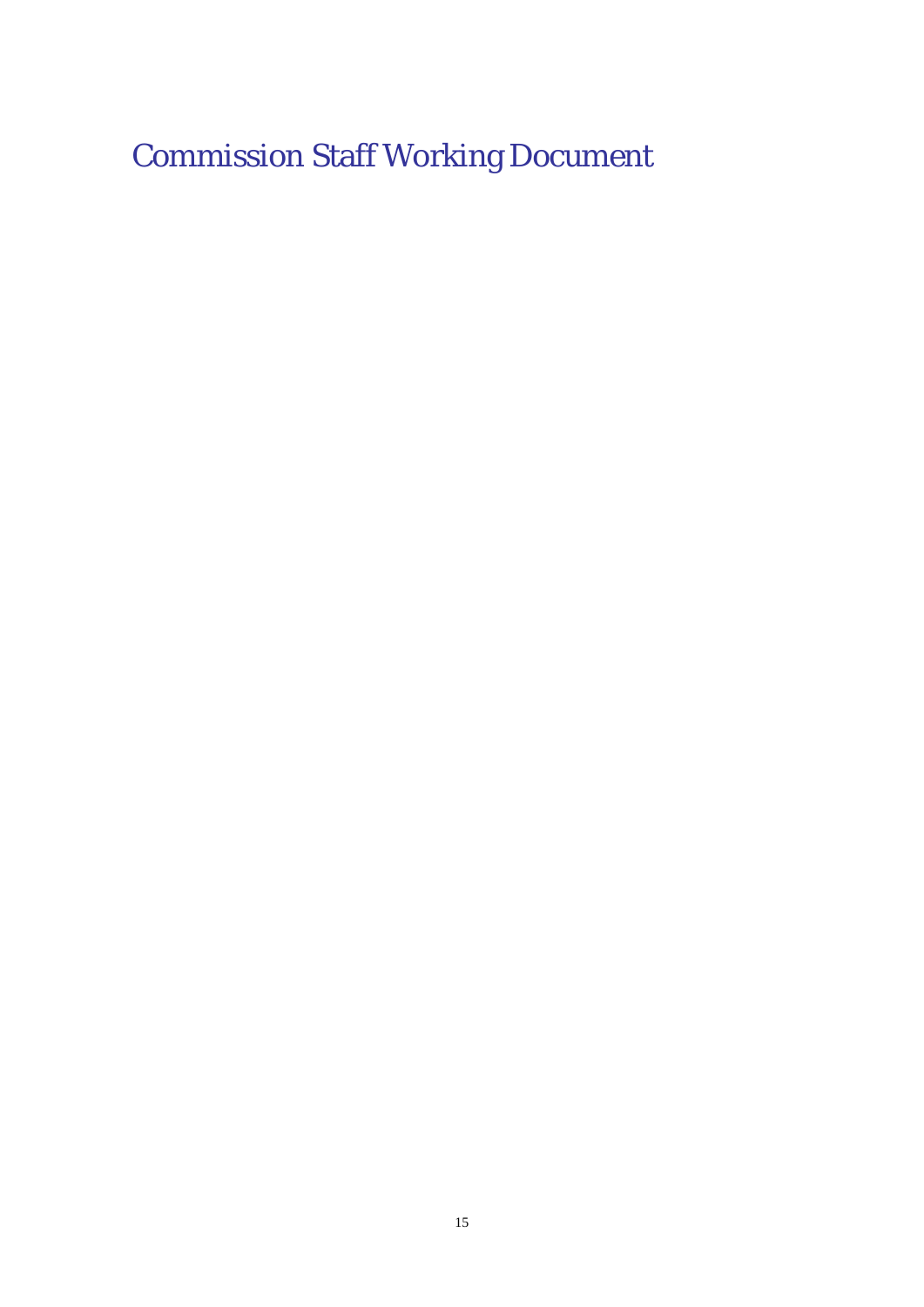# Commission Staff Working Document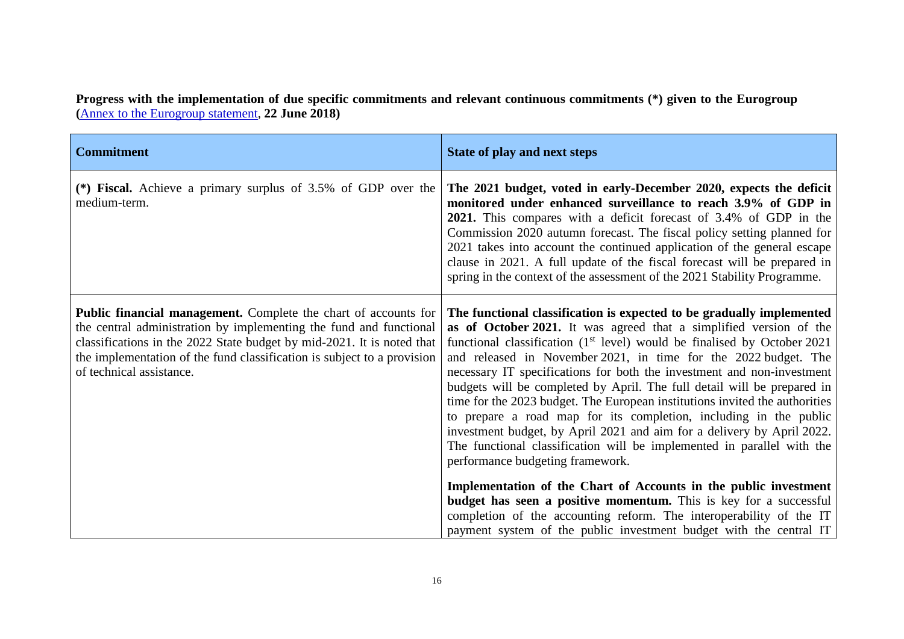**Progress with the implementation of due specific commitments and relevant continuous commitments (*) given to the Eurogroup (**[Annex to the Eurogroup statement](#)**, 22 June 2018)**

| **Commitment** | **State of play and next steps** |
|---|---|
| **(*) Fiscal.** Achieve a primary surplus of 3.5% of GDP over the medium-term. | **The 2021 budget, voted in early-December 2020, expects the deficit monitored under enhanced surveillance to reach 3.9% of GDP in 2021.** This compares with a deficit forecast of 3.4% of GDP in the Commission 2020 autumn forecast. The fiscal policy setting planned for 2021 takes into account the continued application of the general escape clause in 2021. A full update of the fiscal forecast will be prepared in spring in the context of the assessment of the 2021 Stability Programme. |
| **Public financial management.** Complete the chart of accounts for the central administration by implementing the fund and functional classifications in the 2022 State budget by mid-2021. It is noted that the implementation of the fund classification is subject to a provision of technical assistance. | **The functional classification is expected to be gradually implemented as of October 2021.** It was agreed that a simplified version of the functional classification (1st level) would be finalised by October 2021 and released in November 2021, in time for the 2022 budget. The necessary IT specifications for both the investment and non-investment budgets will be completed by April. The full detail will be prepared in time for the 2023 budget. The European institutions invited the authorities to prepare a road map for its completion, including in the public investment budget, by April 2021 and aim for a delivery by April 2022. The functional classification will be implemented in parallel with the performance budgeting framework.<br><br>**Implementation of the Chart of Accounts in the public investment budget has seen a positive momentum.** This is key for a successful completion of the accounting reform. The interoperability of the IT payment system of the public investment budget with the central IT |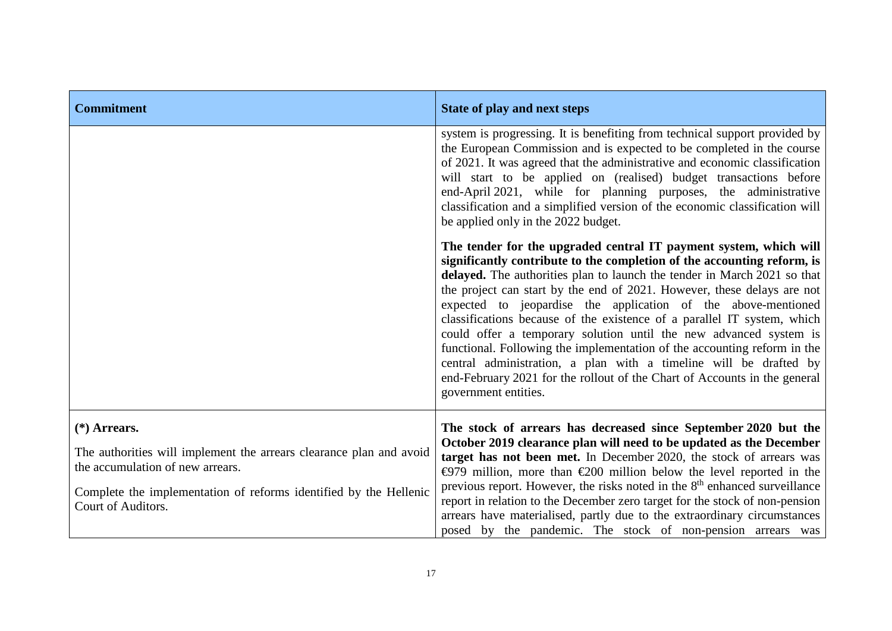| Commitment | State of play and next steps |
| --- | --- |
| | system is progressing. It is benefiting from technical support provided by the European Commission and is expected to be completed in the course of 2021. It was agreed that the administrative and economic classification will start to be applied on (realised) budget transactions before end-April 2021, while for planning purposes, the administrative classification and a simplified version of the economic classification will be applied only in the 2022 budget.<br><br>**The tender for the upgraded central IT payment system, which will significantly contribute to the completion of the accounting reform, is delayed.** The authorities plan to launch the tender in March 2021 so that the project can start by the end of 2021. However, these delays are not expected to jeopardise the application of the above-mentioned classifications because of the existence of a parallel IT system, which could offer a temporary solution until the new advanced system is functional. Following the implementation of the accounting reform in the central administration, a plan with a timeline will be drafted by end-February 2021 for the rollout of the Chart of Accounts in the general government entities. |
| **(*) Arrears.**<br><br>The authorities will implement the arrears clearance plan and avoid the accumulation of new arrears.<br><br>Complete the implementation of reforms identified by the Hellenic Court of Auditors. | **The stock of arrears has decreased since September 2020 but the October 2019 clearance plan will need to be updated as the December target has not been met.** In December 2020, the stock of arrears was €979 million, more than €200 million below the level reported in the previous report. However, the risks noted in the 8th enhanced surveillance report in relation to the December zero target for the stock of non-pension arrears have materialised, partly due to the extraordinary circumstances posed by the pandemic. The stock of non-pension arrears was |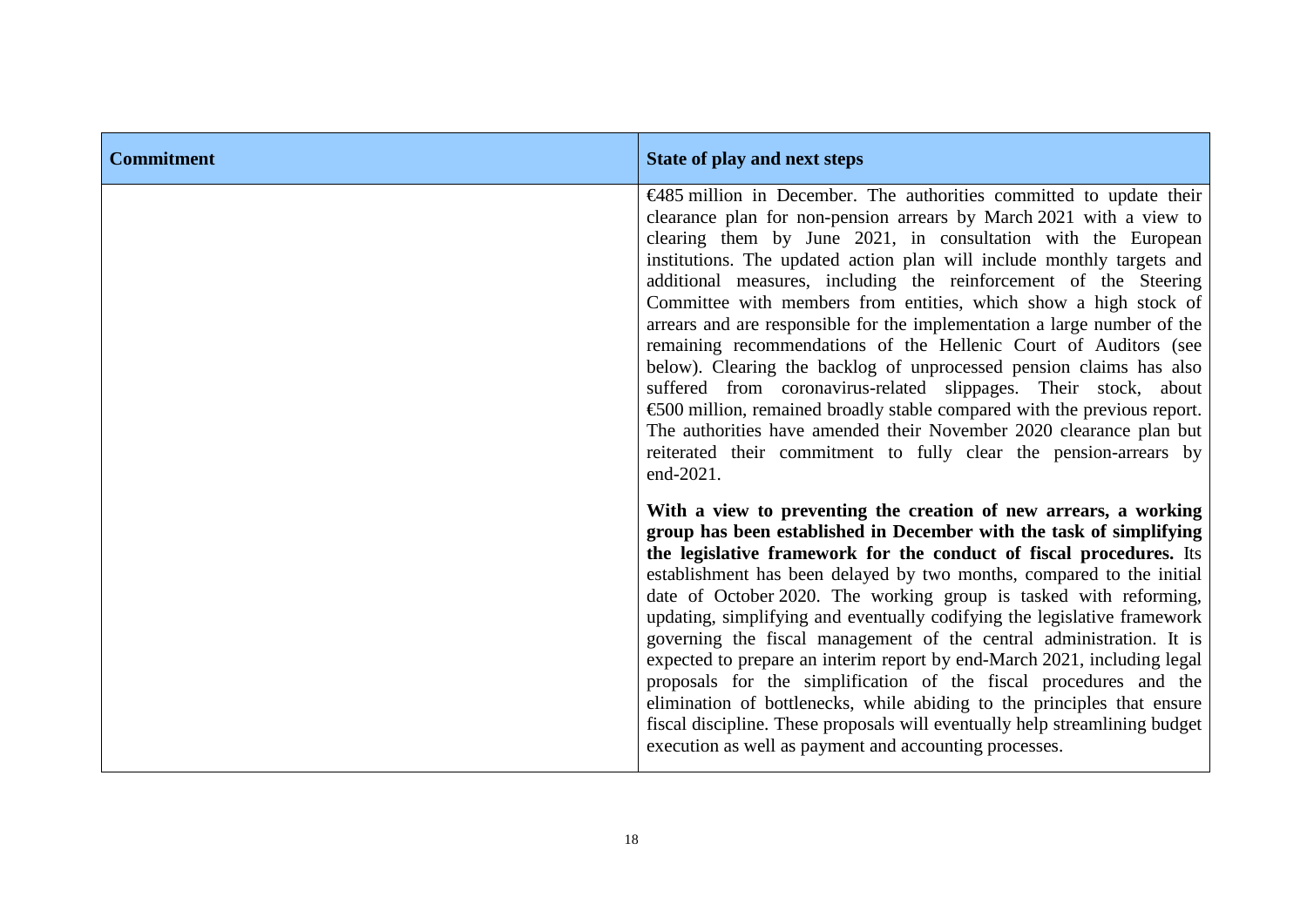| Commitment | State of play and next steps |
| --- | --- |
| | €485 million in December. The authorities committed to update their clearance plan for non-pension arrears by March 2021 with a view to clearing them by June 2021, in consultation with the European institutions. The updated action plan will include monthly targets and additional measures, including the reinforcement of the Steering Committee with members from entities, which show a high stock of arrears and are responsible for the implementation a large number of the remaining recommendations of the Hellenic Court of Auditors (see below). Clearing the backlog of unprocessed pension claims has also suffered from coronavirus-related slippages. Their stock, about €500 million, remained broadly stable compared with the previous report. The authorities have amended their November 2020 clearance plan but reiterated their commitment to fully clear the pension-arrears by end-2021.<br><br>**With a view to preventing the creation of new arrears, a working group has been established in December with the task of simplifying the legislative framework for the conduct of fiscal procedures.** Its establishment has been delayed by two months, compared to the initial date of October 2020. The working group is tasked with reforming, updating, simplifying and eventually codifying the legislative framework governing the fiscal management of the central administration. It is expected to prepare an interim report by end-March 2021, including legal proposals for the simplification of the fiscal procedures and the elimination of bottlenecks, while abiding to the principles that ensure fiscal discipline. These proposals will eventually help streamlining budget execution as well as payment and accounting processes. |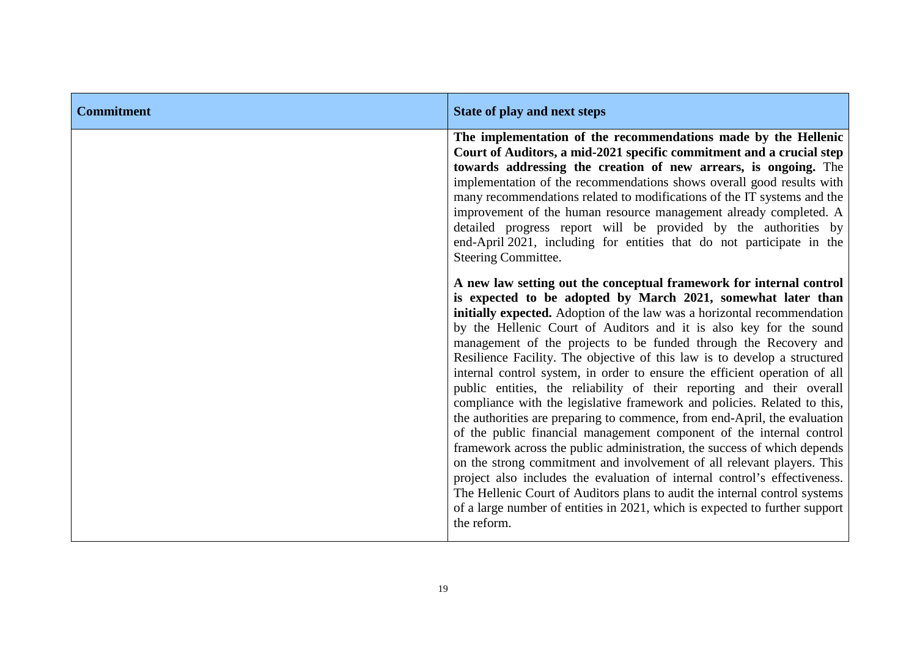| Commitment | State of play and next steps |
| --- | --- |
| | **The implementation of the recommendations made by the Hellenic Court of Auditors, a mid-2021 specific commitment and a crucial step towards addressing the creation of new arrears, is ongoing.** The implementation of the recommendations shows overall good results with many recommendations related to modifications of the IT systems and the improvement of the human resource management already completed. A detailed progress report will be provided by the authorities by end-April 2021, including for entities that do not participate in the Steering Committee.<br><br>**A new law setting out the conceptual framework for internal control is expected to be adopted by March 2021, somewhat later than initially expected.** Adoption of the law was a horizontal recommendation by the Hellenic Court of Auditors and it is also key for the sound management of the projects to be funded through the Recovery and Resilience Facility. The objective of this law is to develop a structured internal control system, in order to ensure the efficient operation of all public entities, the reliability of their reporting and their overall compliance with the legislative framework and policies. Related to this, the authorities are preparing to commence, from end-April, the evaluation of the public financial management component of the internal control framework across the public administration, the success of which depends on the strong commitment and involvement of all relevant players. This project also includes the evaluation of internal control's effectiveness. The Hellenic Court of Auditors plans to audit the internal control systems of a large number of entities in 2021, which is expected to further support the reform. |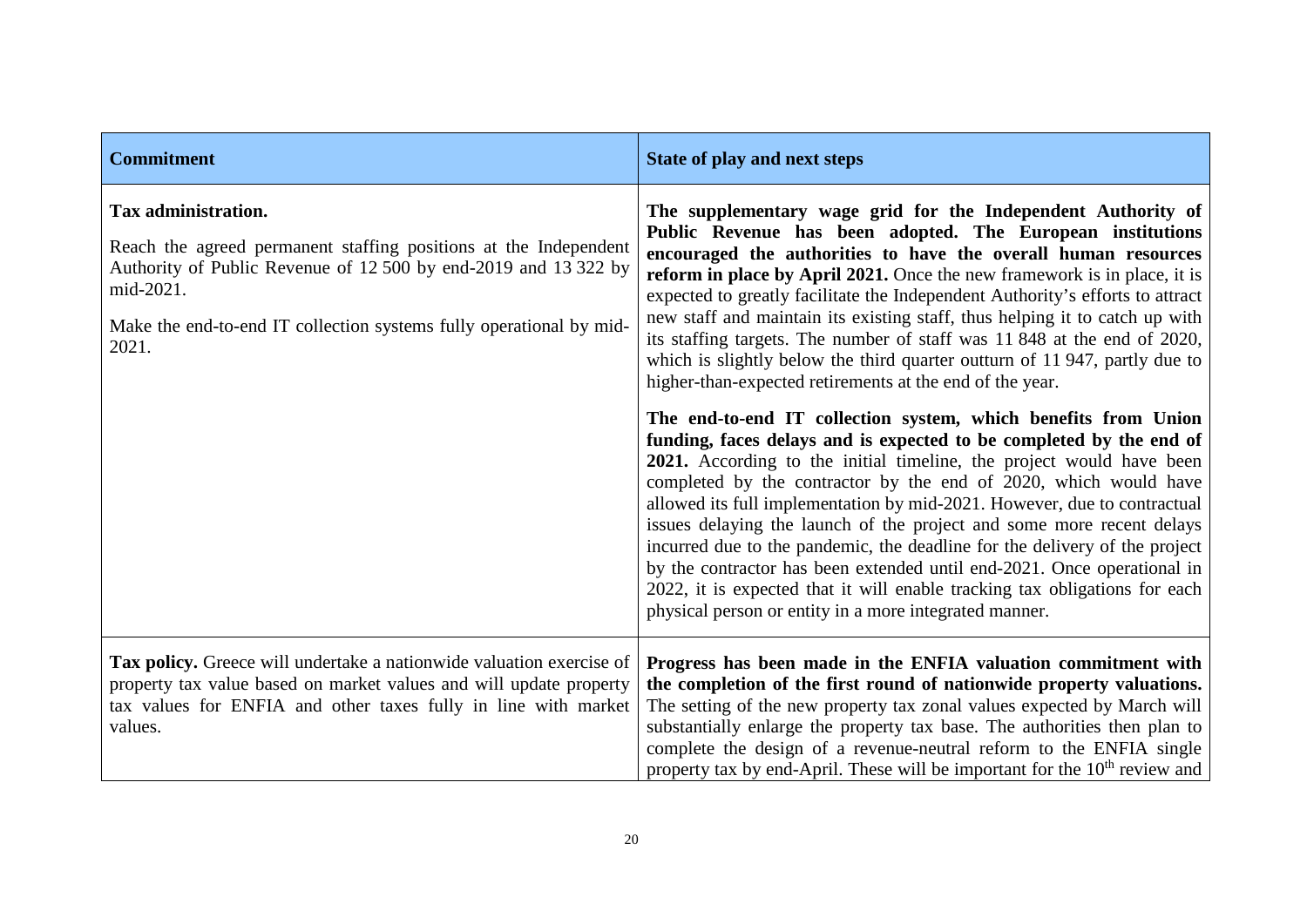| Commitment | State of play and next steps |
| --- | --- |
| **Tax administration.**<br><br>Reach the agreed permanent staffing positions at the Independent Authority of Public Revenue of 12 500 by end-2019 and 13 322 by mid-2021.<br><br>Make the end-to-end IT collection systems fully operational by mid-2021. | **The supplementary wage grid for the Independent Authority of Public Revenue has been adopted. The European institutions encouraged the authorities to have the overall human resources reform in place by April 2021.** Once the new framework is in place, it is expected to greatly facilitate the Independent Authority's efforts to attract new staff and maintain its existing staff, thus helping it to catch up with its staffing targets. The number of staff was 11 848 at the end of 2020, which is slightly below the third quarter outturn of 11 947, partly due to higher-than-expected retirements at the end of the year.<br><br>**The end-to-end IT collection system, which benefits from Union funding, faces delays and is expected to be completed by the end of 2021.** According to the initial timeline, the project would have been completed by the contractor by the end of 2020, which would have allowed its full implementation by mid-2021. However, due to contractual issues delaying the launch of the project and some more recent delays incurred due to the pandemic, the deadline for the delivery of the project by the contractor has been extended until end-2021. Once operational in 2022, it is expected that it will enable tracking tax obligations for each physical person or entity in a more integrated manner. |
| **Tax policy.** Greece will undertake a nationwide valuation exercise of property tax value based on market values and will update property tax values for ENFIA and other taxes fully in line with market values. | **Progress has been made in the ENFIA valuation commitment with the completion of the first round of nationwide property valuations.** The setting of the new property tax zonal values expected by March will substantially enlarge the property tax base. The authorities then plan to complete the design of a revenue-neutral reform to the ENFIA single property tax by end-April. These will be important for the 10th review and |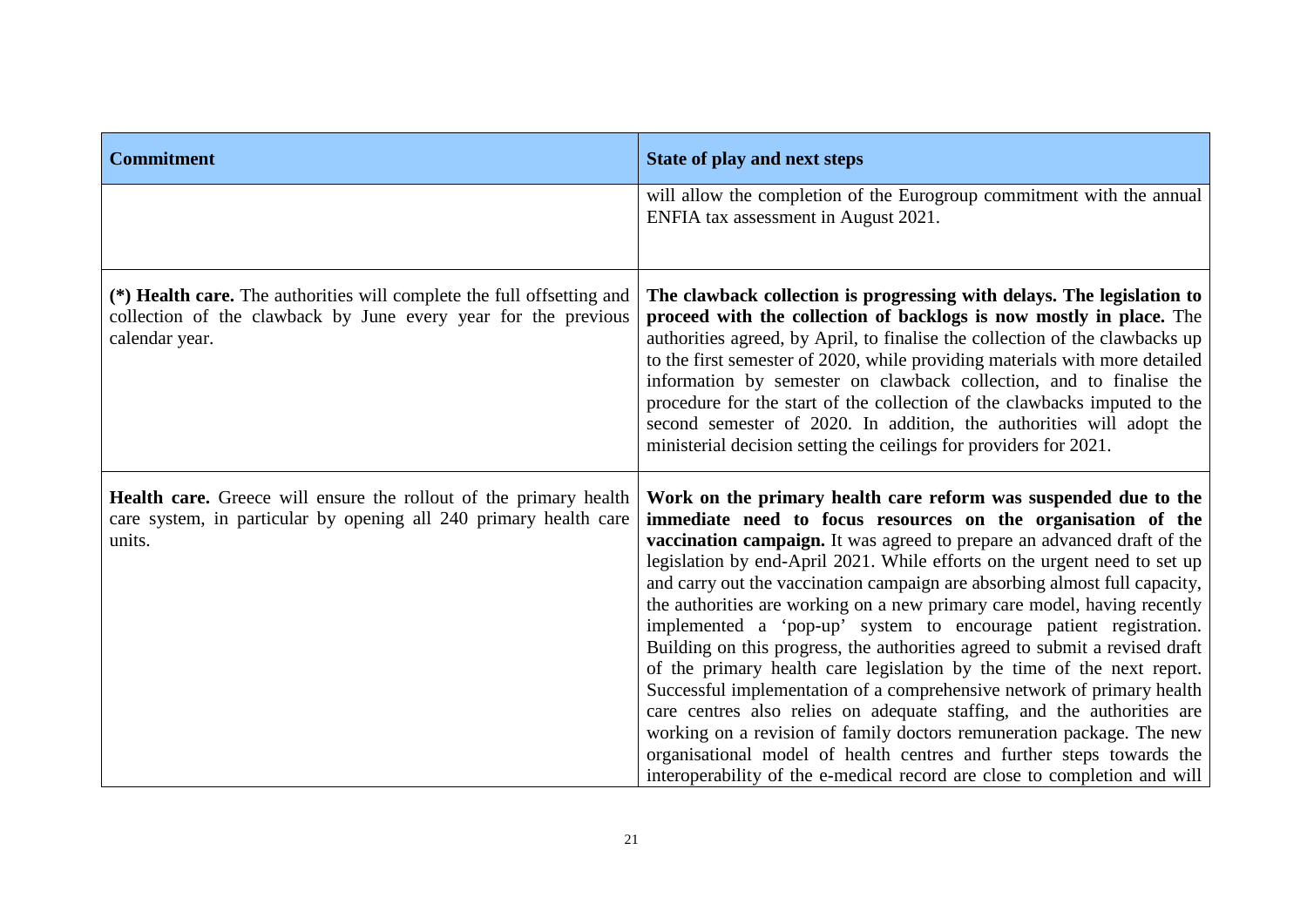| Commitment | State of play and next steps |
| --- | --- |
| | will allow the completion of the Eurogroup commitment with the annual ENFIA tax assessment in August 2021. |
| **(\*) Health care.** The authorities will complete the full offsetting and collection of the clawback by June every year for the previous calendar year. | **The clawback collection is progressing with delays. The legislation to proceed with the collection of backlogs is now mostly in place.** The authorities agreed, by April, to finalise the collection of the clawbacks up to the first semester of 2020, while providing materials with more detailed information by semester on clawback collection, and to finalise the procedure for the start of the collection of the clawbacks imputed to the second semester of 2020. In addition, the authorities will adopt the ministerial decision setting the ceilings for providers for 2021. |
| **Health care.** Greece will ensure the rollout of the primary health care system, in particular by opening all 240 primary health care units. | **Work on the primary health care reform was suspended due to the immediate need to focus resources on the organisation of the vaccination campaign.** It was agreed to prepare an advanced draft of the legislation by end-April 2021. While efforts on the urgent need to set up and carry out the vaccination campaign are absorbing almost full capacity, the authorities are working on a new primary care model, having recently implemented a 'pop-up' system to encourage patient registration. Building on this progress, the authorities agreed to submit a revised draft of the primary health care legislation by the time of the next report. Successful implementation of a comprehensive network of primary health care centres also relies on adequate staffing, and the authorities are working on a revision of family doctors remuneration package. The new organisational model of health centres and further steps towards the interoperability of the e-medical record are close to completion and will |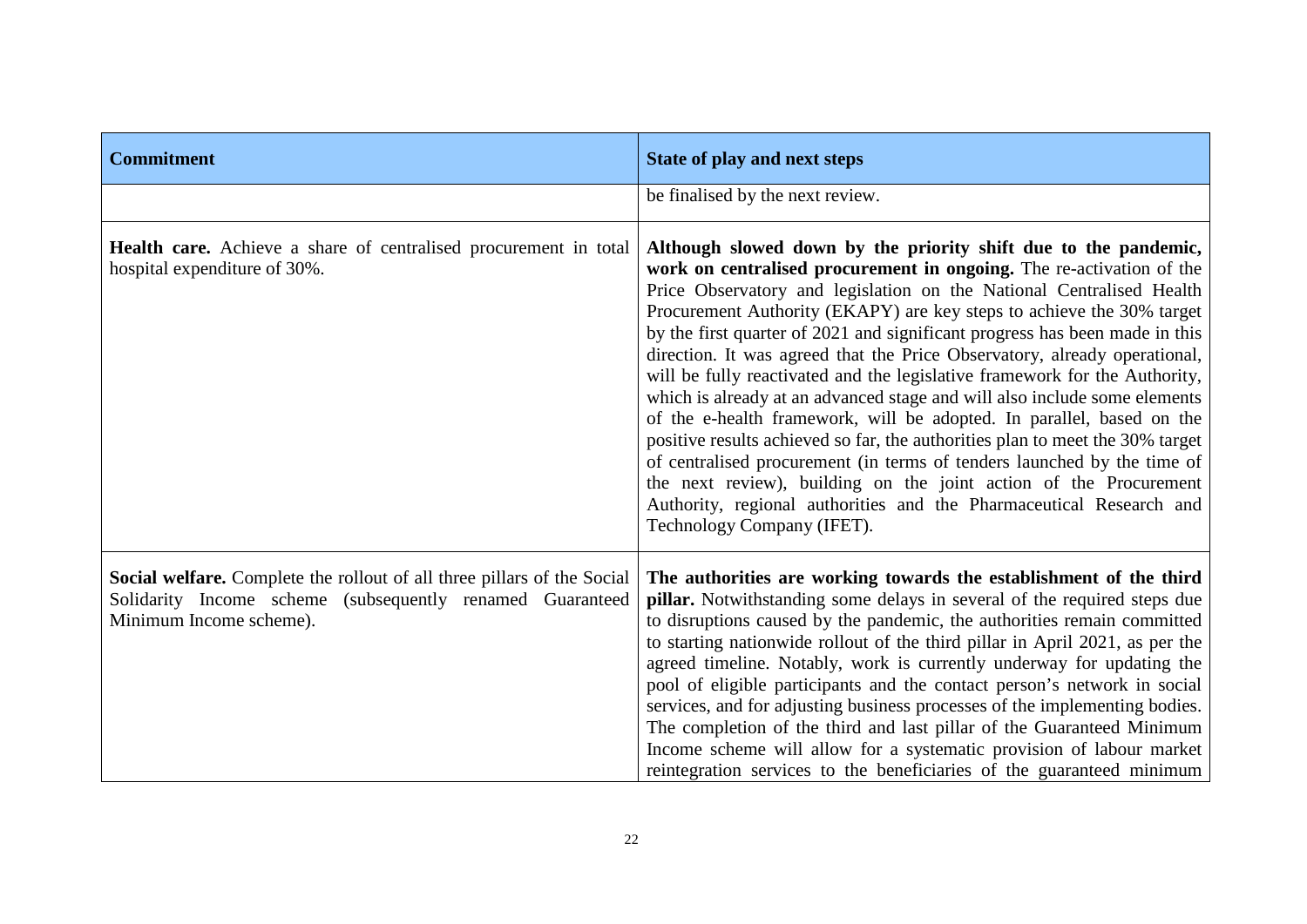| Commitment | State of play and next steps |
| --- | --- |
| | be finalised by the next review. |
| **Health care.** Achieve a share of centralised procurement in total hospital expenditure of 30%. | **Although slowed down by the priority shift due to the pandemic, work on centralised procurement in ongoing.** The re-activation of the Price Observatory and legislation on the National Centralised Health Procurement Authority (EKAPY) are key steps to achieve the 30% target by the first quarter of 2021 and significant progress has been made in this direction. It was agreed that the Price Observatory, already operational, will be fully reactivated and the legislative framework for the Authority, which is already at an advanced stage and will also include some elements of the e-health framework, will be adopted. In parallel, based on the positive results achieved so far, the authorities plan to meet the 30% target of centralised procurement (in terms of tenders launched by the time of the next review), building on the joint action of the Procurement Authority, regional authorities and the Pharmaceutical Research and Technology Company (IFET). |
| **Social welfare.** Complete the rollout of all three pillars of the Social Solidarity Income scheme (subsequently renamed Guaranteed Minimum Income scheme). | **The authorities are working towards the establishment of the third pillar.** Notwithstanding some delays in several of the required steps due to disruptions caused by the pandemic, the authorities remain committed to starting nationwide rollout of the third pillar in April 2021, as per the agreed timeline. Notably, work is currently underway for updating the pool of eligible participants and the contact person's network in social services, and for adjusting business processes of the implementing bodies. The completion of the third and last pillar of the Guaranteed Minimum Income scheme will allow for a systematic provision of labour market reintegration services to the beneficiaries of the guaranteed minimum |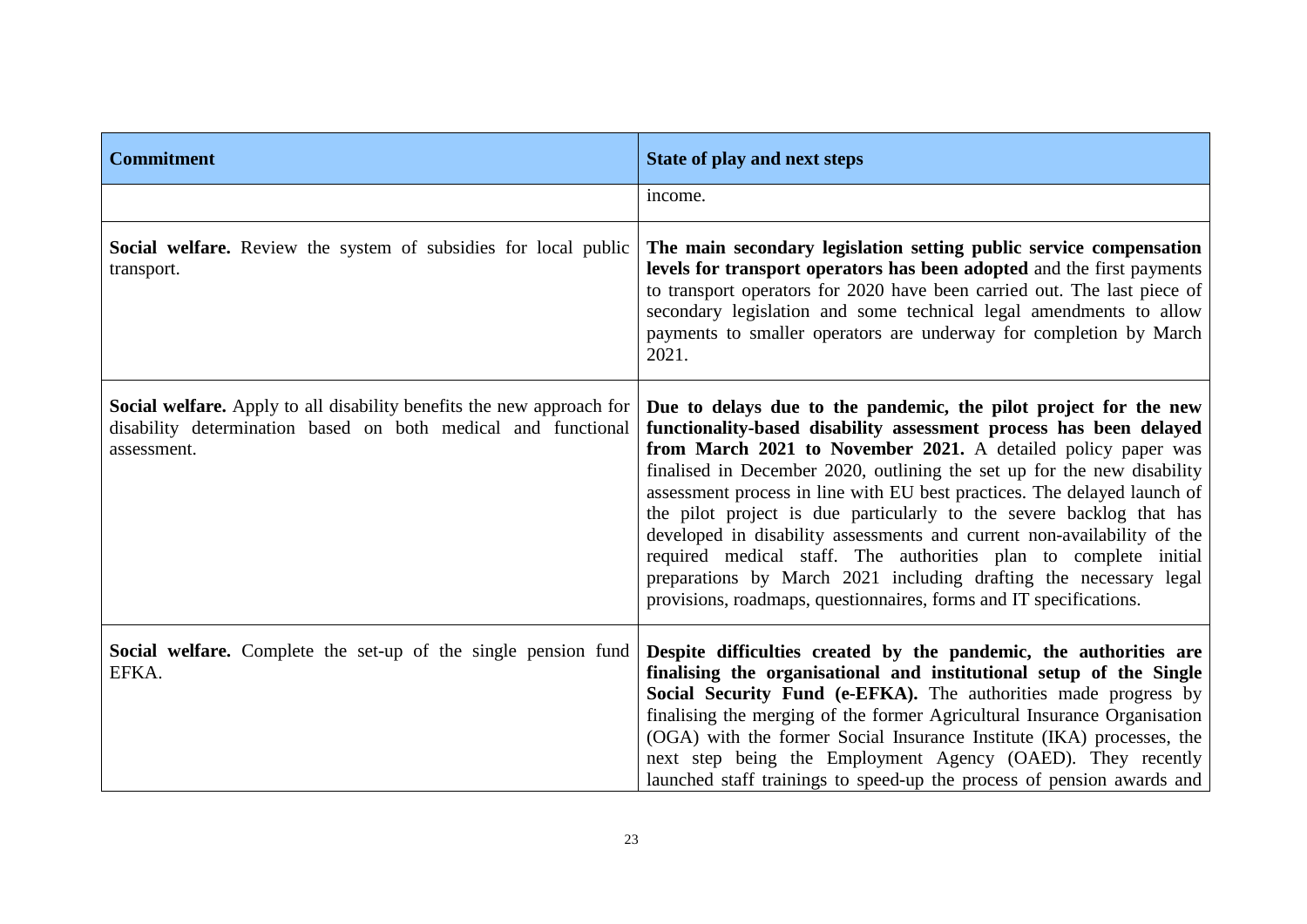| Commitment | State of play and next steps |
|---|---|
| | income. |
| **Social welfare.** Review the system of subsidies for local public transport. | **The main secondary legislation setting public service compensation levels for transport operators has been adopted** and the first payments to transport operators for 2020 have been carried out. The last piece of secondary legislation and some technical legal amendments to allow payments to smaller operators are underway for completion by March 2021. |
| **Social welfare.** Apply to all disability benefits the new approach for disability determination based on both medical and functional assessment. | **Due to delays due to the pandemic, the pilot project for the new functionality-based disability assessment process has been delayed from March 2021 to November 2021.** A detailed policy paper was finalised in December 2020, outlining the set up for the new disability assessment process in line with EU best practices. The delayed launch of the pilot project is due particularly to the severe backlog that has developed in disability assessments and current non-availability of the required medical staff. The authorities plan to complete initial preparations by March 2021 including drafting the necessary legal provisions, roadmaps, questionnaires, forms and IT specifications. |
| **Social welfare.** Complete the set-up of the single pension fund EFKA. | **Despite difficulties created by the pandemic, the authorities are finalising the organisational and institutional setup of the Single Social Security Fund (e-EFKA).** The authorities made progress by finalising the merging of the former Agricultural Insurance Organisation (OGA) with the former Social Insurance Institute (IKA) processes, the next step being the Employment Agency (OAED). They recently launched staff trainings to speed-up the process of pension awards and |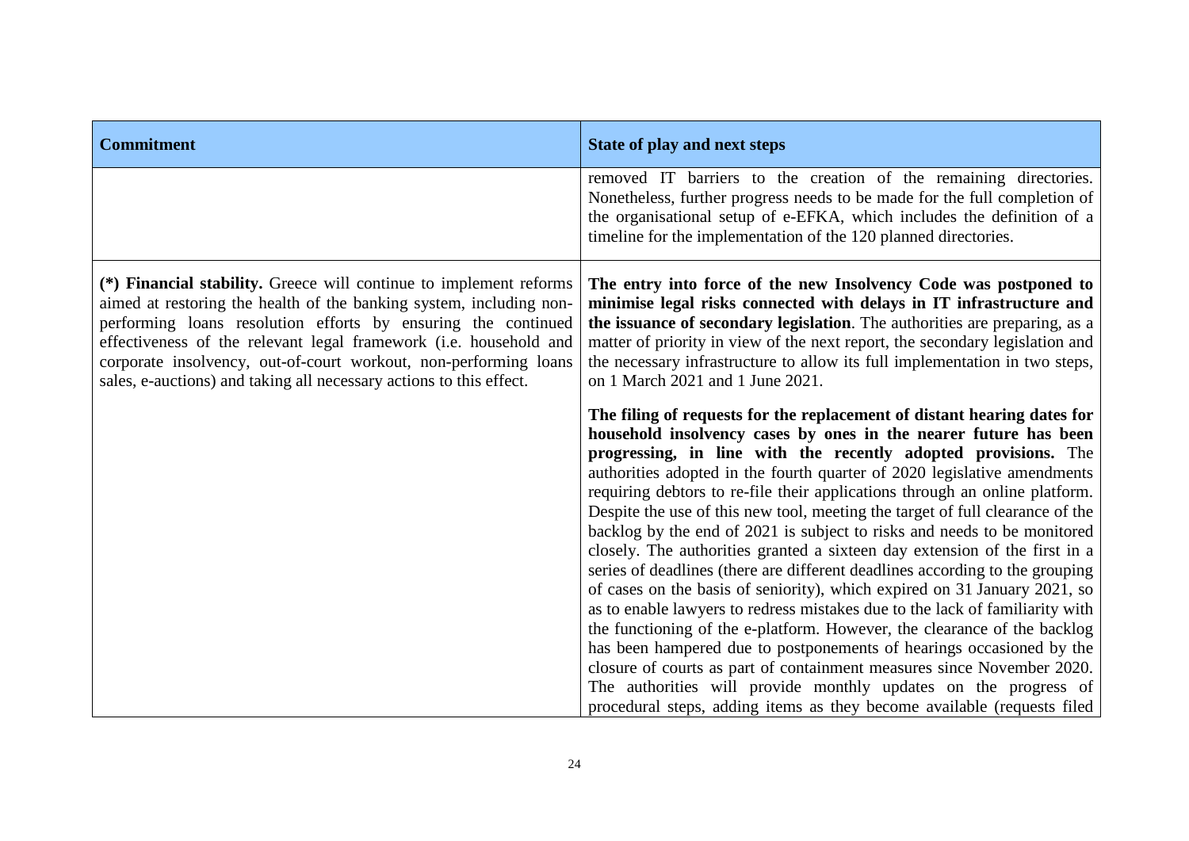| Commitment | State of play and next steps |
| --- | --- |
| | removed IT barriers to the creation of the remaining directories. Nonetheless, further progress needs to be made for the full completion of the organisational setup of e-EFKA, which includes the definition of a timeline for the implementation of the 120 planned directories. |
| **(*) Financial stability.** Greece will continue to implement reforms aimed at restoring the health of the banking system, including non-performing loans resolution efforts by ensuring the continued effectiveness of the relevant legal framework (i.e. household and corporate insolvency, out-of-court workout, non-performing loans sales, e-auctions) and taking all necessary actions to this effect. | **The entry into force of the new Insolvency Code was postponed to minimise legal risks connected with delays in IT infrastructure and the issuance of secondary legislation**. The authorities are preparing, as a matter of priority in view of the next report, the secondary legislation and the necessary infrastructure to allow its full implementation in two steps, on 1 March 2021 and 1 June 2021.<br><br>**The filing of requests for the replacement of distant hearing dates for household insolvency cases by ones in the nearer future has been progressing, in line with the recently adopted provisions.** The authorities adopted in the fourth quarter of 2020 legislative amendments requiring debtors to re-file their applications through an online platform. Despite the use of this new tool, meeting the target of full clearance of the backlog by the end of 2021 is subject to risks and needs to be monitored closely. The authorities granted a sixteen day extension of the first in a series of deadlines (there are different deadlines according to the grouping of cases on the basis of seniority), which expired on 31 January 2021, so as to enable lawyers to redress mistakes due to the lack of familiarity with the functioning of the e-platform. However, the clearance of the backlog has been hampered due to postponements of hearings occasioned by the closure of courts as part of containment measures since November 2020. The authorities will provide monthly updates on the progress of procedural steps, adding items as they become available (requests filed |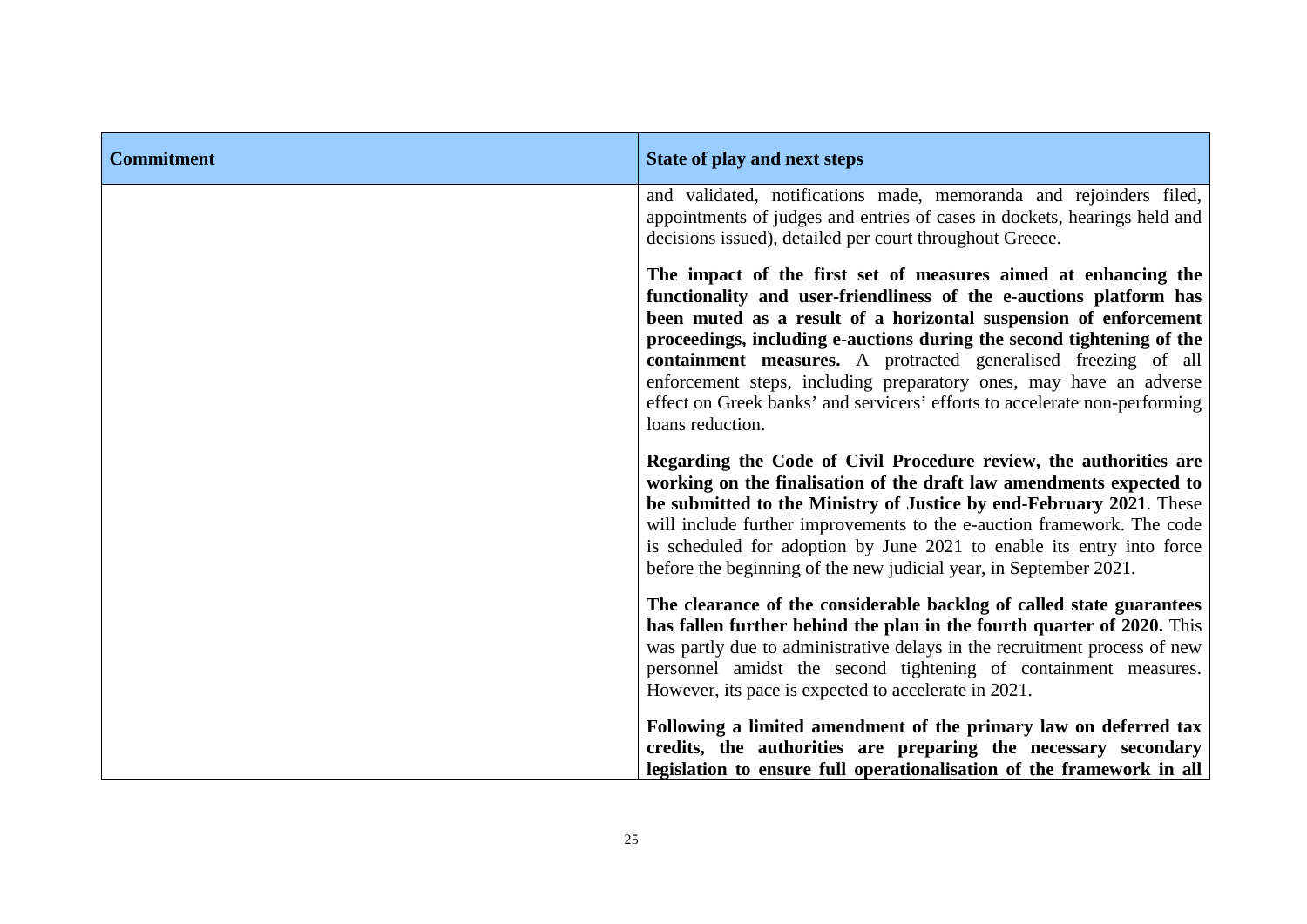| Commitment | State of play and next steps |
|---|---|
| | and validated, notifications made, memoranda and rejoinders filed, appointments of judges and entries of cases in dockets, hearings held and decisions issued), detailed per court throughout Greece.<br><br>**The impact of the first set of measures aimed at enhancing the functionality and user-friendliness of the e-auctions platform has been muted as a result of a horizontal suspension of enforcement proceedings, including e-auctions during the second tightening of the containment measures.** A protracted generalised freezing of all enforcement steps, including preparatory ones, may have an adverse effect on Greek banks' and servicers' efforts to accelerate non-performing loans reduction.<br><br>**Regarding the Code of Civil Procedure review, the authorities are working on the finalisation of the draft law amendments expected to be submitted to the Ministry of Justice by end-February 2021**. These will include further improvements to the e-auction framework. The code is scheduled for adoption by June 2021 to enable its entry into force before the beginning of the new judicial year, in September 2021.<br><br>**The clearance of the considerable backlog of called state guarantees has fallen further behind the plan in the fourth quarter of 2020.** This was partly due to administrative delays in the recruitment process of new personnel amidst the second tightening of containment measures. However, its pace is expected to accelerate in 2021.<br><br>**Following a limited amendment of the primary law on deferred tax credits, the authorities are preparing the necessary secondary legislation to ensure full operationalisation of the framework in all** |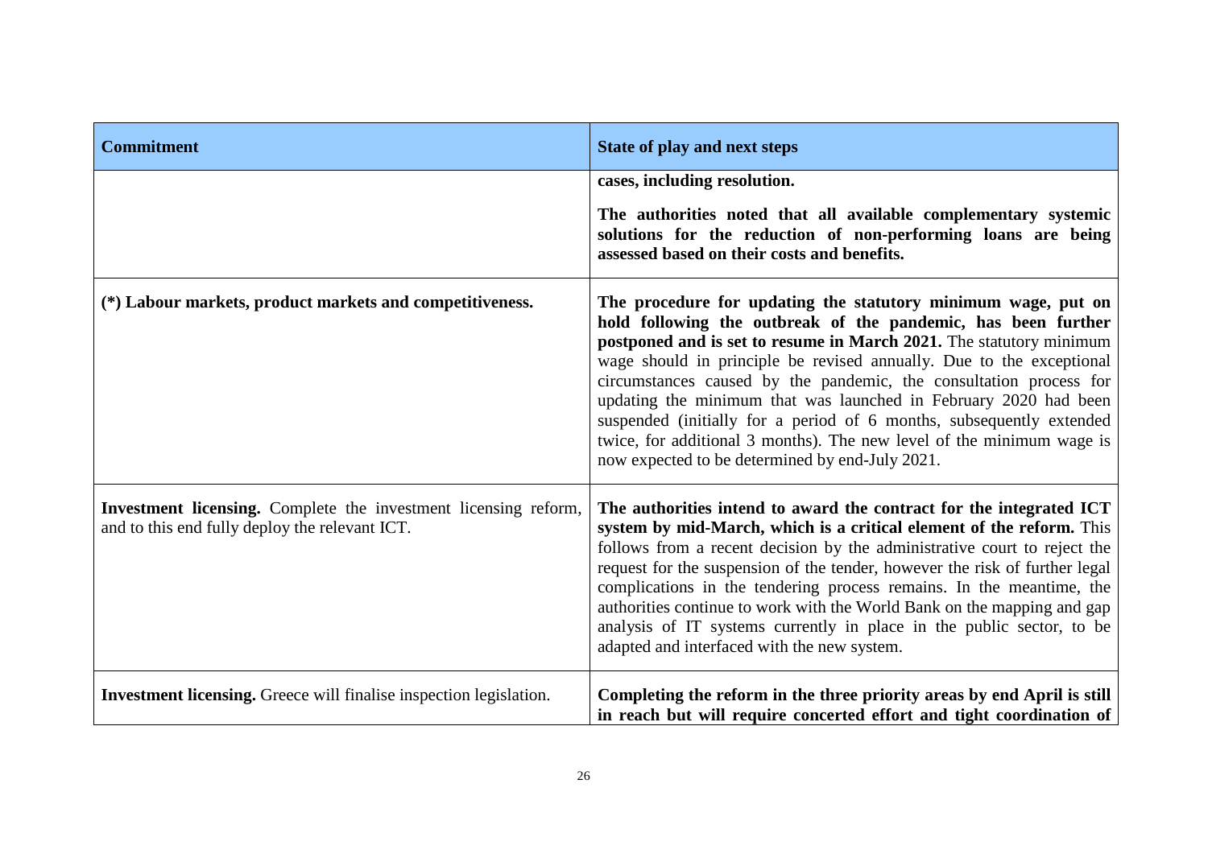| Commitment | State of play and next steps |
|---|---|
| | **cases, including resolution.**<br><br>**The authorities noted that all available complementary systemic solutions for the reduction of non-performing loans are being assessed based on their costs and benefits.** |
| **(*) Labour markets, product markets and competitiveness.** | **The procedure for updating the statutory minimum wage, put on hold following the outbreak of the pandemic, has been further postponed and is set to resume in March 2021.** The statutory minimum wage should in principle be revised annually. Due to the exceptional circumstances caused by the pandemic, the consultation process for updating the minimum that was launched in February 2020 had been suspended (initially for a period of 6 months, subsequently extended twice, for additional 3 months). The new level of the minimum wage is now expected to be determined by end-July 2021. |
| **Investment licensing.** Complete the investment licensing reform, and to this end fully deploy the relevant ICT. | **The authorities intend to award the contract for the integrated ICT system by mid-March, which is a critical element of the reform.** This follows from a recent decision by the administrative court to reject the request for the suspension of the tender, however the risk of further legal complications in the tendering process remains. In the meantime, the authorities continue to work with the World Bank on the mapping and gap analysis of IT systems currently in place in the public sector, to be adapted and interfaced with the new system. |
| **Investment licensing.** Greece will finalise inspection legislation. | **Completing the reform in the three priority areas by end April is still in reach but will require concerted effort and tight coordination of** |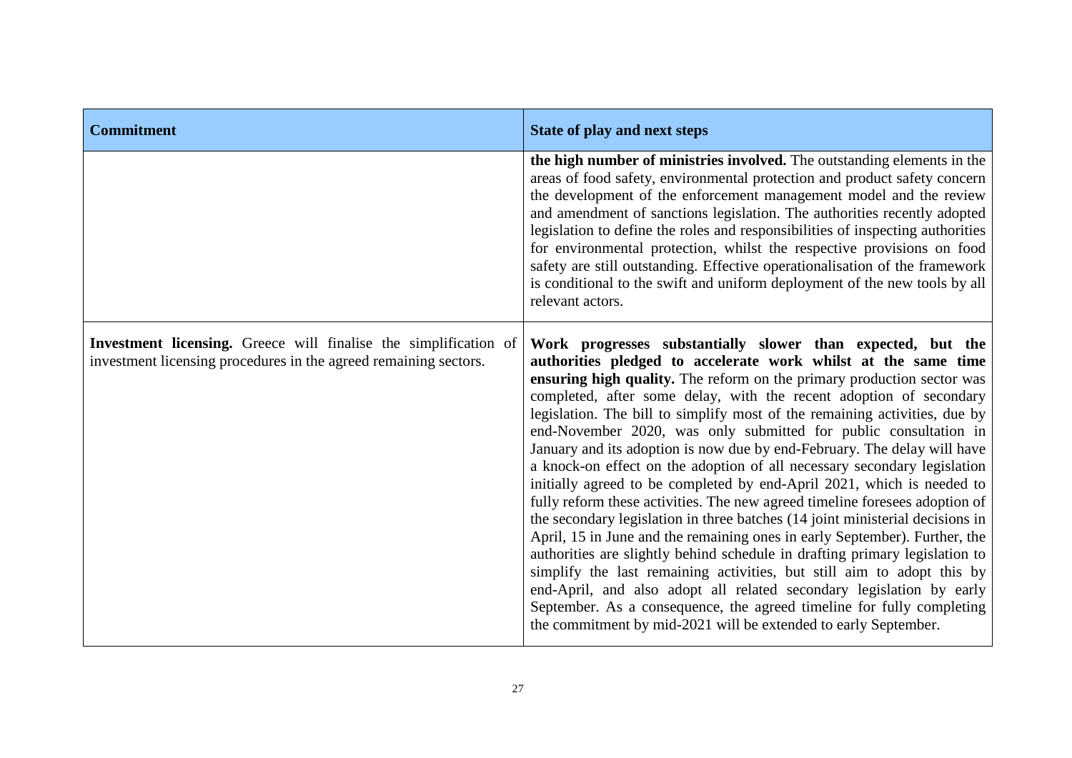| Commitment | State of play and next steps |
| --- | --- |
| | **the high number of ministries involved.** The outstanding elements in the areas of food safety, environmental protection and product safety concern the development of the enforcement management model and the review and amendment of sanctions legislation. The authorities recently adopted legislation to define the roles and responsibilities of inspecting authorities for environmental protection, whilst the respective provisions on food safety are still outstanding. Effective operationalisation of the framework is conditional to the swift and uniform deployment of the new tools by all relevant actors. |
| **Investment licensing.** Greece will finalise the simplification of investment licensing procedures in the agreed remaining sectors. | **Work progresses substantially slower than expected, but the authorities pledged to accelerate work whilst at the same time ensuring high quality.** The reform on the primary production sector was completed, after some delay, with the recent adoption of secondary legislation. The bill to simplify most of the remaining activities, due by end-November 2020, was only submitted for public consultation in January and its adoption is now due by end-February. The delay will have a knock-on effect on the adoption of all necessary secondary legislation initially agreed to be completed by end-April 2021, which is needed to fully reform these activities. The new agreed timeline foresees adoption of the secondary legislation in three batches (14 joint ministerial decisions in April, 15 in June and the remaining ones in early September). Further, the authorities are slightly behind schedule in drafting primary legislation to simplify the last remaining activities, but still aim to adopt this by end-April, and also adopt all related secondary legislation by early September. As a consequence, the agreed timeline for fully completing the commitment by mid-2021 will be extended to early September. |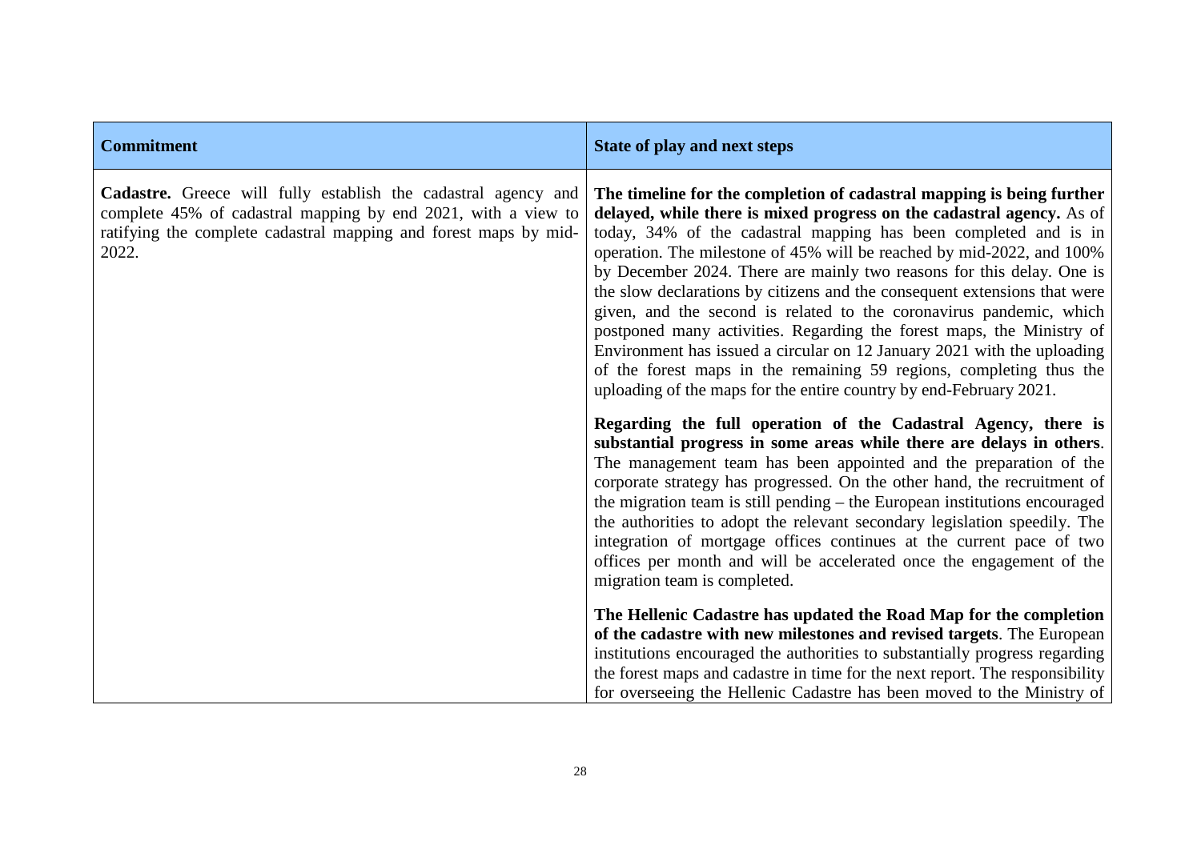| Commitment | State of play and next steps |
| --- | --- |
| **Cadastre.** Greece will fully establish the cadastral agency and complete 45% of cadastral mapping by end 2021, with a view to ratifying the complete cadastral mapping and forest maps by mid-2022. | **The timeline for the completion of cadastral mapping is being further delayed, while there is mixed progress on the cadastral agency.** As of today, 34% of the cadastral mapping has been completed and is in operation. The milestone of 45% will be reached by mid-2022, and 100% by December 2024. There are mainly two reasons for this delay. One is the slow declarations by citizens and the consequent extensions that were given, and the second is related to the coronavirus pandemic, which postponed many activities. Regarding the forest maps, the Ministry of Environment has issued a circular on 12 January 2021 with the uploading of the forest maps in the remaining 59 regions, completing thus the uploading of the maps for the entire country by end-February 2021.<br><br>**Regarding the full operation of the Cadastral Agency, there is substantial progress in some areas while there are delays in others**. The management team has been appointed and the preparation of the corporate strategy has progressed. On the other hand, the recruitment of the migration team is still pending – the European institutions encouraged the authorities to adopt the relevant secondary legislation speedily. The integration of mortgage offices continues at the current pace of two offices per month and will be accelerated once the engagement of the migration team is completed.<br><br>**The Hellenic Cadastre has updated the Road Map for the completion of the cadastre with new milestones and revised targets**. The European institutions encouraged the authorities to substantially progress regarding the forest maps and cadastre in time for the next report. The responsibility for overseeing the Hellenic Cadastre has been moved to the Ministry of |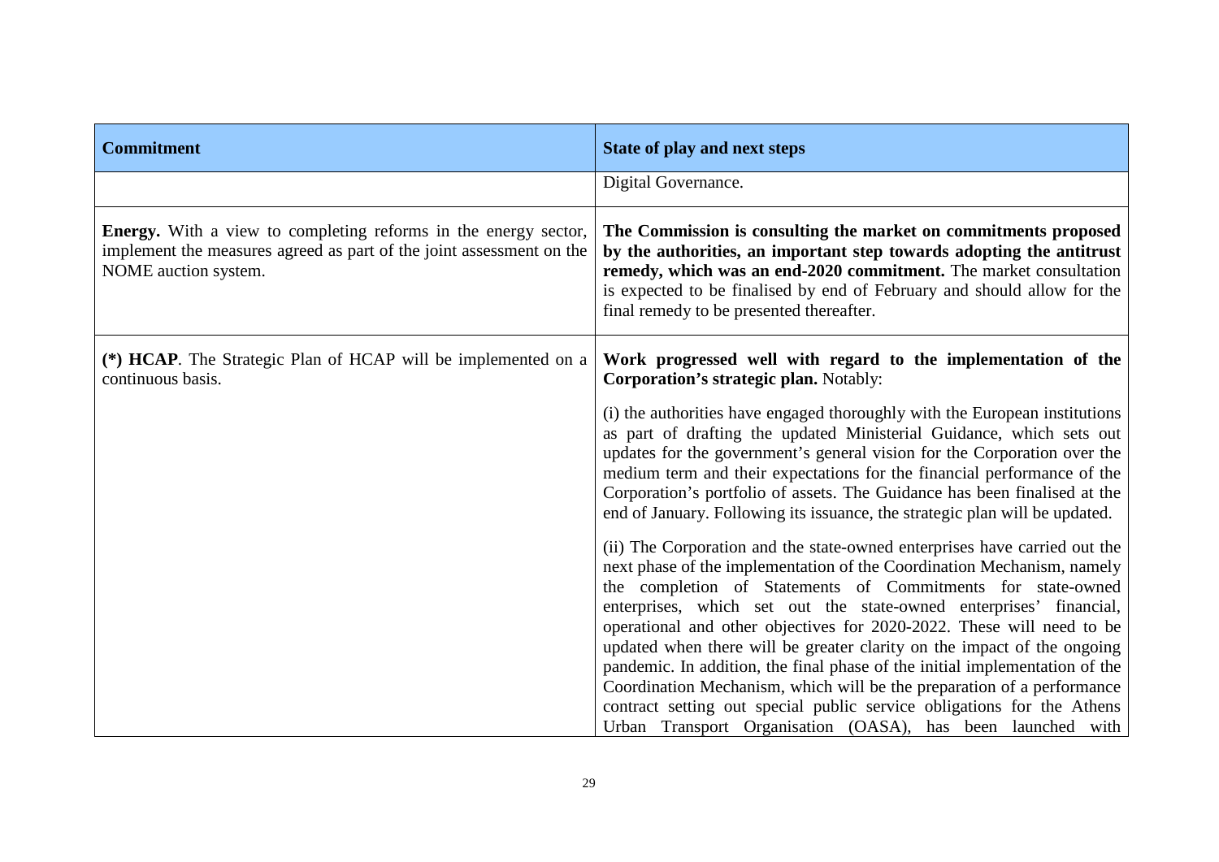| Commitment | State of play and next steps |
|---|---|
| | Digital Governance. |
| **Energy.** With a view to completing reforms in the energy sector, implement the measures agreed as part of the joint assessment on the NOME auction system. | **The Commission is consulting the market on commitments proposed by the authorities, an important step towards adopting the antitrust remedy, which was an end-2020 commitment.** The market consultation is expected to be finalised by end of February and should allow for the final remedy to be presented thereafter. |
| **(*) HCAP**. The Strategic Plan of HCAP will be implemented on a continuous basis. | **Work progressed well with regard to the implementation of the Corporation's strategic plan.** Notably:<br><br>(i) the authorities have engaged thoroughly with the European institutions as part of drafting the updated Ministerial Guidance, which sets out updates for the government's general vision for the Corporation over the medium term and their expectations for the financial performance of the Corporation's portfolio of assets. The Guidance has been finalised at the end of January. Following its issuance, the strategic plan will be updated.<br><br>(ii) The Corporation and the state-owned enterprises have carried out the next phase of the implementation of the Coordination Mechanism, namely the completion of Statements of Commitments for state-owned enterprises, which set out the state-owned enterprises' financial, operational and other objectives for 2020-2022. These will need to be updated when there will be greater clarity on the impact of the ongoing pandemic. In addition, the final phase of the initial implementation of the Coordination Mechanism, which will be the preparation of a performance contract setting out special public service obligations for the Athens Urban Transport Organisation (OASA), has been launched with |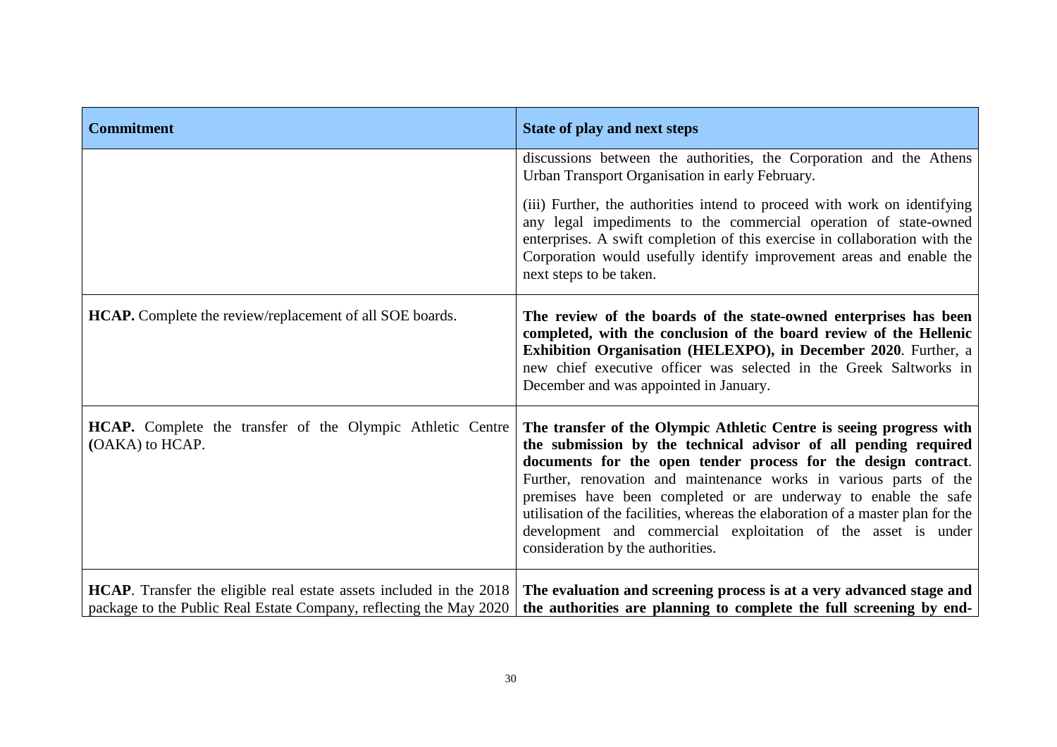| Commitment | State of play and next steps |
| --- | --- |
| | discussions between the authorities, the Corporation and the Athens Urban Transport Organisation in early February. (iii) Further, the authorities intend to proceed with work on identifying any legal impediments to the commercial operation of state-owned enterprises. A swift completion of this exercise in collaboration with the Corporation would usefully identify improvement areas and enable the next steps to be taken. |
| **HCAP.** Complete the review/replacement of all SOE boards. | **The review of the boards of the state-owned enterprises has been completed, with the conclusion of the board review of the Hellenic Exhibition Organisation (HELEXPO), in December 2020**. Further, a new chief executive officer was selected in the Greek Saltworks in December and was appointed in January. |
| **HCAP.** Complete the transfer of the Olympic Athletic Centre **(**OAKA) to HCAP. | **The transfer of the Olympic Athletic Centre is seeing progress with the submission by the technical advisor of all pending required documents for the open tender process for the design contract**. Further, renovation and maintenance works in various parts of the premises have been completed or are underway to enable the safe utilisation of the facilities, whereas the elaboration of a master plan for the development and commercial exploitation of the asset is under consideration by the authorities. |
| **HCAP**. Transfer the eligible real estate assets included in the 2018 package to the Public Real Estate Company, reflecting the May 2020 | **The evaluation and screening process is at a very advanced stage and the authorities are planning to complete the full screening by end-** |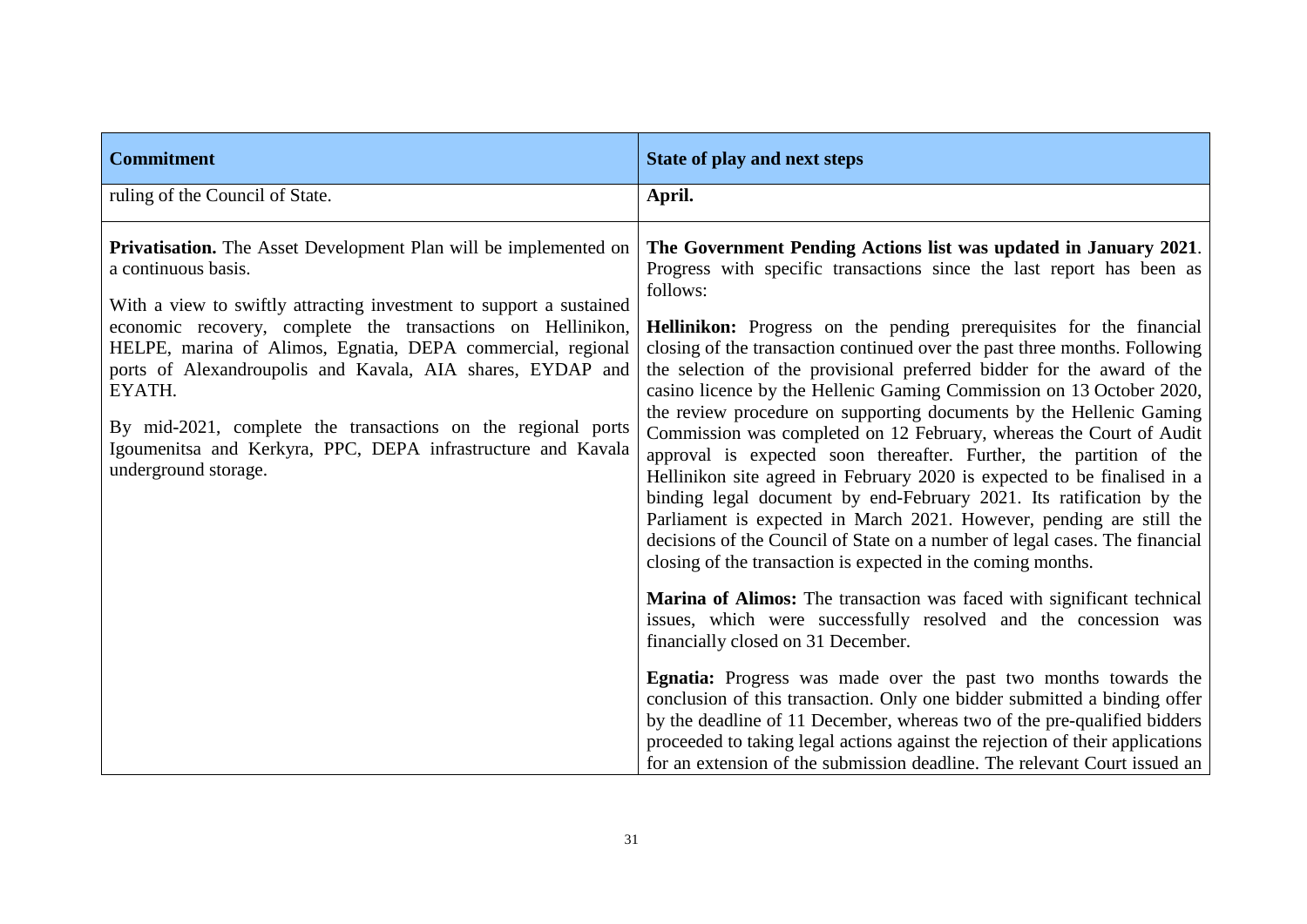| Commitment | State of play and next steps |
|---|---|
| ruling of the Council of State. | **April.** |
| **Privatisation.** The Asset Development Plan will be implemented on a continuous basis.<br><br>With a view to swiftly attracting investment to support a sustained economic recovery, complete the transactions on Hellinikon, HELPE, marina of Alimos, Egnatia, DEPA commercial, regional ports of Alexandroupolis and Kavala, AIA shares, EYDAP and EYATH.<br><br>By mid-2021, complete the transactions on the regional ports Igoumenitsa and Kerkyra, PPC, DEPA infrastructure and Kavala underground storage. | **The Government Pending Actions list was updated in January 2021**. Progress with specific transactions since the last report has been as follows:<br><br>**Hellinikon:** Progress on the pending prerequisites for the financial closing of the transaction continued over the past three months. Following the selection of the provisional preferred bidder for the award of the casino licence by the Hellenic Gaming Commission on 13 October 2020, the review procedure on supporting documents by the Hellenic Gaming Commission was completed on 12 February, whereas the Court of Audit approval is expected soon thereafter. Further, the partition of the Hellinikon site agreed in February 2020 is expected to be finalised in a binding legal document by end-February 2021. Its ratification by the Parliament is expected in March 2021. However, pending are still the decisions of the Council of State on a number of legal cases. The financial closing of the transaction is expected in the coming months.<br><br>**Marina of Alimos:** The transaction was faced with significant technical issues, which were successfully resolved and the concession was financially closed on 31 December.<br><br>**Egnatia:** Progress was made over the past two months towards the conclusion of this transaction. Only one bidder submitted a binding offer by the deadline of 11 December, whereas two of the pre-qualified bidders proceeded to taking legal actions against the rejection of their applications for an extension of the submission deadline. The relevant Court issued an |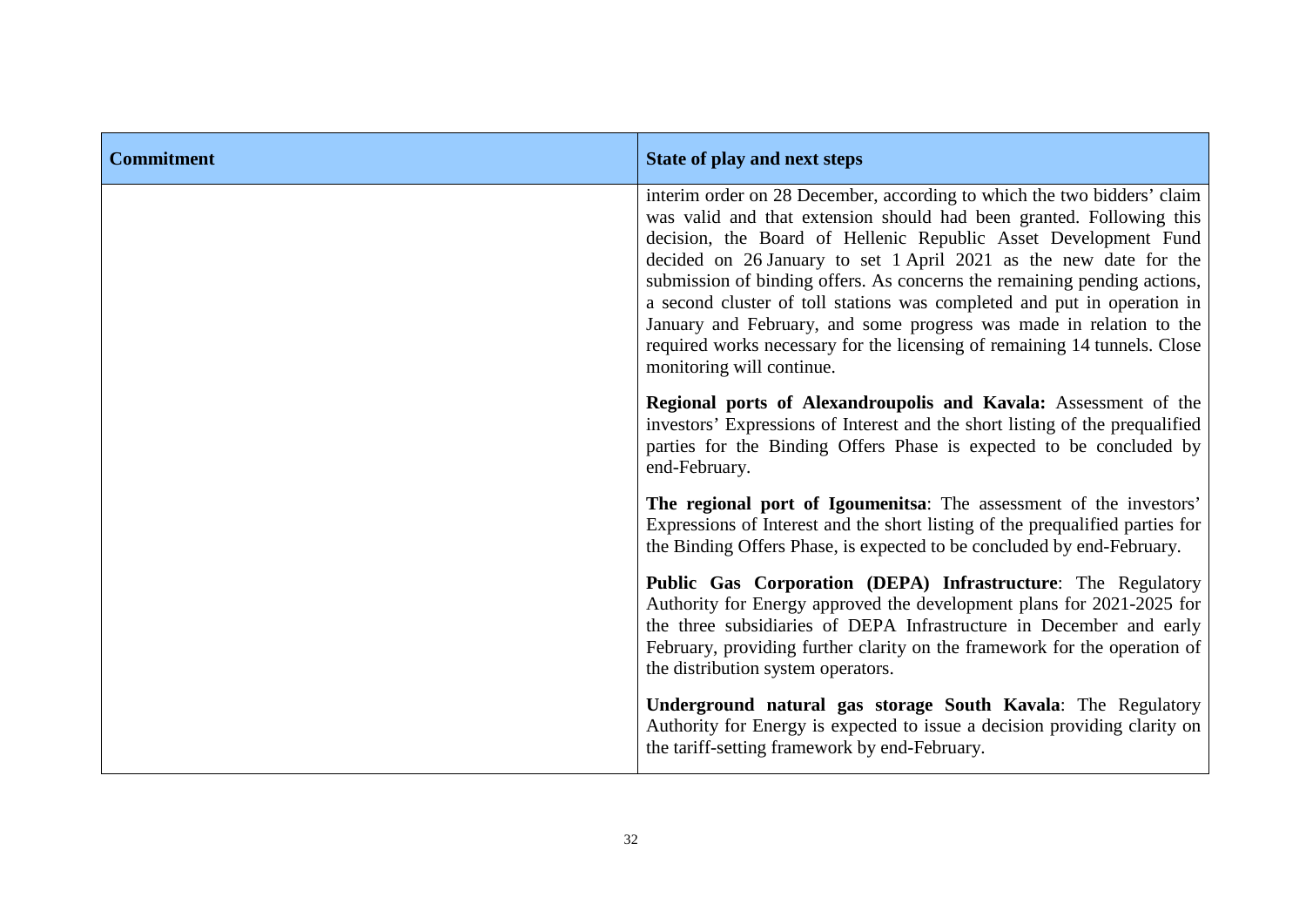| Commitment | State of play and next steps |
| --- | --- |
| | interim order on 28 December, according to which the two bidders' claim was valid and that extension should had been granted. Following this decision, the Board of Hellenic Republic Asset Development Fund decided on 26 January to set 1 April 2021 as the new date for the submission of binding offers. As concerns the remaining pending actions, a second cluster of toll stations was completed and put in operation in January and February, and some progress was made in relation to the required works necessary for the licensing of remaining 14 tunnels. Close monitoring will continue.<br><br>**Regional ports of Alexandroupolis and Kavala:** Assessment of the investors' Expressions of Interest and the short listing of the prequalified parties for the Binding Offers Phase is expected to be concluded by end-February.<br><br>**The regional port of Igoumenitsa**: The assessment of the investors' Expressions of Interest and the short listing of the prequalified parties for the Binding Offers Phase, is expected to be concluded by end-February.<br><br>**Public Gas Corporation (DEPA) Infrastructure**: The Regulatory Authority for Energy approved the development plans for 2021-2025 for the three subsidiaries of DEPA Infrastructure in December and early February, providing further clarity on the framework for the operation of the distribution system operators.<br><br>**Underground natural gas storage South Kavala**: The Regulatory Authority for Energy is expected to issue a decision providing clarity on the tariff-setting framework by end-February. |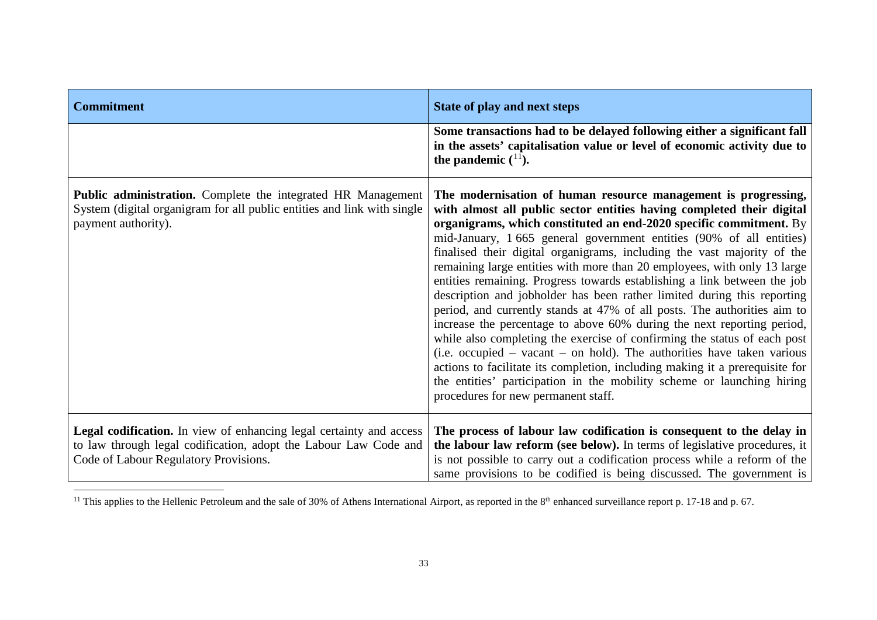| Commitment | State of play and next steps |
|---|---|
| | **Some transactions had to be delayed following either a significant fall in the assets' capitalisation value or level of economic activity due to the pandemic ([11]).** |
| **Public administration.** Complete the integrated HR Management System (digital organigram for all public entities and link with single payment authority). | **The modernisation of human resource management is progressing, with almost all public sector entities having completed their digital organigrams, which constituted an end-2020 specific commitment.** By mid-January, 1 665 general government entities (90% of all entities) finalised their digital organigrams, including the vast majority of the remaining large entities with more than 20 employees, with only 13 large entities remaining. Progress towards establishing a link between the job description and jobholder has been rather limited during this reporting period, and currently stands at 47% of all posts. The authorities aim to increase the percentage to above 60% during the next reporting period, while also completing the exercise of confirming the status of each post (i.e. occupied – vacant – on hold). The authorities have taken various actions to facilitate its completion, including making it a prerequisite for the entities' participation in the mobility scheme or launching hiring procedures for new permanent staff. |
| **Legal codification.** In view of enhancing legal certainty and access to law through legal codification, adopt the Labour Law Code and Code of Labour Regulatory Provisions. | **The process of labour law codification is consequent to the delay in the labour law reform (see below).** In terms of legislative procedures, it is not possible to carry out a codification process while a reform of the same provisions to be codified is being discussed. The government is |

[11] This applies to the Hellenic Petroleum and the sale of 30% of Athens International Airport, as reported in the 8th enhanced surveillance report p. 17-18 and p. 67.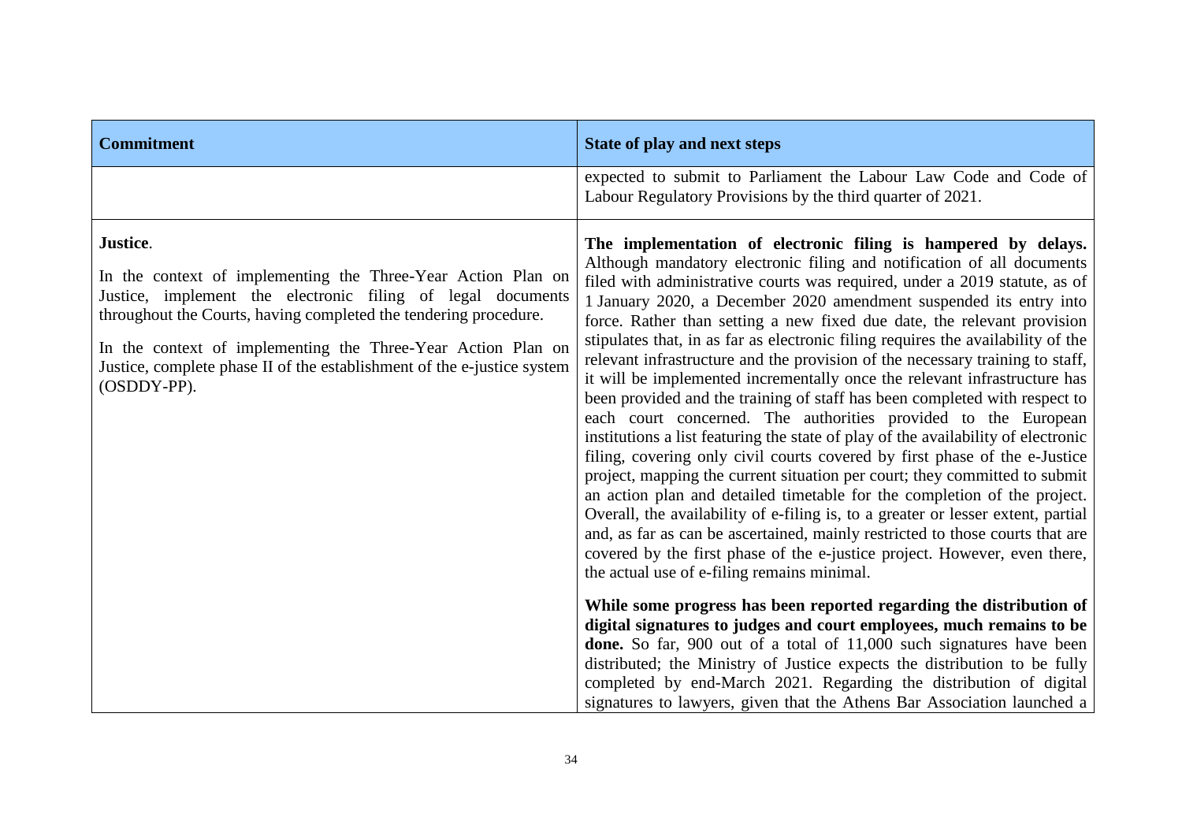| Commitment | State of play and next steps |
| --- | --- |
| | expected to submit to Parliament the Labour Law Code and Code of Labour Regulatory Provisions by the third quarter of 2021. |
| **Justice**.<br><br>In the context of implementing the Three-Year Action Plan on Justice, implement the electronic filing of legal documents throughout the Courts, having completed the tendering procedure.<br><br>In the context of implementing the Three-Year Action Plan on Justice, complete phase II of the establishment of the e-justice system (OSDDY-PP). | **The implementation of electronic filing is hampered by delays.** Although mandatory electronic filing and notification of all documents filed with administrative courts was required, under a 2019 statute, as of 1 January 2020, a December 2020 amendment suspended its entry into force. Rather than setting a new fixed due date, the relevant provision stipulates that, in as far as electronic filing requires the availability of the relevant infrastructure and the provision of the necessary training to staff, it will be implemented incrementally once the relevant infrastructure has been provided and the training of staff has been completed with respect to each court concerned. The authorities provided to the European institutions a list featuring the state of play of the availability of electronic filing, covering only civil courts covered by first phase of the e-Justice project, mapping the current situation per court; they committed to submit an action plan and detailed timetable for the completion of the project. Overall, the availability of e-filing is, to a greater or lesser extent, partial and, as far as can be ascertained, mainly restricted to those courts that are covered by the first phase of the e-justice project. However, even there, the actual use of e-filing remains minimal.<br><br>**While some progress has been reported regarding the distribution of digital signatures to judges and court employees, much remains to be done.** So far, 900 out of a total of 11,000 such signatures have been distributed; the Ministry of Justice expects the distribution to be fully completed by end-March 2021. Regarding the distribution of digital signatures to lawyers, given that the Athens Bar Association launched a |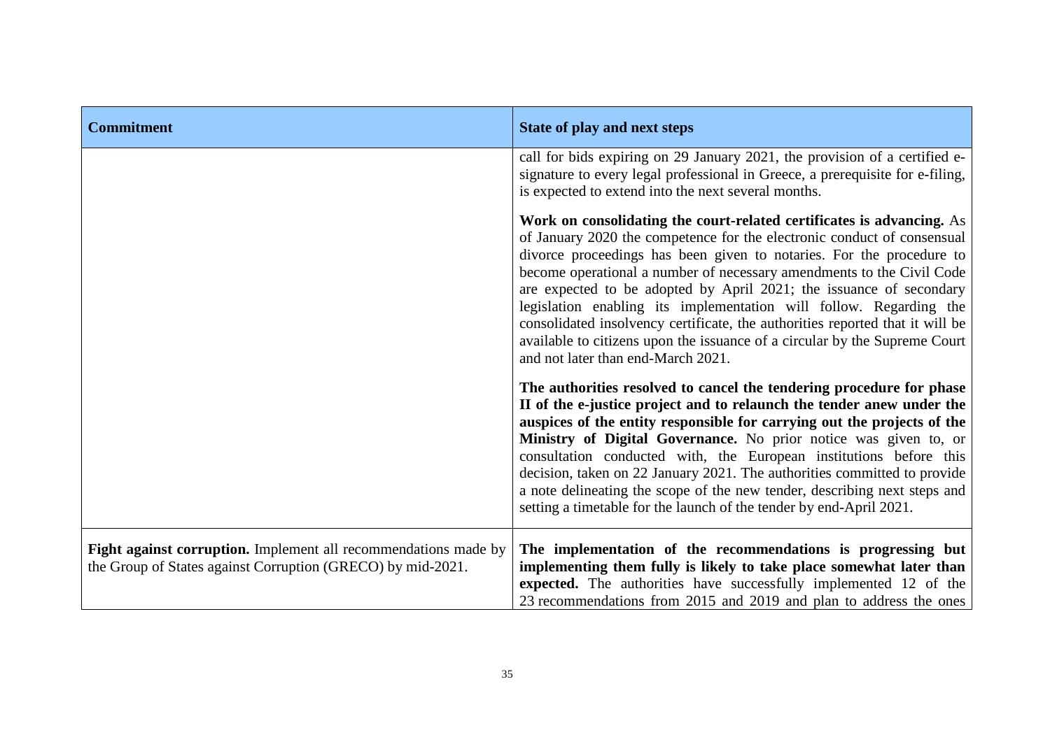| Commitment | State of play and next steps |
| --- | --- |
| | call for bids expiring on 29 January 2021, the provision of a certified e-signature to every legal professional in Greece, a prerequisite for e-filing, is expected to extend into the next several months.<br><br>**Work on consolidating the court-related certificates is advancing.** As of January 2020 the competence for the electronic conduct of consensual divorce proceedings has been given to notaries. For the procedure to become operational a number of necessary amendments to the Civil Code are expected to be adopted by April 2021; the issuance of secondary legislation enabling its implementation will follow. Regarding the consolidated insolvency certificate, the authorities reported that it will be available to citizens upon the issuance of a circular by the Supreme Court and not later than end-March 2021.<br><br>**The authorities resolved to cancel the tendering procedure for phase II of the e-justice project and to relaunch the tender anew under the auspices of the entity responsible for carrying out the projects of the Ministry of Digital Governance.** No prior notice was given to, or consultation conducted with, the European institutions before this decision, taken on 22 January 2021. The authorities committed to provide a note delineating the scope of the new tender, describing next steps and setting a timetable for the launch of the tender by end-April 2021. |
| **Fight against corruption.** Implement all recommendations made by the Group of States against Corruption (GRECO) by mid-2021. | **The implementation of the recommendations is progressing but implementing them fully is likely to take place somewhat later than expected.** The authorities have successfully implemented 12 of the 23 recommendations from 2015 and 2019 and plan to address the ones |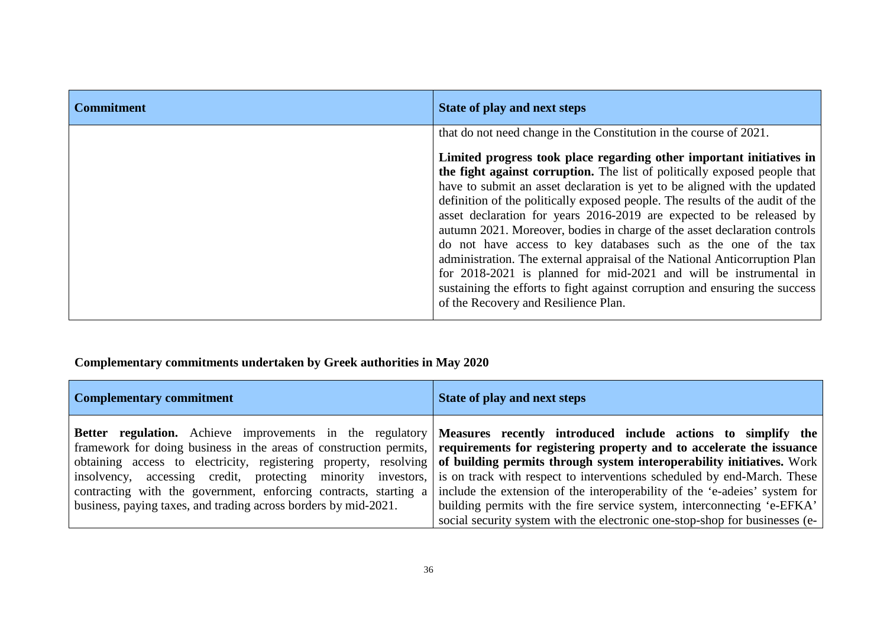| Commitment | State of play and next steps |
| --- | --- |
| | that do not need change in the Constitution in the course of 2021.<br><br>**Limited progress took place regarding other important initiatives in the fight against corruption.** The list of politically exposed people that have to submit an asset declaration is yet to be aligned with the updated definition of the politically exposed people. The results of the audit of the asset declaration for years 2016-2019 are expected to be released by autumn 2021. Moreover, bodies in charge of the asset declaration controls do not have access to key databases such as the one of the tax administration. The external appraisal of the National Anticorruption Plan for 2018-2021 is planned for mid-2021 and will be instrumental in sustaining the efforts to fight against corruption and ensuring the success of the Recovery and Resilience Plan. |

**Complementary commitments undertaken by Greek authorities in May 2020**

| Complementary commitment | State of play and next steps |
| --- | --- |
| **Better regulation.** Achieve improvements in the regulatory framework for doing business in the areas of construction permits, obtaining access to electricity, registering property, resolving insolvency, accessing credit, protecting minority investors, contracting with the government, enforcing contracts, starting a business, paying taxes, and trading across borders by mid-2021. | **Measures recently introduced include actions to simplify the requirements for registering property and to accelerate the issuance of building permits through system interoperability initiatives.** Work is on track with respect to interventions scheduled by end-March. These include the extension of the interoperability of the 'e-adeies' system for building permits with the fire service system, interconnecting 'e-EFKA' social security system with the electronic one-stop-shop for businesses (e- |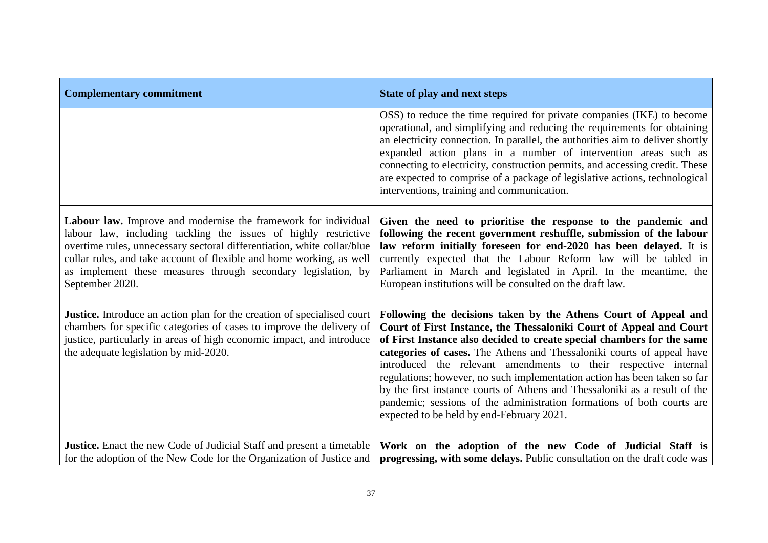| Complementary commitment | State of play and next steps |
|---|---|
| | OSS) to reduce the time required for private companies (IKE) to become operational, and simplifying and reducing the requirements for obtaining an electricity connection. In parallel, the authorities aim to deliver shortly expanded action plans in a number of intervention areas such as connecting to electricity, construction permits, and accessing credit. These are expected to comprise of a package of legislative actions, technological interventions, training and communication. |
| **Labour law.** Improve and modernise the framework for individual labour law, including tackling the issues of highly restrictive overtime rules, unnecessary sectoral differentiation, white collar/blue collar rules, and take account of flexible and home working, as well as implement these measures through secondary legislation, by September 2020. | **Given the need to prioritise the response to the pandemic and following the recent government reshuffle, submission of the labour law reform initially foreseen for end-2020 has been delayed.** It is currently expected that the Labour Reform law will be tabled in Parliament in March and legislated in April. In the meantime, the European institutions will be consulted on the draft law. |
| **Justice.** Introduce an action plan for the creation of specialised court chambers for specific categories of cases to improve the delivery of justice, particularly in areas of high economic impact, and introduce the adequate legislation by mid-2020. | **Following the decisions taken by the Athens Court of Appeal and Court of First Instance, the Thessaloniki Court of Appeal and Court of First Instance also decided to create special chambers for the same categories of cases.** The Athens and Thessaloniki courts of appeal have introduced the relevant amendments to their respective internal regulations; however, no such implementation action has been taken so far by the first instance courts of Athens and Thessaloniki as a result of the pandemic; sessions of the administration formations of both courts are expected to be held by end-February 2021. |
| **Justice.** Enact the new Code of Judicial Staff and present a timetable for the adoption of the New Code for the Organization of Justice and | **Work on the adoption of the new Code of Judicial Staff is progressing, with some delays.** Public consultation on the draft code was |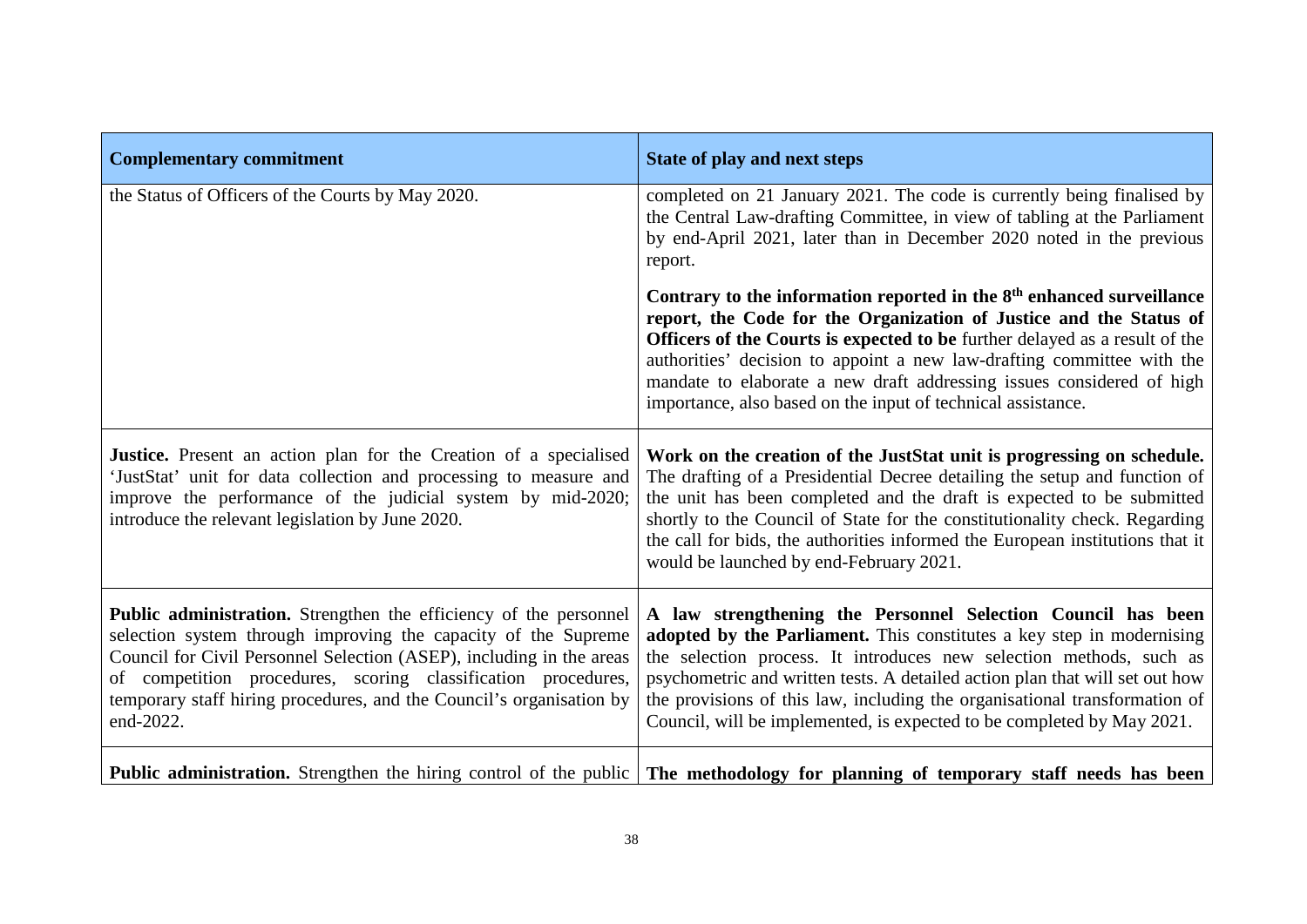| Complementary commitment | State of play and next steps |
| --- | --- |
| the Status of Officers of the Courts by May 2020. | completed on 21 January 2021. The code is currently being finalised by the Central Law-drafting Committee, in view of tabling at the Parliament by end-April 2021, later than in December 2020 noted in the previous report.<br><br>**Contrary to the information reported in the 8th enhanced surveillance report, the Code for the Organization of Justice and the Status of Officers of the Courts is expected to be** further delayed as a result of the authorities' decision to appoint a new law-drafting committee with the mandate to elaborate a new draft addressing issues considered of high importance, also based on the input of technical assistance. |
| **Justice.** Present an action plan for the Creation of a specialised 'JustStat' unit for data collection and processing to measure and improve the performance of the judicial system by mid-2020; introduce the relevant legislation by June 2020. | **Work on the creation of the JustStat unit is progressing on schedule.** The drafting of a Presidential Decree detailing the setup and function of the unit has been completed and the draft is expected to be submitted shortly to the Council of State for the constitutionality check. Regarding the call for bids, the authorities informed the European institutions that it would be launched by end-February 2021. |
| **Public administration.** Strengthen the efficiency of the personnel selection system through improving the capacity of the Supreme Council for Civil Personnel Selection (ASEP), including in the areas of competition procedures, scoring classification procedures, temporary staff hiring procedures, and the Council's organisation by end-2022. | **A law strengthening the Personnel Selection Council has been adopted by the Parliament.** This constitutes a key step in modernising the selection process. It introduces new selection methods, such as psychometric and written tests. A detailed action plan that will set out how the provisions of this law, including the organisational transformation of Council, will be implemented, is expected to be completed by May 2021. |
| **Public administration.** Strengthen the hiring control of the public | **The methodology for planning of temporary staff needs has been** |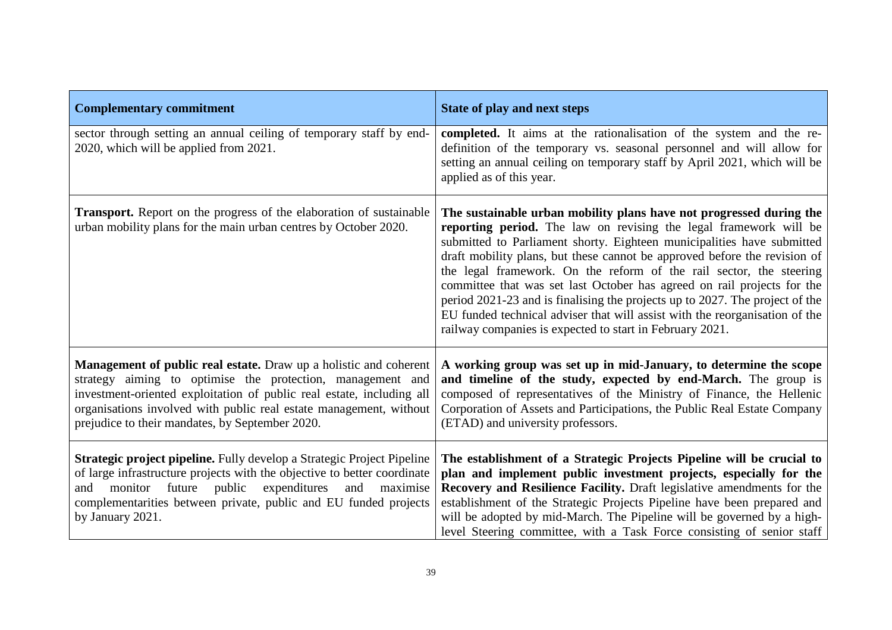| Complementary commitment | State of play and next steps |
| --- | --- |
| sector through setting an annual ceiling of temporary staff by end-2020, which will be applied from 2021. | **completed.** It aims at the rationalisation of the system and the re-definition of the temporary vs. seasonal personnel and will allow for setting an annual ceiling on temporary staff by April 2021, which will be applied as of this year. |
| **Transport.** Report on the progress of the elaboration of sustainable urban mobility plans for the main urban centres by October 2020. | **The sustainable urban mobility plans have not progressed during the reporting period.** The law on revising the legal framework will be submitted to Parliament shorty. Eighteen municipalities have submitted draft mobility plans, but these cannot be approved before the revision of the legal framework. On the reform of the rail sector, the steering committee that was set last October has agreed on rail projects for the period 2021-23 and is finalising the projects up to 2027. The project of the EU funded technical adviser that will assist with the reorganisation of the railway companies is expected to start in February 2021. |
| **Management of public real estate.** Draw up a holistic and coherent strategy aiming to optimise the protection, management and investment-oriented exploitation of public real estate, including all organisations involved with public real estate management, without prejudice to their mandates, by September 2020. | **A working group was set up in mid-January, to determine the scope and timeline of the study, expected by end-March.** The group is composed of representatives of the Ministry of Finance, the Hellenic Corporation of Assets and Participations, the Public Real Estate Company (ETAD) and university professors. |
| **Strategic project pipeline.** Fully develop a Strategic Project Pipeline of large infrastructure projects with the objective to better coordinate and monitor future public expenditures and maximise complementarities between private, public and EU funded projects by January 2021. | **The establishment of a Strategic Projects Pipeline will be crucial to plan and implement public investment projects, especially for the Recovery and Resilience Facility.** Draft legislative amendments for the establishment of the Strategic Projects Pipeline have been prepared and will be adopted by mid-March. The Pipeline will be governed by a high-level Steering committee, with a Task Force consisting of senior staff |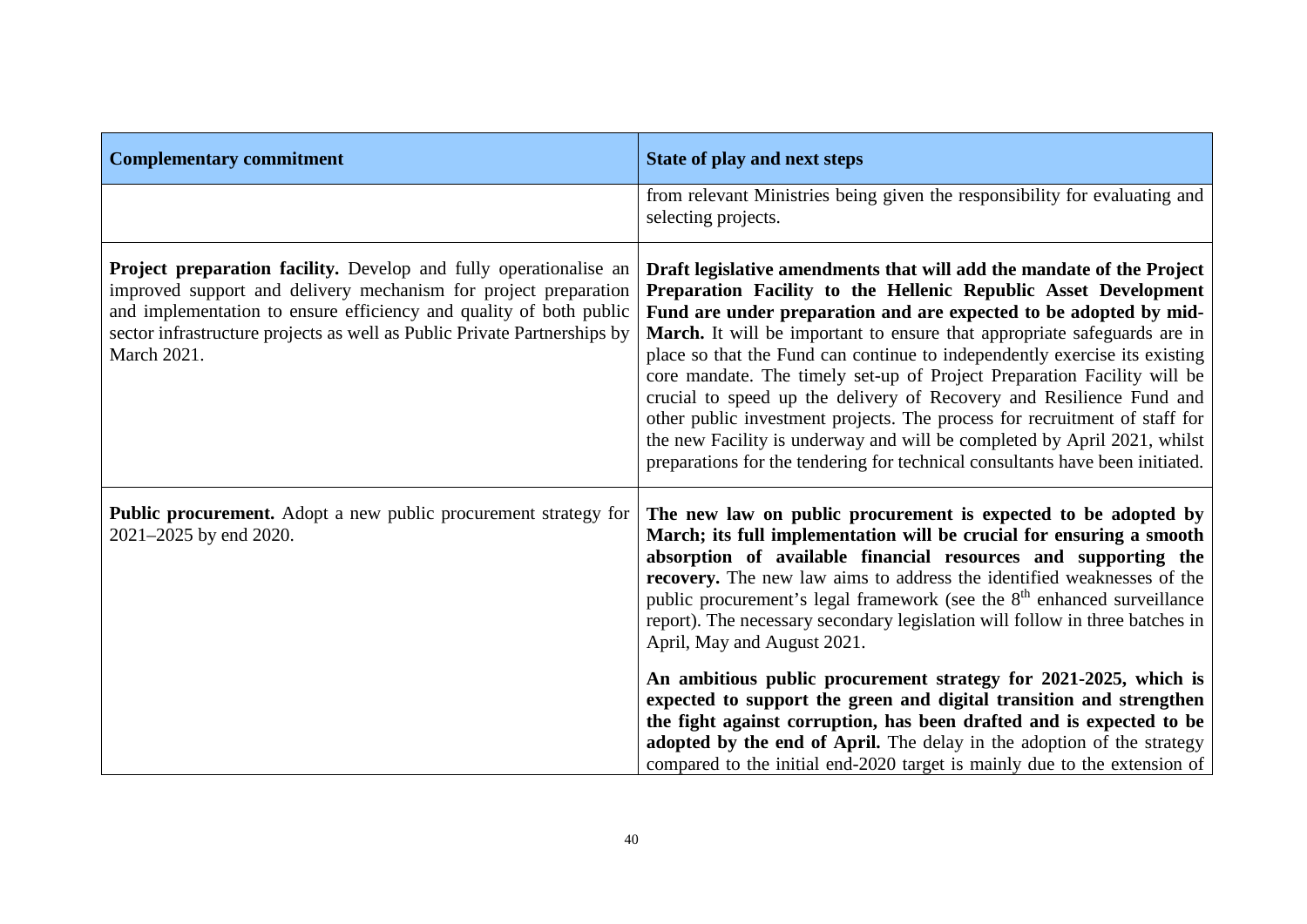| Complementary commitment | State of play and next steps |
| --- | --- |
| | from relevant Ministries being given the responsibility for evaluating and selecting projects. |
| **Project preparation facility.** Develop and fully operationalise an improved support and delivery mechanism for project preparation and implementation to ensure efficiency and quality of both public sector infrastructure projects as well as Public Private Partnerships by March 2021. | **Draft legislative amendments that will add the mandate of the Project Preparation Facility to the Hellenic Republic Asset Development Fund are under preparation and are expected to be adopted by mid-March.** It will be important to ensure that appropriate safeguards are in place so that the Fund can continue to independently exercise its existing core mandate. The timely set-up of Project Preparation Facility will be crucial to speed up the delivery of Recovery and Resilience Fund and other public investment projects. The process for recruitment of staff for the new Facility is underway and will be completed by April 2021, whilst preparations for the tendering for technical consultants have been initiated. |
| **Public procurement.** Adopt a new public procurement strategy for 2021–2025 by end 2020. | **The new law on public procurement is expected to be adopted by March; its full implementation will be crucial for ensuring a smooth absorption of available financial resources and supporting the recovery.** The new law aims to address the identified weaknesses of the public procurement's legal framework (see the 8th enhanced surveillance report). The necessary secondary legislation will follow in three batches in April, May and August 2021.<br><br>**An ambitious public procurement strategy for 2021-2025, which is expected to support the green and digital transition and strengthen the fight against corruption, has been drafted and is expected to be adopted by the end of April.** The delay in the adoption of the strategy compared to the initial end-2020 target is mainly due to the extension of |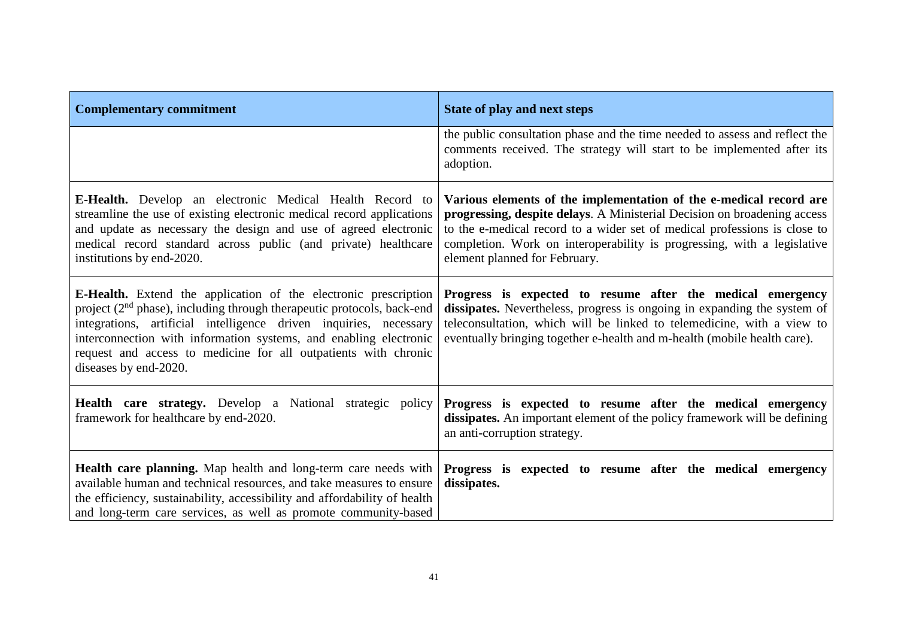| Complementary commitment | State of play and next steps |
| --- | --- |
| | the public consultation phase and the time needed to assess and reflect the comments received. The strategy will start to be implemented after its adoption. |
| **E-Health.** Develop an electronic Medical Health Record to streamline the use of existing electronic medical record applications and update as necessary the design and use of agreed electronic medical record standard across public (and private) healthcare institutions by end-2020. | **Various elements of the implementation of the e-medical record are progressing, despite delays**. A Ministerial Decision on broadening access to the e-medical record to a wider set of medical professions is close to completion. Work on interoperability is progressing, with a legislative element planned for February. |
| **E-Health.** Extend the application of the electronic prescription project (2nd phase), including through therapeutic protocols, back-end integrations, artificial intelligence driven inquiries, necessary interconnection with information systems, and enabling electronic request and access to medicine for all outpatients with chronic diseases by end-2020. | **Progress is expected to resume after the medical emergency dissipates.** Nevertheless, progress is ongoing in expanding the system of teleconsultation, which will be linked to telemedicine, with a view to eventually bringing together e-health and m-health (mobile health care). |
| **Health care strategy.** Develop a National strategic policy framework for healthcare by end-2020. | **Progress is expected to resume after the medical emergency dissipates.** An important element of the policy framework will be defining an anti-corruption strategy. |
| **Health care planning.** Map health and long-term care needs with available human and technical resources, and take measures to ensure the efficiency, sustainability, accessibility and affordability of health and long-term care services, as well as promote community-based | **Progress is expected to resume after the medical emergency dissipates.** |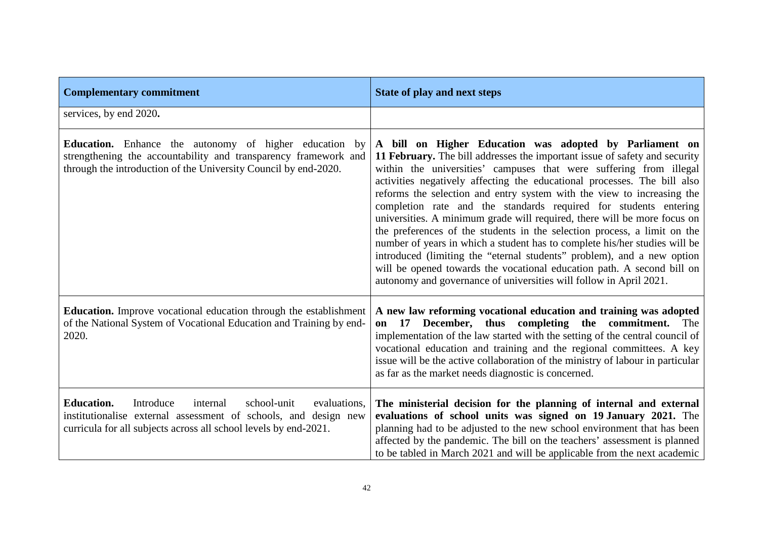| Complementary commitment | State of play and next steps |
| --- | --- |
| services, by end 2020**.** | |
| **Education.** Enhance the autonomy of higher education by strengthening the accountability and transparency framework and through the introduction of the University Council by end-2020. | **A bill on Higher Education was adopted by Parliament on 11 February.** The bill addresses the important issue of safety and security within the universities' campuses that were suffering from illegal activities negatively affecting the educational processes. The bill also reforms the selection and entry system with the view to increasing the completion rate and the standards required for students entering universities. A minimum grade will required, there will be more focus on the preferences of the students in the selection process, a limit on the number of years in which a student has to complete his/her studies will be introduced (limiting the "eternal students" problem), and a new option will be opened towards the vocational education path. A second bill on autonomy and governance of universities will follow in April 2021. |
| **Education.** Improve vocational education through the establishment of the National System of Vocational Education and Training by end-2020. | **A new law reforming vocational education and training was adopted on 17 December, thus completing the commitment.** The implementation of the law started with the setting of the central council of vocational education and training and the regional committees. A key issue will be the active collaboration of the ministry of labour in particular as far as the market needs diagnostic is concerned. |
| **Education.** Introduce internal school-unit evaluations, institutionalise external assessment of schools, and design new curricula for all subjects across all school levels by end-2021. | **The ministerial decision for the planning of internal and external evaluations of school units was signed on 19 January 2021.** The planning had to be adjusted to the new school environment that has been affected by the pandemic. The bill on the teachers' assessment is planned to be tabled in March 2021 and will be applicable from the next academic |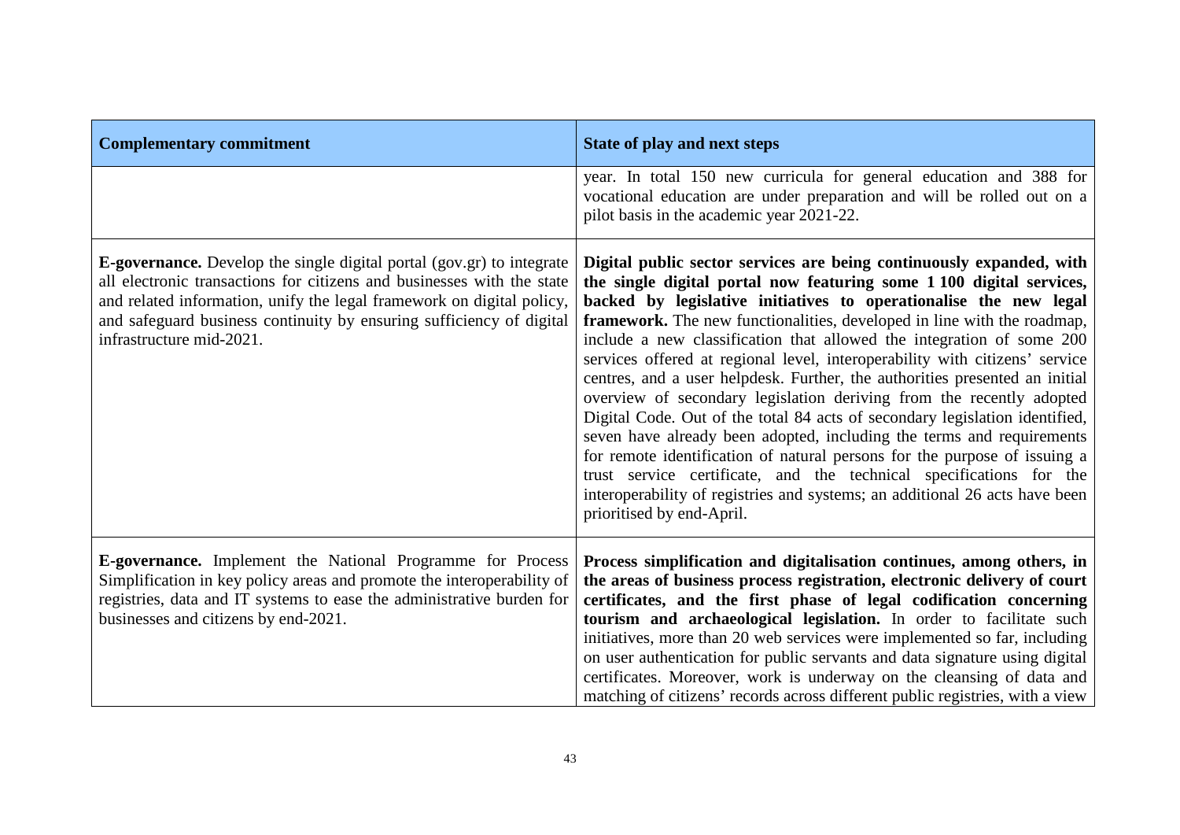| Complementary commitment | State of play and next steps |
| --- | --- |
| | year. In total 150 new curricula for general education and 388 for vocational education are under preparation and will be rolled out on a pilot basis in the academic year 2021-22. |
| **E-governance.** Develop the single digital portal (gov.gr) to integrate all electronic transactions for citizens and businesses with the state and related information, unify the legal framework on digital policy, and safeguard business continuity by ensuring sufficiency of digital infrastructure mid-2021. | **Digital public sector services are being continuously expanded, with the single digital portal now featuring some 1 100 digital services, backed by legislative initiatives to operationalise the new legal framework.** The new functionalities, developed in line with the roadmap, include a new classification that allowed the integration of some 200 services offered at regional level, interoperability with citizens' service centres, and a user helpdesk. Further, the authorities presented an initial overview of secondary legislation deriving from the recently adopted Digital Code. Out of the total 84 acts of secondary legislation identified, seven have already been adopted, including the terms and requirements for remote identification of natural persons for the purpose of issuing a trust service certificate, and the technical specifications for the interoperability of registries and systems; an additional 26 acts have been prioritised by end-April. |
| **E-governance.** Implement the National Programme for Process Simplification in key policy areas and promote the interoperability of registries, data and IT systems to ease the administrative burden for businesses and citizens by end-2021. | **Process simplification and digitalisation continues, among others, in the areas of business process registration, electronic delivery of court certificates, and the first phase of legal codification concerning tourism and archaeological legislation.** In order to facilitate such initiatives, more than 20 web services were implemented so far, including on user authentication for public servants and data signature using digital certificates. Moreover, work is underway on the cleansing of data and matching of citizens' records across different public registries, with a view |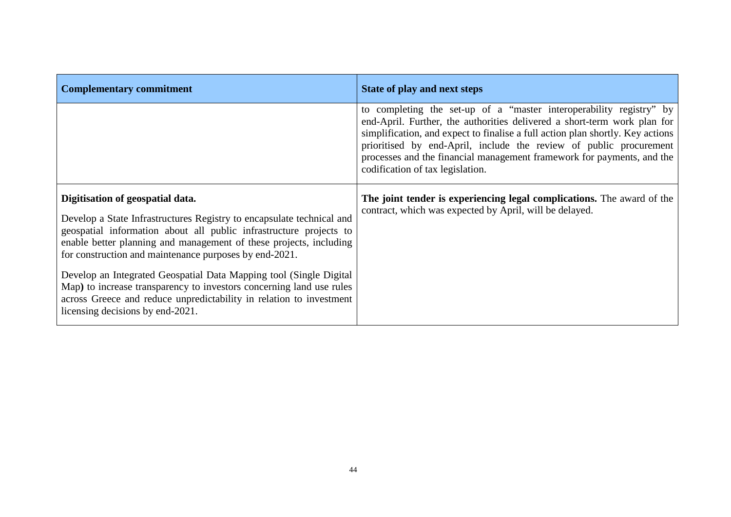| Complementary commitment | State of play and next steps |
|---|---|
| | to completing the set-up of a "master interoperability registry" by end-April. Further, the authorities delivered a short-term work plan for simplification, and expect to finalise a full action plan shortly. Key actions prioritised by end-April, include the review of public procurement processes and the financial management framework for payments, and the codification of tax legislation. |
| **Digitisation of geospatial data.**<br><br>Develop a State Infrastructures Registry to encapsulate technical and geospatial information about all public infrastructure projects to enable better planning and management of these projects, including for construction and maintenance purposes by end-2021.<br><br>Develop an Integrated Geospatial Data Mapping tool (Single Digital Map**)** to increase transparency to investors concerning land use rules across Greece and reduce unpredictability in relation to investment licensing decisions by end-2021. | **The joint tender is experiencing legal complications.** The award of the contract, which was expected by April, will be delayed. |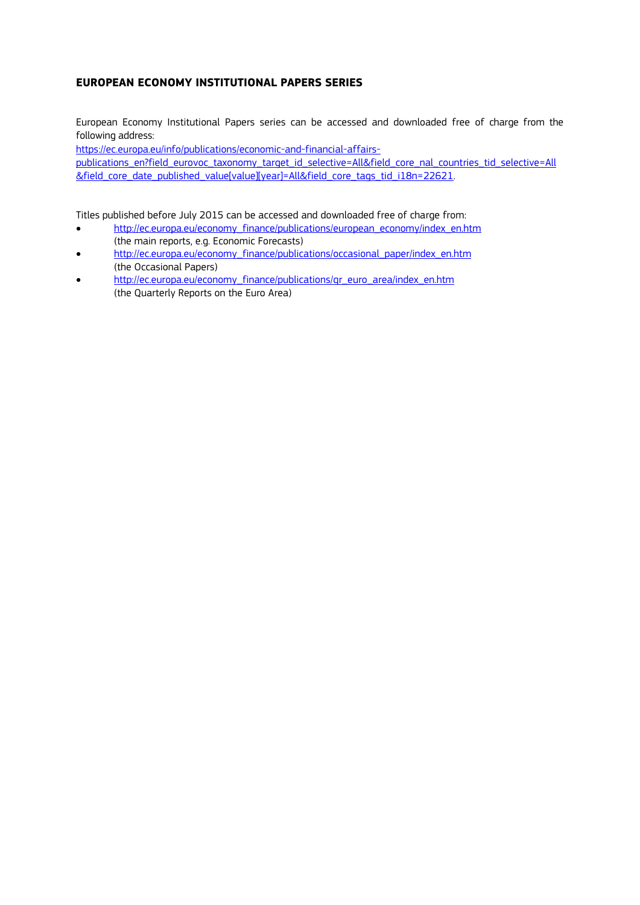## EUROPEAN ECONOMY INSTITUTIONAL PAPERS SERIES

European Economy Institutional Papers series can be accessed and downloaded free of charge from the following address:
https://ec.europa.eu/info/publications/economic-and-financial-affairs-publications_en?field_eurovoc_taxonomy_target_id_selective=All&field_core_nal_countries_tid_selective=All&field_core_date_published_value[value][year]=All&field_core_tags_tid_i18n=22621.

Titles published before July 2015 can be accessed and downloaded free of charge from:

- http://ec.europa.eu/economy_finance/publications/european_economy/index_en.htm
  (the main reports, e.g. Economic Forecasts)
- http://ec.europa.eu/economy_finance/publications/occasional_paper/index_en.htm
  (the Occasional Papers)
- http://ec.europa.eu/economy_finance/publications/qr_euro_area/index_en.htm
  (the Quarterly Reports on the Euro Area)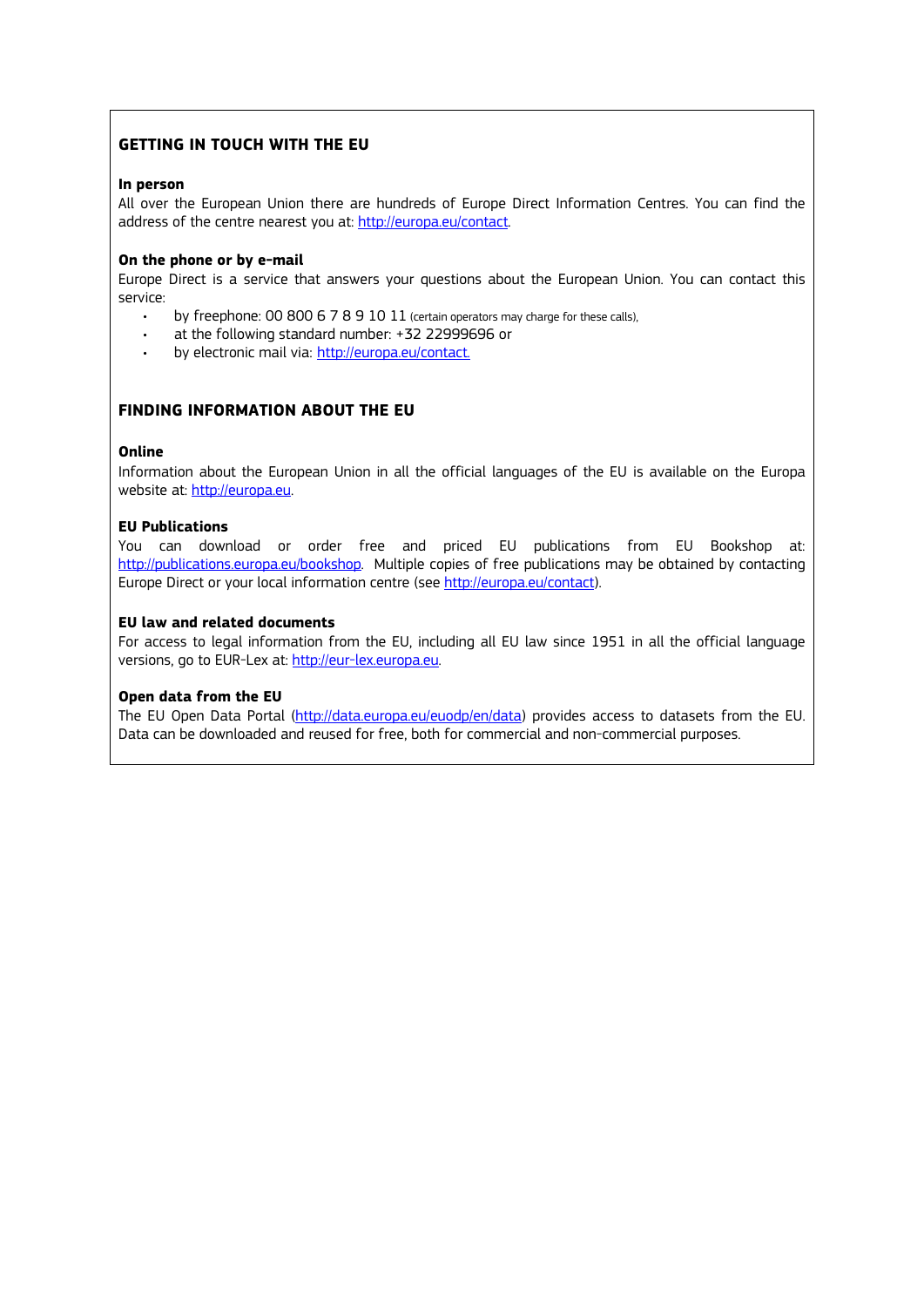## GETTING IN TOUCH WITH THE EU

**In person**

All over the European Union there are hundreds of Europe Direct Information Centres. You can find the address of the centre nearest you at: http://europa.eu/contact.

**On the phone or by e-mail**

Europe Direct is a service that answers your questions about the European Union. You can contact this service:

- by freephone: 00 800 6 7 8 9 10 11 (certain operators may charge for these calls),
- at the following standard number: +32 22999696 or
- by electronic mail via: http://europa.eu/contact.

## FINDING INFORMATION ABOUT THE EU

**Online**

Information about the European Union in all the official languages of the EU is available on the Europa website at: http://europa.eu.

**EU Publications**

You can download or order free and priced EU publications from EU Bookshop at: http://publications.europa.eu/bookshop. Multiple copies of free publications may be obtained by contacting Europe Direct or your local information centre (see http://europa.eu/contact).

**EU law and related documents**

For access to legal information from the EU, including all EU law since 1951 in all the official language versions, go to EUR-Lex at: http://eur-lex.europa.eu.

**Open data from the EU**

The EU Open Data Portal (http://data.europa.eu/euodp/en/data) provides access to datasets from the EU. Data can be downloaded and reused for free, both for commercial and non-commercial purposes.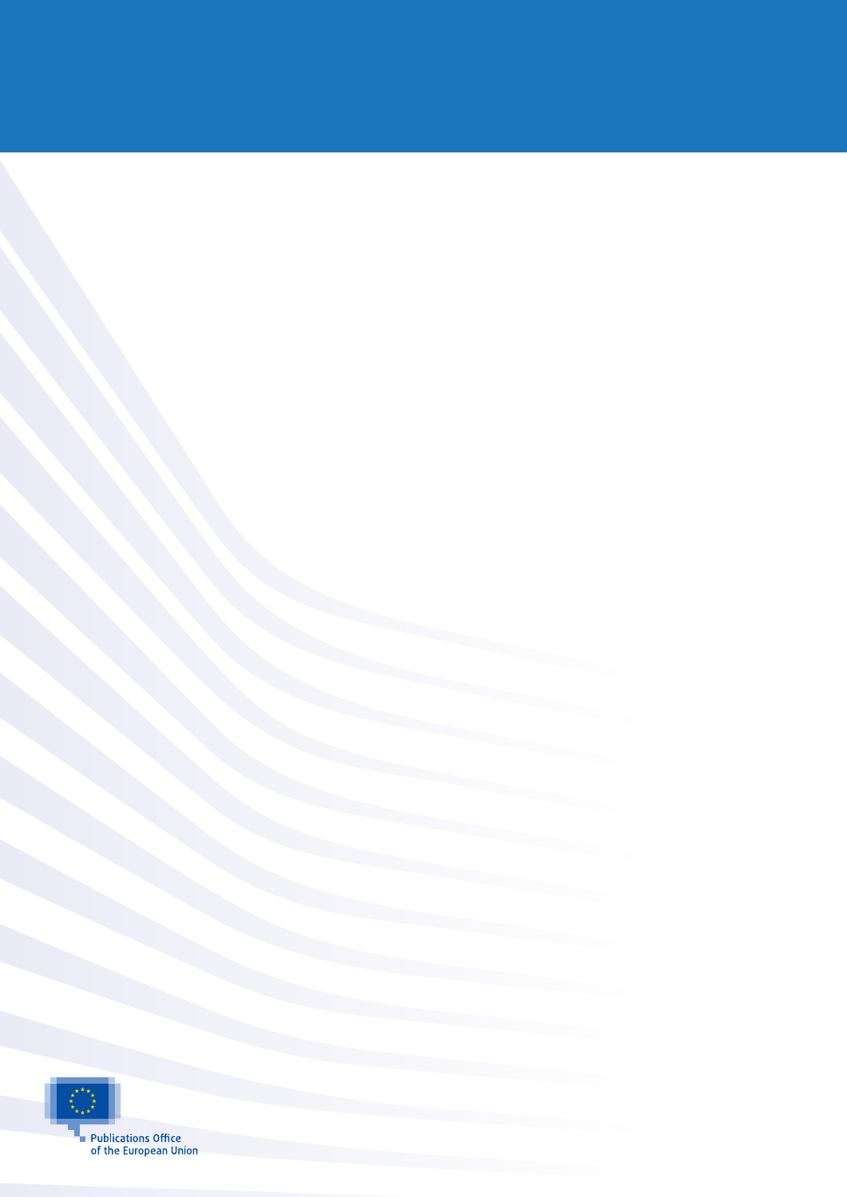Publications Office
of the European Union